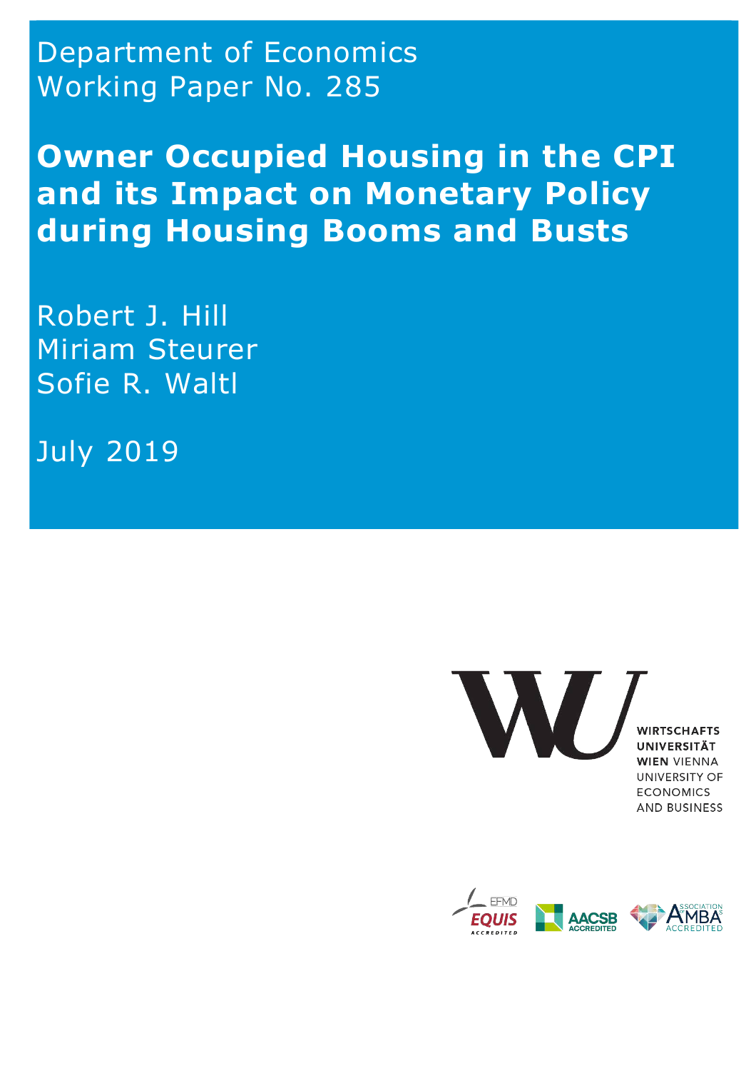Department of Economics
Working Paper No. 285

# Owner Occupied Housing in the CPI and its Impact on Monetary Policy during Housing Booms and Busts

Robert J. Hill
Miriam Steurer
Sofie R. Waltl

July 2019

WIRTSCHAFTS UNIVERSITÄT WIEN VIENNA UNIVERSITY OF ECONOMICS AND BUSINESS

EFMD EQUIS ACCREDITED
AACSB ACCREDITED
ASSOCIATION OF MBAS ACCREDITED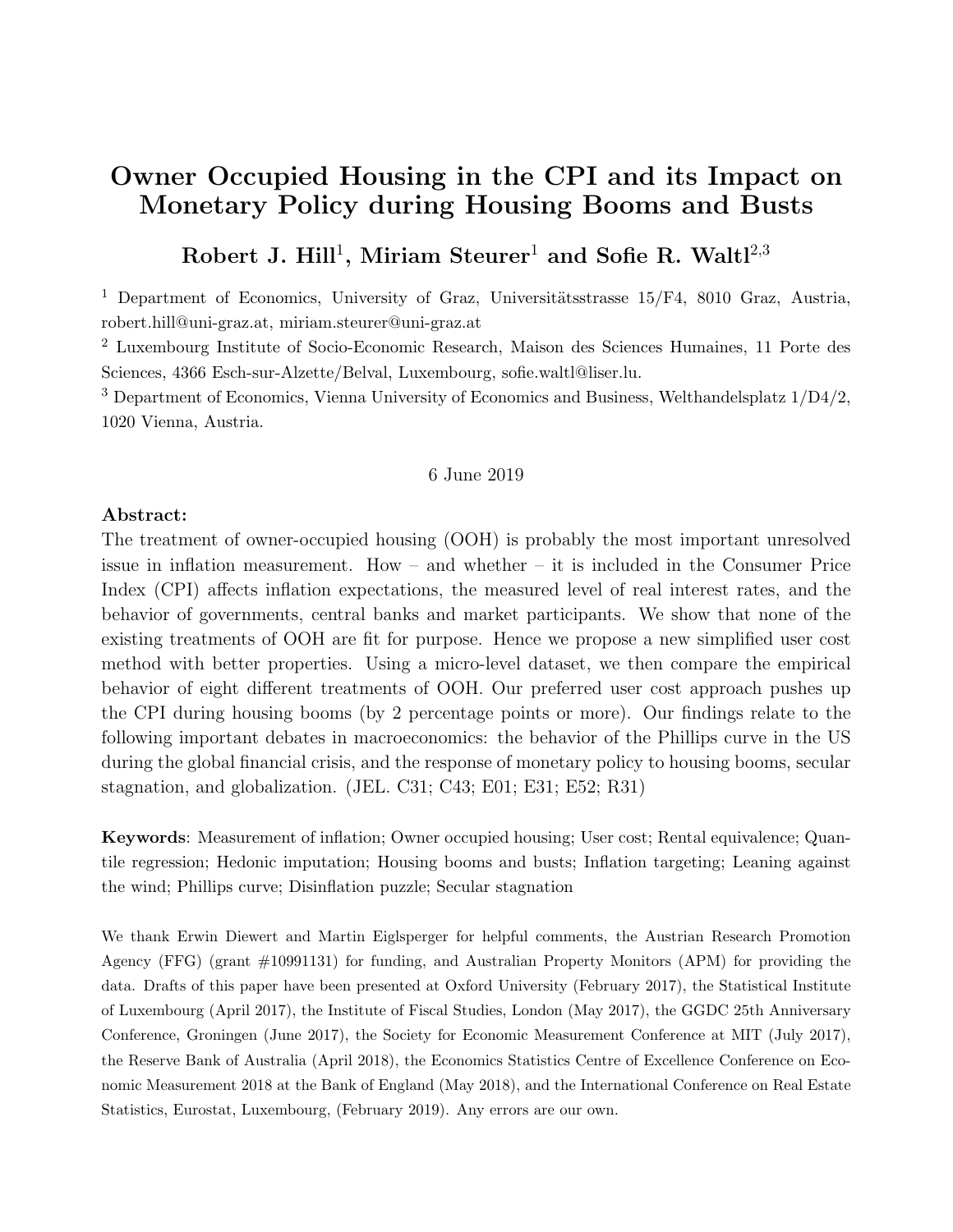# Owner Occupied Housing in the CPI and its Impact on Monetary Policy during Housing Booms and Busts

**Robert J. Hill[1], Miriam Steurer[1] and Sofie R. Waltl[2,3]**

[1] Department of Economics, University of Graz, Universitätsstrasse 15/F4, 8010 Graz, Austria, robert.hill@uni-graz.at, miriam.steurer@uni-graz.at

[2] Luxembourg Institute of Socio-Economic Research, Maison des Sciences Humaines, 11 Porte des Sciences, 4366 Esch-sur-Alzette/Belval, Luxembourg, sofie.waltl@liser.lu.

[3] Department of Economics, Vienna University of Economics and Business, Welthandelsplatz 1/D4/2, 1020 Vienna, Austria.

6 June 2019

**Abstract:**

The treatment of owner-occupied housing (OOH) is probably the most important unresolved issue in inflation measurement. How – and whether – it is included in the Consumer Price Index (CPI) affects inflation expectations, the measured level of real interest rates, and the behavior of governments, central banks and market participants. We show that none of the existing treatments of OOH are fit for purpose. Hence we propose a new simplified user cost method with better properties. Using a micro-level dataset, we then compare the empirical behavior of eight different treatments of OOH. Our preferred user cost approach pushes up the CPI during housing booms (by 2 percentage points or more). Our findings relate to the following important debates in macroeconomics: the behavior of the Phillips curve in the US during the global financial crisis, and the response of monetary policy to housing booms, secular stagnation, and globalization. (JEL. C31; C43; E01; E31; E52; R31)

**Keywords**: Measurement of inflation; Owner occupied housing; User cost; Rental equivalence; Quantile regression; Hedonic imputation; Housing booms and busts; Inflation targeting; Leaning against the wind; Phillips curve; Disinflation puzzle; Secular stagnation

We thank Erwin Diewert and Martin Eiglsperger for helpful comments, the Austrian Research Promotion Agency (FFG) (grant #10991131) for funding, and Australian Property Monitors (APM) for providing the data. Drafts of this paper have been presented at Oxford University (February 2017), the Statistical Institute of Luxembourg (April 2017), the Institute of Fiscal Studies, London (May 2017), the GGDC 25th Anniversary Conference, Groningen (June 2017), the Society for Economic Measurement Conference at MIT (July 2017), the Reserve Bank of Australia (April 2018), the Economics Statistics Centre of Excellence Conference on Economic Measurement 2018 at the Bank of England (May 2018), and the International Conference on Real Estate Statistics, Eurostat, Luxembourg, (February 2019). Any errors are our own.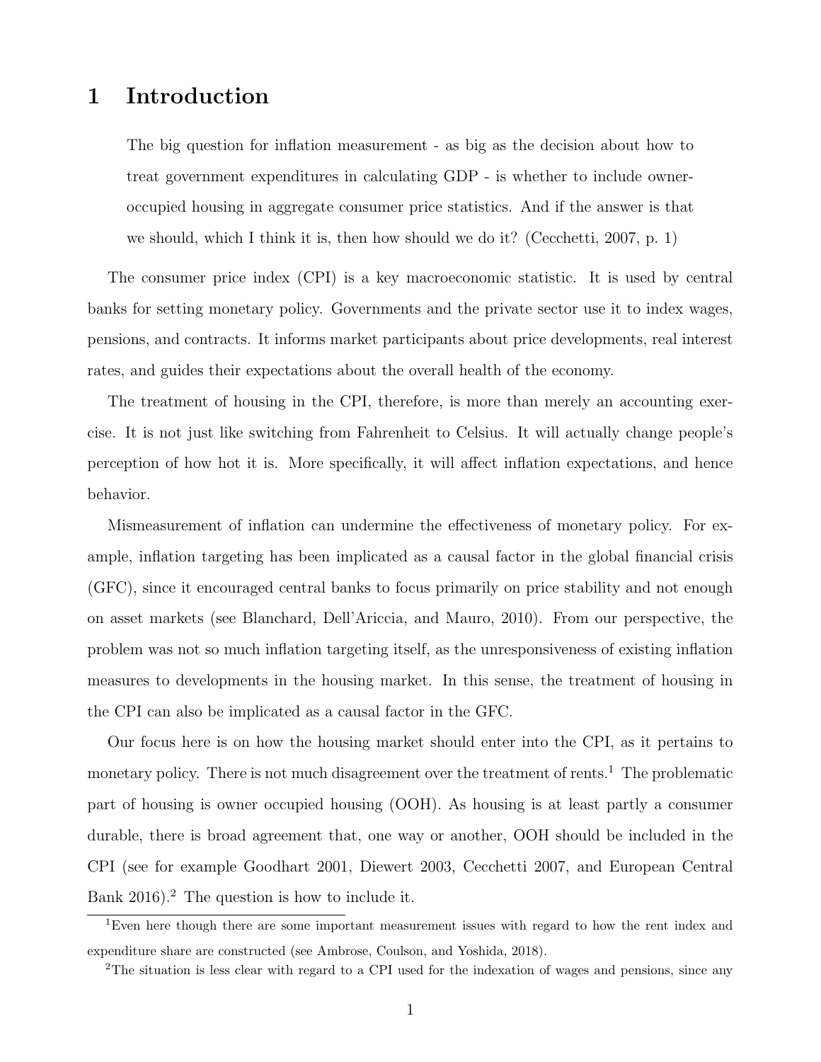# 1 Introduction

> The big question for inflation measurement - as big as the decision about how to treat government expenditures in calculating GDP - is whether to include owner-occupied housing in aggregate consumer price statistics. And if the answer is that we should, which I think it is, then how should we do it? (Cecchetti, 2007, p. 1)

The consumer price index (CPI) is a key macroeconomic statistic. It is used by central banks for setting monetary policy. Governments and the private sector use it to index wages, pensions, and contracts. It informs market participants about price developments, real interest rates, and guides their expectations about the overall health of the economy.

The treatment of housing in the CPI, therefore, is more than merely an accounting exercise. It is not just like switching from Fahrenheit to Celsius. It will actually change people's perception of how hot it is. More specifically, it will affect inflation expectations, and hence behavior.

Mismeasurement of inflation can undermine the effectiveness of monetary policy. For example, inflation targeting has been implicated as a causal factor in the global financial crisis (GFC), since it encouraged central banks to focus primarily on price stability and not enough on asset markets (see Blanchard, Dell'Ariccia, and Mauro, 2010). From our perspective, the problem was not so much inflation targeting itself, as the unresponsiveness of existing inflation measures to developments in the housing market. In this sense, the treatment of housing in the CPI can also be implicated as a causal factor in the GFC.

Our focus here is on how the housing market should enter into the CPI, as it pertains to monetary policy. There is not much disagreement over the treatment of rents.[1] The problematic part of housing is owner occupied housing (OOH). As housing is at least partly a consumer durable, there is broad agreement that, one way or another, OOH should be included in the CPI (see for example Goodhart 2001, Diewert 2003, Cecchetti 2007, and European Central Bank 2016).[2] The question is how to include it.

[1] Even here though there are some important measurement issues with regard to how the rent index and expenditure share are constructed (see Ambrose, Coulson, and Yoshida, 2018).

[2] The situation is less clear with regard to a CPI used for the indexation of wages and pensions, since any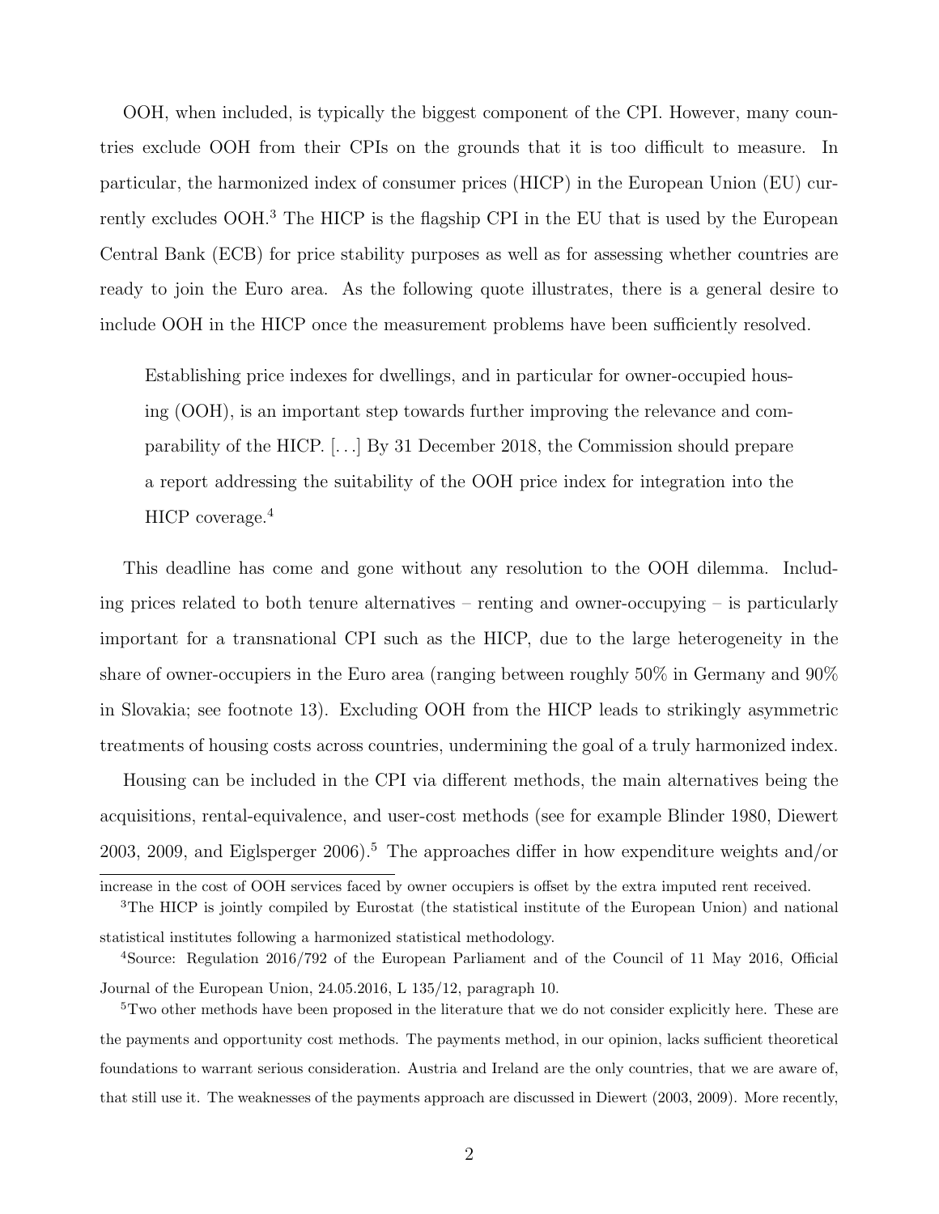OOH, when included, is typically the biggest component of the CPI. However, many countries exclude OOH from their CPIs on the grounds that it is too difficult to measure. In particular, the harmonized index of consumer prices (HICP) in the European Union (EU) currently excludes OOH.[3] The HICP is the flagship CPI in the EU that is used by the European Central Bank (ECB) for price stability purposes as well as for assessing whether countries are ready to join the Euro area. As the following quote illustrates, there is a general desire to include OOH in the HICP once the measurement problems have been sufficiently resolved.

> Establishing price indexes for dwellings, and in particular for owner-occupied housing (OOH), is an important step towards further improving the relevance and comparability of the HICP. [...] By 31 December 2018, the Commission should prepare a report addressing the suitability of the OOH price index for integration into the HICP coverage.[4]

This deadline has come and gone without any resolution to the OOH dilemma. Including prices related to both tenure alternatives – renting and owner-occupying – is particularly important for a transnational CPI such as the HICP, due to the large heterogeneity in the share of owner-occupiers in the Euro area (ranging between roughly 50% in Germany and 90% in Slovakia; see footnote 13). Excluding OOH from the HICP leads to strikingly asymmetric treatments of housing costs across countries, undermining the goal of a truly harmonized index.

Housing can be included in the CPI via different methods, the main alternatives being the acquisitions, rental-equivalence, and user-cost methods (see for example Blinder 1980, Diewert 2003, 2009, and Eiglsperger 2006).[5] The approaches differ in how expenditure weights and/or

---

increase in the cost of OOH services faced by owner occupiers is offset by the extra imputed rent received.

[3] The HICP is jointly compiled by Eurostat (the statistical institute of the European Union) and national statistical institutes following a harmonized statistical methodology.

[4] Source: Regulation 2016/792 of the European Parliament and of the Council of 11 May 2016, Official Journal of the European Union, 24.05.2016, L 135/12, paragraph 10.

[5] Two other methods have been proposed in the literature that we do not consider explicitly here. These are the payments and opportunity cost methods. The payments method, in our opinion, lacks sufficient theoretical foundations to warrant serious consideration. Austria and Ireland are the only countries, that we are aware of, that still use it. The weaknesses of the payments approach are discussed in Diewert (2003, 2009). More recently,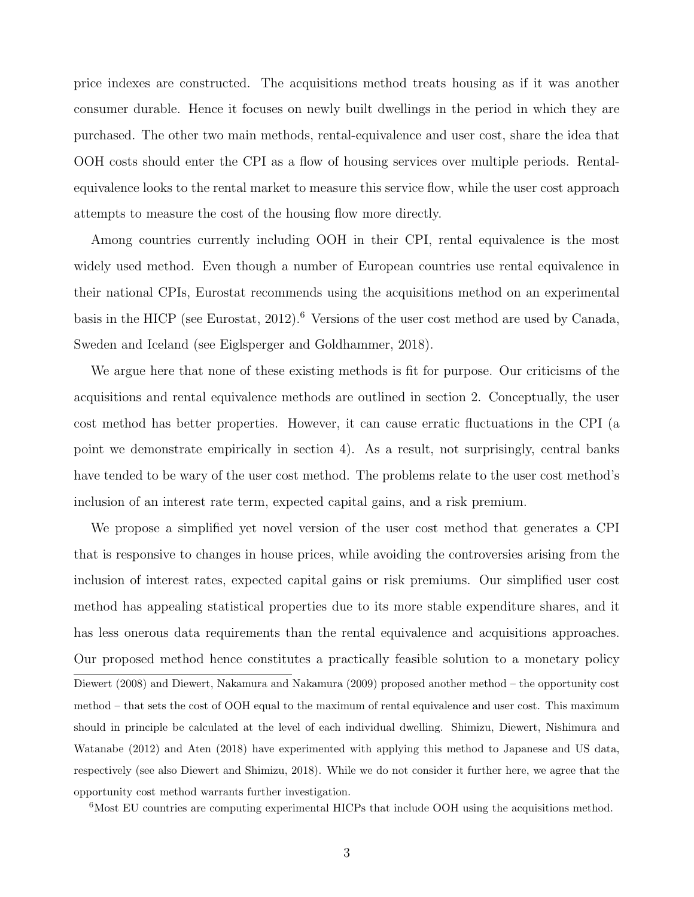price indexes are constructed. The acquisitions method treats housing as if it was another consumer durable. Hence it focuses on newly built dwellings in the period in which they are purchased. The other two main methods, rental-equivalence and user cost, share the idea that OOH costs should enter the CPI as a flow of housing services over multiple periods. Rental-equivalence looks to the rental market to measure this service flow, while the user cost approach attempts to measure the cost of the housing flow more directly.

Among countries currently including OOH in their CPI, rental equivalence is the most widely used method. Even though a number of European countries use rental equivalence in their national CPIs, Eurostat recommends using the acquisitions method on an experimental basis in the HICP (see Eurostat, 2012).[6] Versions of the user cost method are used by Canada, Sweden and Iceland (see Eiglsperger and Goldhammer, 2018).

We argue here that none of these existing methods is fit for purpose. Our criticisms of the acquisitions and rental equivalence methods are outlined in section 2. Conceptually, the user cost method has better properties. However, it can cause erratic fluctuations in the CPI (a point we demonstrate empirically in section 4). As a result, not surprisingly, central banks have tended to be wary of the user cost method. The problems relate to the user cost method's inclusion of an interest rate term, expected capital gains, and a risk premium.

We propose a simplified yet novel version of the user cost method that generates a CPI that is responsive to changes in house prices, while avoiding the controversies arising from the inclusion of interest rates, expected capital gains or risk premiums. Our simplified user cost method has appealing statistical properties due to its more stable expenditure shares, and it has less onerous data requirements than the rental equivalence and acquisitions approaches. Our proposed method hence constitutes a practically feasible solution to a monetary policy

Diewert (2008) and Diewert, Nakamura and Nakamura (2009) proposed another method – the opportunity cost method – that sets the cost of OOH equal to the maximum of rental equivalence and user cost. This maximum should in principle be calculated at the level of each individual dwelling. Shimizu, Diewert, Nishimura and Watanabe (2012) and Aten (2018) have experimented with applying this method to Japanese and US data, respectively (see also Diewert and Shimizu, 2018). While we do not consider it further here, we agree that the opportunity cost method warrants further investigation.

[6] Most EU countries are computing experimental HICPs that include OOH using the acquisitions method.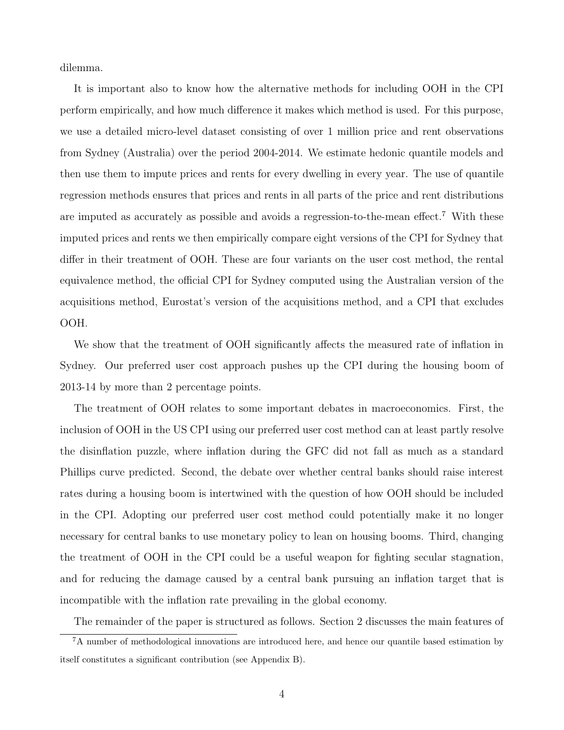dilemma.

It is important also to know how the alternative methods for including OOH in the CPI perform empirically, and how much difference it makes which method is used. For this purpose, we use a detailed micro-level dataset consisting of over 1 million price and rent observations from Sydney (Australia) over the period 2004-2014. We estimate hedonic quantile models and then use them to impute prices and rents for every dwelling in every year. The use of quantile regression methods ensures that prices and rents in all parts of the price and rent distributions are imputed as accurately as possible and avoids a regression-to-the-mean effect.[7] With these imputed prices and rents we then empirically compare eight versions of the CPI for Sydney that differ in their treatment of OOH. These are four variants on the user cost method, the rental equivalence method, the official CPI for Sydney computed using the Australian version of the acquisitions method, Eurostat's version of the acquisitions method, and a CPI that excludes OOH.

We show that the treatment of OOH significantly affects the measured rate of inflation in Sydney. Our preferred user cost approach pushes up the CPI during the housing boom of 2013-14 by more than 2 percentage points.

The treatment of OOH relates to some important debates in macroeconomics. First, the inclusion of OOH in the US CPI using our preferred user cost method can at least partly resolve the disinflation puzzle, where inflation during the GFC did not fall as much as a standard Phillips curve predicted. Second, the debate over whether central banks should raise interest rates during a housing boom is intertwined with the question of how OOH should be included in the CPI. Adopting our preferred user cost method could potentially make it no longer necessary for central banks to use monetary policy to lean on housing booms. Third, changing the treatment of OOH in the CPI could be a useful weapon for fighting secular stagnation, and for reducing the damage caused by a central bank pursuing an inflation target that is incompatible with the inflation rate prevailing in the global economy.

The remainder of the paper is structured as follows. Section 2 discusses the main features of

[7] A number of methodological innovations are introduced here, and hence our quantile based estimation by itself constitutes a significant contribution (see Appendix B).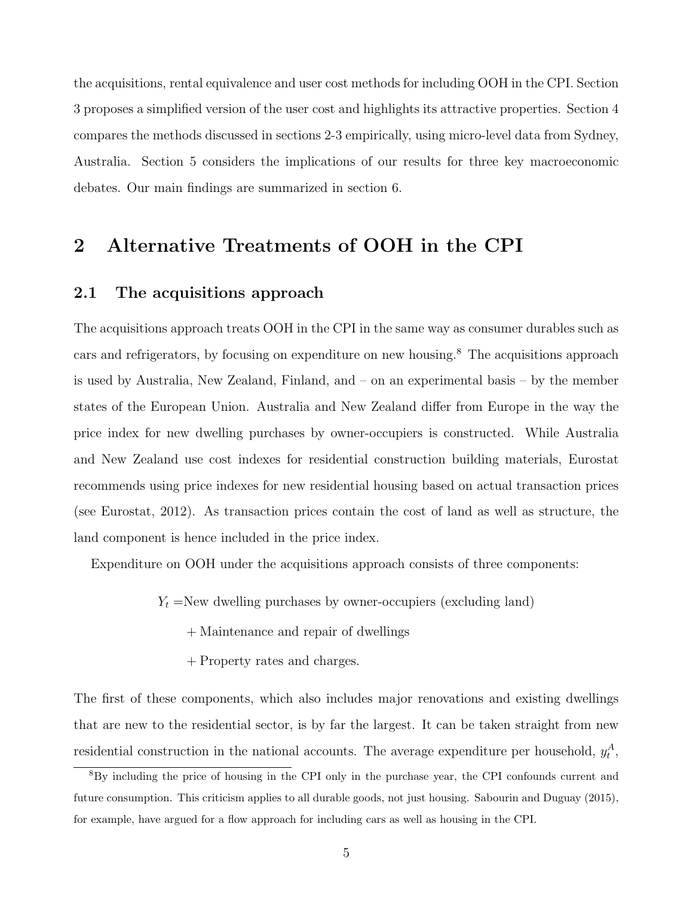the acquisitions, rental equivalence and user cost methods for including OOH in the CPI. Section 3 proposes a simplified version of the user cost and highlights its attractive properties. Section 4 compares the methods discussed in sections 2-3 empirically, using micro-level data from Sydney, Australia. Section 5 considers the implications of our results for three key macroeconomic debates. Our main findings are summarized in section 6.

## 2 Alternative Treatments of OOH in the CPI

### 2.1 The acquisitions approach

The acquisitions approach treats OOH in the CPI in the same way as consumer durables such as cars and refrigerators, by focusing on expenditure on new housing.[8] The acquisitions approach is used by Australia, New Zealand, Finland, and – on an experimental basis – by the member states of the European Union. Australia and New Zealand differ from Europe in the way the price index for new dwelling purchases by owner-occupiers is constructed. While Australia and New Zealand use cost indexes for residential construction building materials, Eurostat recommends using price indexes for new residential housing based on actual transaction prices (see Eurostat, 2012). As transaction prices contain the cost of land as well as structure, the land component is hence included in the price index.

Expenditure on OOH under the acquisitions approach consists of three components:

$$
\begin{aligned}
Y_t = & \text{New dwelling purchases by owner-occupiers (excluding land)} \\
& + \text{Maintenance and repair of dwellings} \\
& + \text{Property rates and charges.}
\end{aligned}
$$

The first of these components, which also includes major renovations and existing dwellings that are new to the residential sector, is by far the largest. It can be taken straight from new residential construction in the national accounts. The average expenditure per household, $y_t^A$,

[8] By including the price of housing in the CPI only in the purchase year, the CPI confounds current and future consumption. This criticism applies to all durable goods, not just housing. Sabourin and Duguay (2015), for example, have argued for a flow approach for including cars as well as housing in the CPI.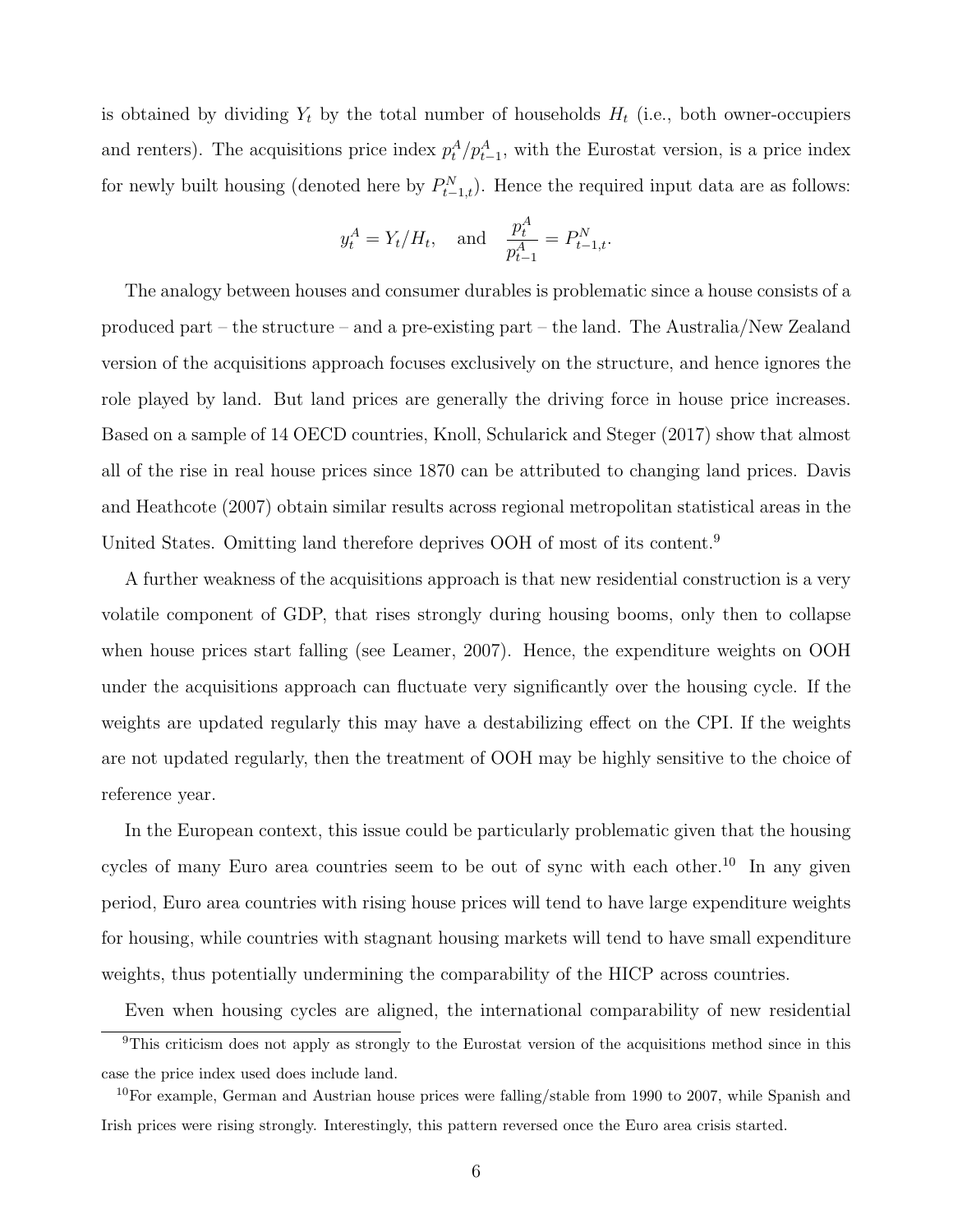is obtained by dividing $Y_t$ by the total number of households $H_t$ (i.e., both owner-occupiers and renters). The acquisitions price index $p_t^A/p_{t-1}^A$, with the Eurostat version, is a price index for newly built housing (denoted here by $P_{t-1,t}^N$). Hence the required input data are as follows:

$$y_t^A = Y_t/H_t, \quad \text{and} \quad \frac{p_t^A}{p_{t-1}^A} = P_{t-1,t}^N.$$

The analogy between houses and consumer durables is problematic since a house consists of a produced part – the structure – and a pre-existing part – the land. The Australia/New Zealand version of the acquisitions approach focuses exclusively on the structure, and hence ignores the role played by land. But land prices are generally the driving force in house price increases. Based on a sample of 14 OECD countries, Knoll, Schularick and Steger (2017) show that almost all of the rise in real house prices since 1870 can be attributed to changing land prices. Davis and Heathcote (2007) obtain similar results across regional metropolitan statistical areas in the United States. Omitting land therefore deprives OOH of most of its content.[9]

A further weakness of the acquisitions approach is that new residential construction is a very volatile component of GDP, that rises strongly during housing booms, only then to collapse when house prices start falling (see Leamer, 2007). Hence, the expenditure weights on OOH under the acquisitions approach can fluctuate very significantly over the housing cycle. If the weights are updated regularly this may have a destabilizing effect on the CPI. If the weights are not updated regularly, then the treatment of OOH may be highly sensitive to the choice of reference year.

In the European context, this issue could be particularly problematic given that the housing cycles of many Euro area countries seem to be out of sync with each other.[10] In any given period, Euro area countries with rising house prices will tend to have large expenditure weights for housing, while countries with stagnant housing markets will tend to have small expenditure weights, thus potentially undermining the comparability of the HICP across countries.

Even when housing cycles are aligned, the international comparability of new residential

[9]This criticism does not apply as strongly to the Eurostat version of the acquisitions method since in this case the price index used does include land.

[10]For example, German and Austrian house prices were falling/stable from 1990 to 2007, while Spanish and Irish prices were rising strongly. Interestingly, this pattern reversed once the Euro area crisis started.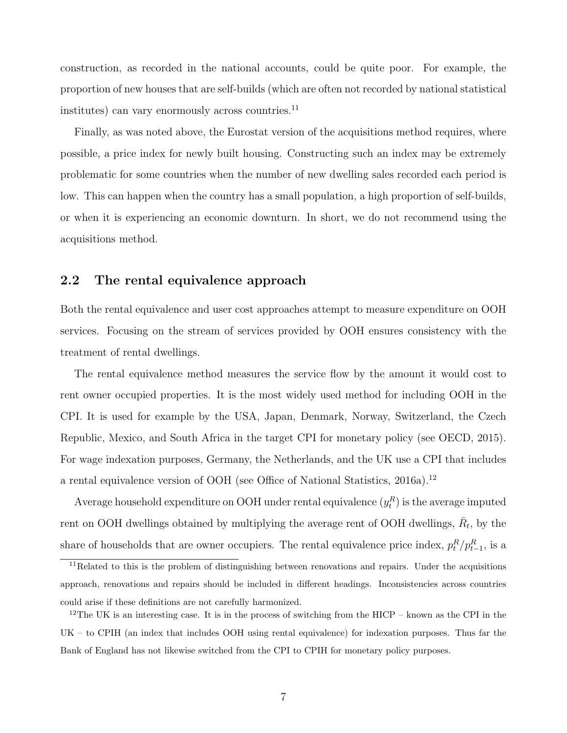construction, as recorded in the national accounts, could be quite poor. For example, the proportion of new houses that are self-builds (which are often not recorded by national statistical institutes) can vary enormously across countries.[11]

Finally, as was noted above, the Eurostat version of the acquisitions method requires, where possible, a price index for newly built housing. Constructing such an index may be extremely problematic for some countries when the number of new dwelling sales recorded each period is low. This can happen when the country has a small population, a high proportion of self-builds, or when it is experiencing an economic downturn. In short, we do not recommend using the acquisitions method.

## 2.2 The rental equivalence approach

Both the rental equivalence and user cost approaches attempt to measure expenditure on OOH services. Focusing on the stream of services provided by OOH ensures consistency with the treatment of rental dwellings.

The rental equivalence method measures the service flow by the amount it would cost to rent owner occupied properties. It is the most widely used method for including OOH in the CPI. It is used for example by the USA, Japan, Denmark, Norway, Switzerland, the Czech Republic, Mexico, and South Africa in the target CPI for monetary policy (see OECD, 2015). For wage indexation purposes, Germany, the Netherlands, and the UK use a CPI that includes a rental equivalence version of OOH (see Office of National Statistics, 2016a).[12]

Average household expenditure on OOH under rental equivalence ($y_t^R$) is the average imputed rent on OOH dwellings obtained by multiplying the average rent of OOH dwellings, $\bar{R}_t$, by the share of households that are owner occupiers. The rental equivalence price index, $p_t^R/p_{t-1}^R$, is a

[11] Related to this is the problem of distinguishing between renovations and repairs. Under the acquisitions approach, renovations and repairs should be included in different headings. Inconsistencies across countries could arise if these definitions are not carefully harmonized.

[12] The UK is an interesting case. It is in the process of switching from the HICP – known as the CPI in the UK – to CPIH (an index that includes OOH using rental equivalence) for indexation purposes. Thus far the Bank of England has not likewise switched from the CPI to CPIH for monetary policy purposes.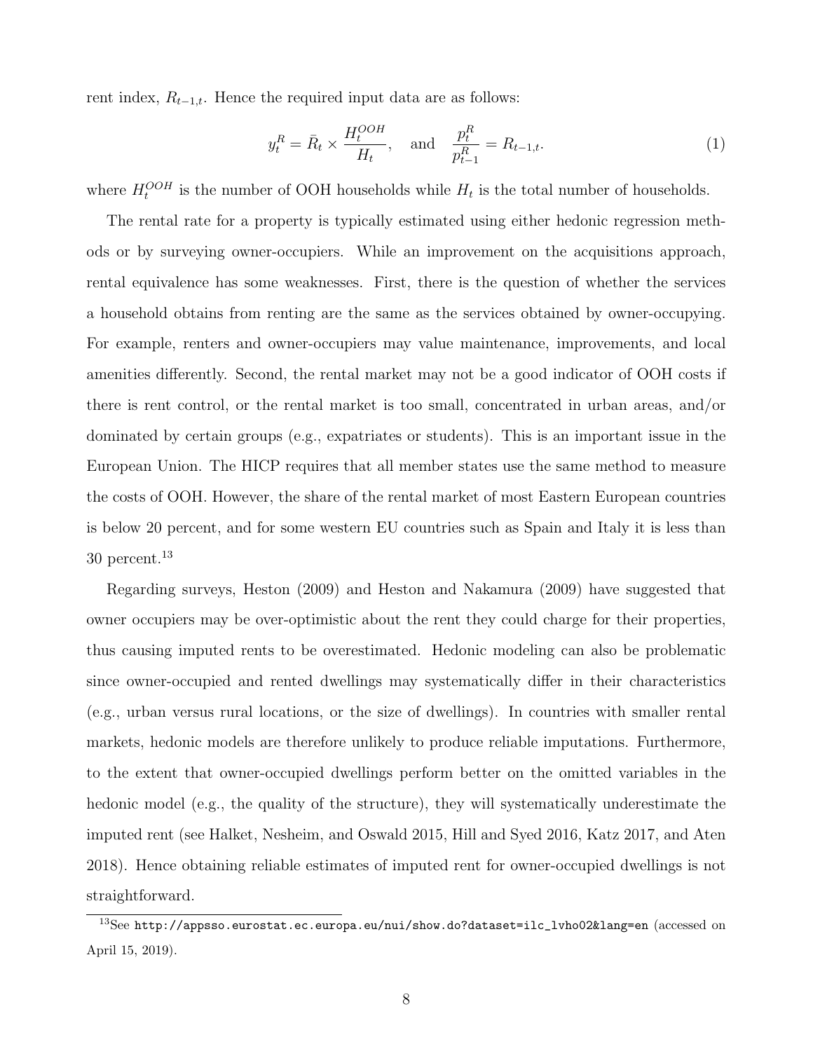rent index, $R_{t-1,t}$. Hence the required input data are as follows:

$$y_t^R = \bar{R}_t \times \frac{H_t^{OOH}}{H_t}, \quad \text{and} \quad \frac{p_t^R}{p_{t-1}^R} = R_{t-1,t}. \tag{1}$$

where $H_t^{OOH}$ is the number of OOH households while $H_t$ is the total number of households.

The rental rate for a property is typically estimated using either hedonic regression methods or by surveying owner-occupiers. While an improvement on the acquisitions approach, rental equivalence has some weaknesses. First, there is the question of whether the services a household obtains from renting are the same as the services obtained by owner-occupying. For example, renters and owner-occupiers may value maintenance, improvements, and local amenities differently. Second, the rental market may not be a good indicator of OOH costs if there is rent control, or the rental market is too small, concentrated in urban areas, and/or dominated by certain groups (e.g., expatriates or students). This is an important issue in the European Union. The HICP requires that all member states use the same method to measure the costs of OOH. However, the share of the rental market of most Eastern European countries is below 20 percent, and for some western EU countries such as Spain and Italy it is less than 30 percent.[13]

Regarding surveys, Heston (2009) and Heston and Nakamura (2009) have suggested that owner occupiers may be over-optimistic about the rent they could charge for their properties, thus causing imputed rents to be overestimated. Hedonic modeling can also be problematic since owner-occupied and rented dwellings may systematically differ in their characteristics (e.g., urban versus rural locations, or the size of dwellings). In countries with smaller rental markets, hedonic models are therefore unlikely to produce reliable imputations. Furthermore, to the extent that owner-occupied dwellings perform better on the omitted variables in the hedonic model (e.g., the quality of the structure), they will systematically underestimate the imputed rent (see Halket, Nesheim, and Oswald 2015, Hill and Syed 2016, Katz 2017, and Aten 2018). Hence obtaining reliable estimates of imputed rent for owner-occupied dwellings is not straightforward.

[13] See http://appsso.eurostat.ec.europa.eu/nui/show.do?dataset=ilc_lvho02&lang=en (accessed on April 15, 2019).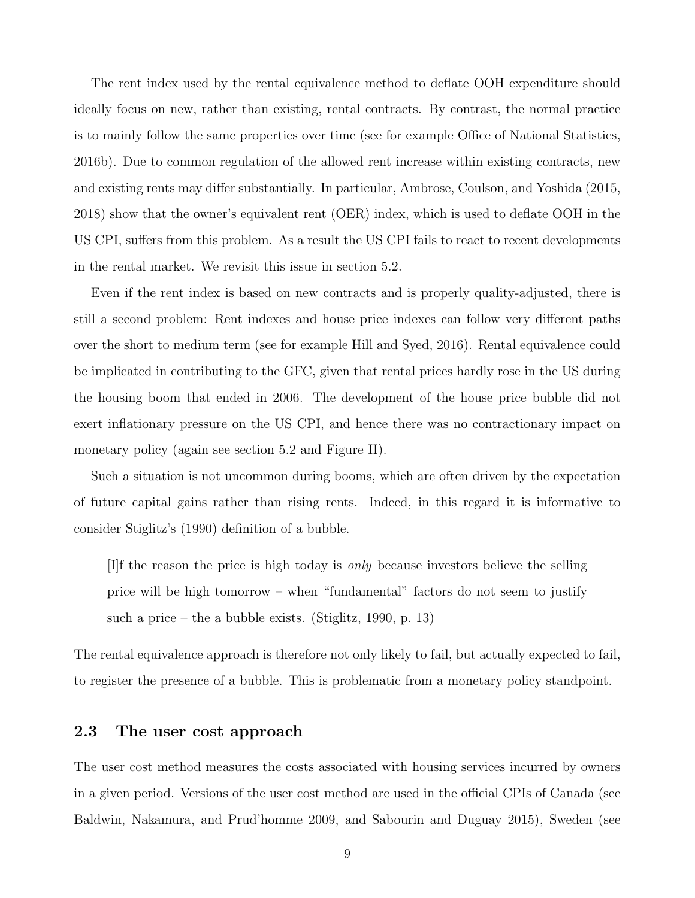The rent index used by the rental equivalence method to deflate OOH expenditure should ideally focus on new, rather than existing, rental contracts. By contrast, the normal practice is to mainly follow the same properties over time (see for example Office of National Statistics, 2016b). Due to common regulation of the allowed rent increase within existing contracts, new and existing rents may differ substantially. In particular, Ambrose, Coulson, and Yoshida (2015, 2018) show that the owner's equivalent rent (OER) index, which is used to deflate OOH in the US CPI, suffers from this problem. As a result the US CPI fails to react to recent developments in the rental market. We revisit this issue in section 5.2.

Even if the rent index is based on new contracts and is properly quality-adjusted, there is still a second problem: Rent indexes and house price indexes can follow very different paths over the short to medium term (see for example Hill and Syed, 2016). Rental equivalence could be implicated in contributing to the GFC, given that rental prices hardly rose in the US during the housing boom that ended in 2006. The development of the house price bubble did not exert inflationary pressure on the US CPI, and hence there was no contractionary impact on monetary policy (again see section 5.2 and Figure II).

Such a situation is not uncommon during booms, which are often driven by the expectation of future capital gains rather than rising rents. Indeed, in this regard it is informative to consider Stiglitz's (1990) definition of a bubble.

> [I]f the reason the price is high today is *only* because investors believe the selling price will be high tomorrow – when "fundamental" factors do not seem to justify such a price – the a bubble exists. (Stiglitz, 1990, p. 13)

The rental equivalence approach is therefore not only likely to fail, but actually expected to fail, to register the presence of a bubble. This is problematic from a monetary policy standpoint.

## 2.3 The user cost approach

The user cost method measures the costs associated with housing services incurred by owners in a given period. Versions of the user cost method are used in the official CPIs of Canada (see Baldwin, Nakamura, and Prud'homme 2009, and Sabourin and Duguay 2015), Sweden (see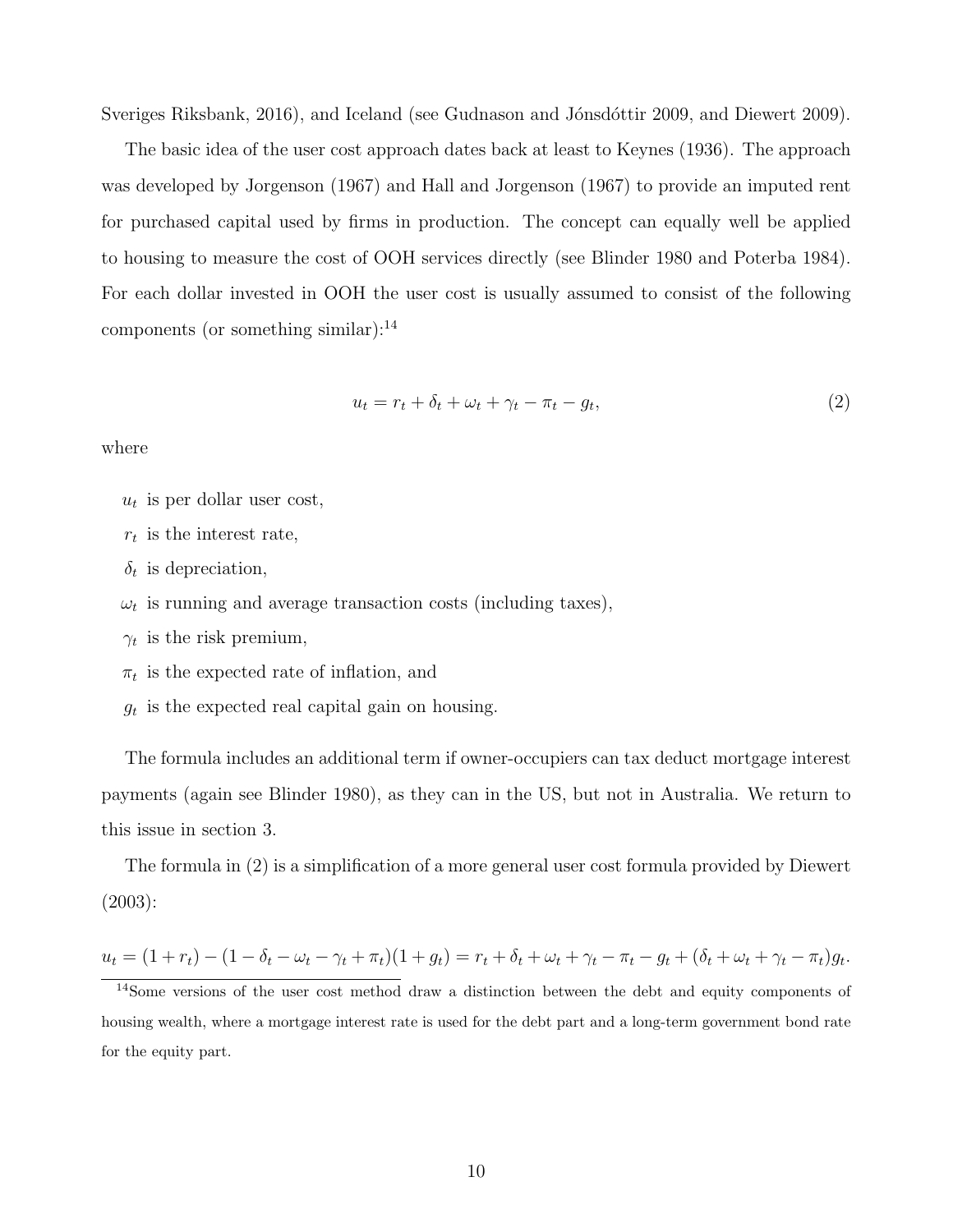Sveriges Riksbank, 2016), and Iceland (see Gudnason and Jónsdóttir 2009, and Diewert 2009).

The basic idea of the user cost approach dates back at least to Keynes (1936). The approach was developed by Jorgenson (1967) and Hall and Jorgenson (1967) to provide an imputed rent for purchased capital used by firms in production. The concept can equally well be applied to housing to measure the cost of OOH services directly (see Blinder 1980 and Poterba 1984). For each dollar invested in OOH the user cost is usually assumed to consist of the following components (or something similar):[14]

$$u_t = r_t + \delta_t + \omega_t + \gamma_t - \pi_t - g_t, \tag{2}$$

where

- $u_t$ is per dollar user cost,
- $r_t$ is the interest rate,
- $\delta_t$ is depreciation,
- $\omega_t$ is running and average transaction costs (including taxes),
- $\gamma_t$ is the risk premium,
- $\pi_t$ is the expected rate of inflation, and
- $g_t$ is the expected real capital gain on housing.

The formula includes an additional term if owner-occupiers can tax deduct mortgage interest payments (again see Blinder 1980), as they can in the US, but not in Australia. We return to this issue in section 3.

The formula in (2) is a simplification of a more general user cost formula provided by Diewert (2003):

$$u_t = (1 + r_t) - (1 - \delta_t - \omega_t - \gamma_t + \pi_t)(1 + g_t) = r_t + \delta_t + \omega_t + \gamma_t - \pi_t - g_t + (\delta_t + \omega_t + \gamma_t - \pi_t)g_t.$$

[14] Some versions of the user cost method draw a distinction between the debt and equity components of housing wealth, where a mortgage interest rate is used for the debt part and a long-term government bond rate for the equity part.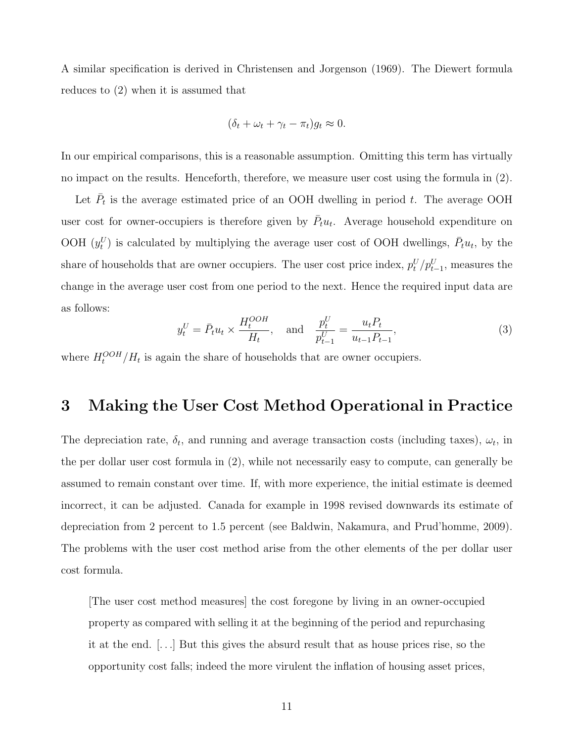A similar specification is derived in Christensen and Jorgenson (1969). The Diewert formula reduces to (2) when it is assumed that

$$(\delta_t + \omega_t + \gamma_t - \pi_t)g_t \approx 0.$$

In our empirical comparisons, this is a reasonable assumption. Omitting this term has virtually no impact on the results. Henceforth, therefore, we measure user cost using the formula in (2).

Let $\bar{P}_t$ is the average estimated price of an OOH dwelling in period $t$. The average OOH user cost for owner-occupiers is therefore given by $\bar{P}_t u_t$. Average household expenditure on OOH ($y_t^U$) is calculated by multiplying the average user cost of OOH dwellings, $\bar{P}_t u_t$, by the share of households that are owner occupiers. The user cost price index, $p_t^U / p_{t-1}^U$, measures the change in the average user cost from one period to the next. Hence the required input data are as follows:

$$y_t^U = \bar{P}_t u_t \times \frac{H_t^{OOH}}{H_t}, \quad \text{and} \quad \frac{p_t^U}{p_{t-1}^U} = \frac{u_t P_t}{u_{t-1} P_{t-1}}, \tag{3}$$

where $H_t^{OOH}/H_t$ is again the share of households that are owner occupiers.

# 3 Making the User Cost Method Operational in Practice

The depreciation rate, $\delta_t$, and running and average transaction costs (including taxes), $\omega_t$, in the per dollar user cost formula in (2), while not necessarily easy to compute, can generally be assumed to remain constant over time. If, with more experience, the initial estimate is deemed incorrect, it can be adjusted. Canada for example in 1998 revised downwards its estimate of depreciation from 2 percent to 1.5 percent (see Baldwin, Nakamura, and Prud'homme, 2009). The problems with the user cost method arise from the other elements of the per dollar user cost formula.

> [The user cost method measures] the cost foregone by living in an owner-occupied property as compared with selling it at the beginning of the period and repurchasing it at the end. [...] But this gives the absurd result that as house prices rise, so the opportunity cost falls; indeed the more virulent the inflation of housing asset prices,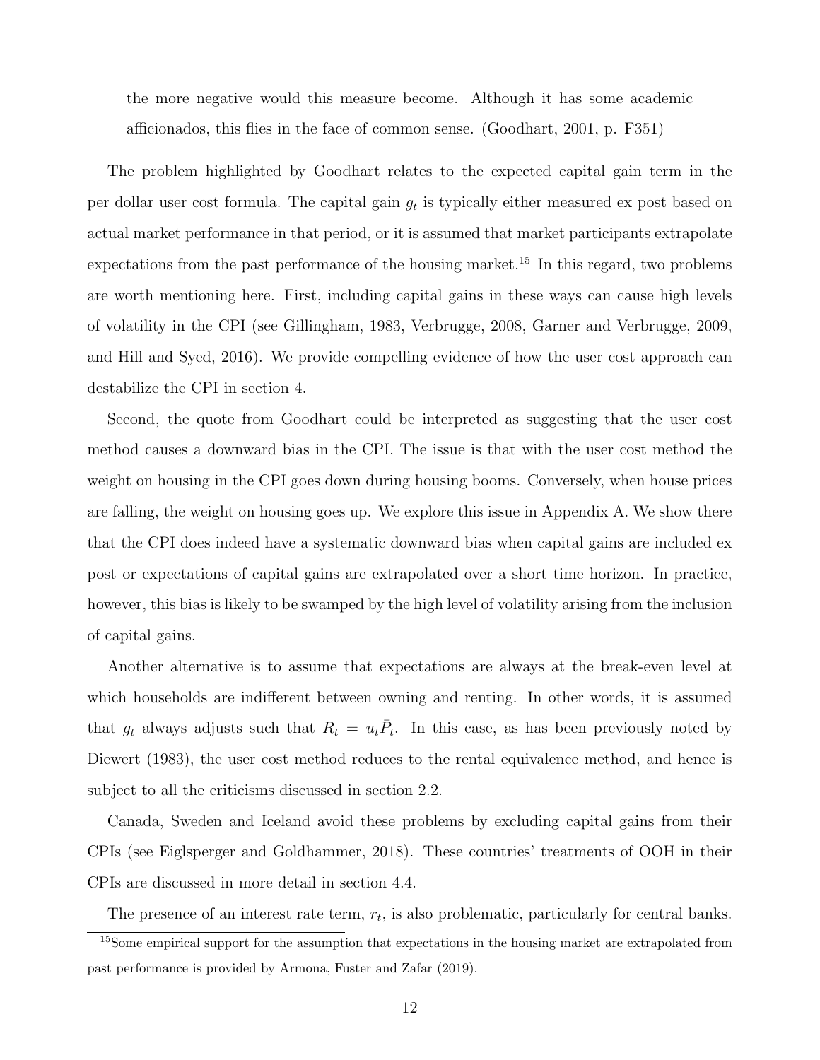the more negative would this measure become. Although it has some academic afficionados, this flies in the face of common sense. (Goodhart, 2001, p. F351)

The problem highlighted by Goodhart relates to the expected capital gain term in the per dollar user cost formula. The capital gain $g_t$ is typically either measured ex post based on actual market performance in that period, or it is assumed that market participants extrapolate expectations from the past performance of the housing market.[15] In this regard, two problems are worth mentioning here. First, including capital gains in these ways can cause high levels of volatility in the CPI (see Gillingham, 1983, Verbrugge, 2008, Garner and Verbrugge, 2009, and Hill and Syed, 2016). We provide compelling evidence of how the user cost approach can destabilize the CPI in section 4.

Second, the quote from Goodhart could be interpreted as suggesting that the user cost method causes a downward bias in the CPI. The issue is that with the user cost method the weight on housing in the CPI goes down during housing booms. Conversely, when house prices are falling, the weight on housing goes up. We explore this issue in Appendix A. We show there that the CPI does indeed have a systematic downward bias when capital gains are included ex post or expectations of capital gains are extrapolated over a short time horizon. In practice, however, this bias is likely to be swamped by the high level of volatility arising from the inclusion of capital gains.

Another alternative is to assume that expectations are always at the break-even level at which households are indifferent between owning and renting. In other words, it is assumed that $g_t$ always adjusts such that $R_t = u_t \bar{P}_t$. In this case, as has been previously noted by Diewert (1983), the user cost method reduces to the rental equivalence method, and hence is subject to all the criticisms discussed in section 2.2.

Canada, Sweden and Iceland avoid these problems by excluding capital gains from their CPIs (see Eiglsperger and Goldhammer, 2018). These countries' treatments of OOH in their CPIs are discussed in more detail in section 4.4.

The presence of an interest rate term, $r_t$, is also problematic, particularly for central banks.

[15]Some empirical support for the assumption that expectations in the housing market are extrapolated from past performance is provided by Armona, Fuster and Zafar (2019).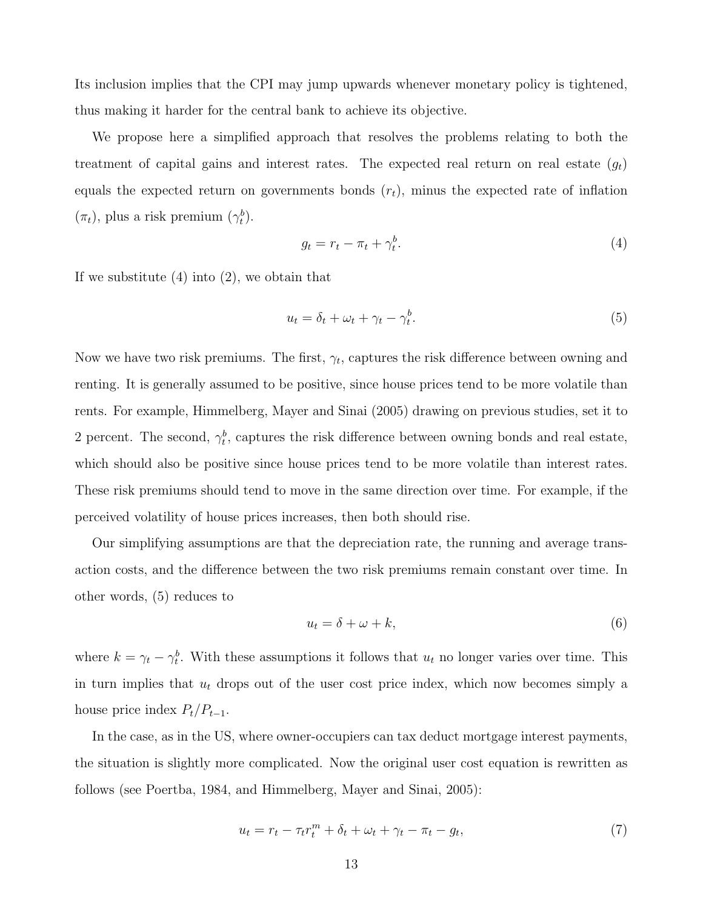Its inclusion implies that the CPI may jump upwards whenever monetary policy is tightened, thus making it harder for the central bank to achieve its objective.

We propose here a simplified approach that resolves the problems relating to both the treatment of capital gains and interest rates. The expected real return on real estate ($g_t$) equals the expected return on governments bonds ($r_t$), minus the expected rate of inflation ($\pi_t$), plus a risk premium ($\gamma_t^b$).

$$g_t = r_t - \pi_t + \gamma_t^b. \tag{4}$$

If we substitute (4) into (2), we obtain that

$$u_t = \delta_t + \omega_t + \gamma_t - \gamma_t^b. \tag{5}$$

Now we have two risk premiums. The first, $\gamma_t$, captures the risk difference between owning and renting. It is generally assumed to be positive, since house prices tend to be more volatile than rents. For example, Himmelberg, Mayer and Sinai (2005) drawing on previous studies, set it to 2 percent. The second, $\gamma_t^b$, captures the risk difference between owning bonds and real estate, which should also be positive since house prices tend to be more volatile than interest rates. These risk premiums should tend to move in the same direction over time. For example, if the perceived volatility of house prices increases, then both should rise.

Our simplifying assumptions are that the depreciation rate, the running and average transaction costs, and the difference between the two risk premiums remain constant over time. In other words, (5) reduces to

$$u_t = \delta + \omega + k, \tag{6}$$

where $k = \gamma_t - \gamma_t^b$. With these assumptions it follows that $u_t$ no longer varies over time. This in turn implies that $u_t$ drops out of the user cost price index, which now becomes simply a house price index $P_t/P_{t-1}$.

In the case, as in the US, where owner-occupiers can tax deduct mortgage interest payments, the situation is slightly more complicated. Now the original user cost equation is rewritten as follows (see Poertba, 1984, and Himmelberg, Mayer and Sinai, 2005):

$$u_t = r_t - \tau_t r_t^m + \delta_t + \omega_t + \gamma_t - \pi_t - g_t, \tag{7}$$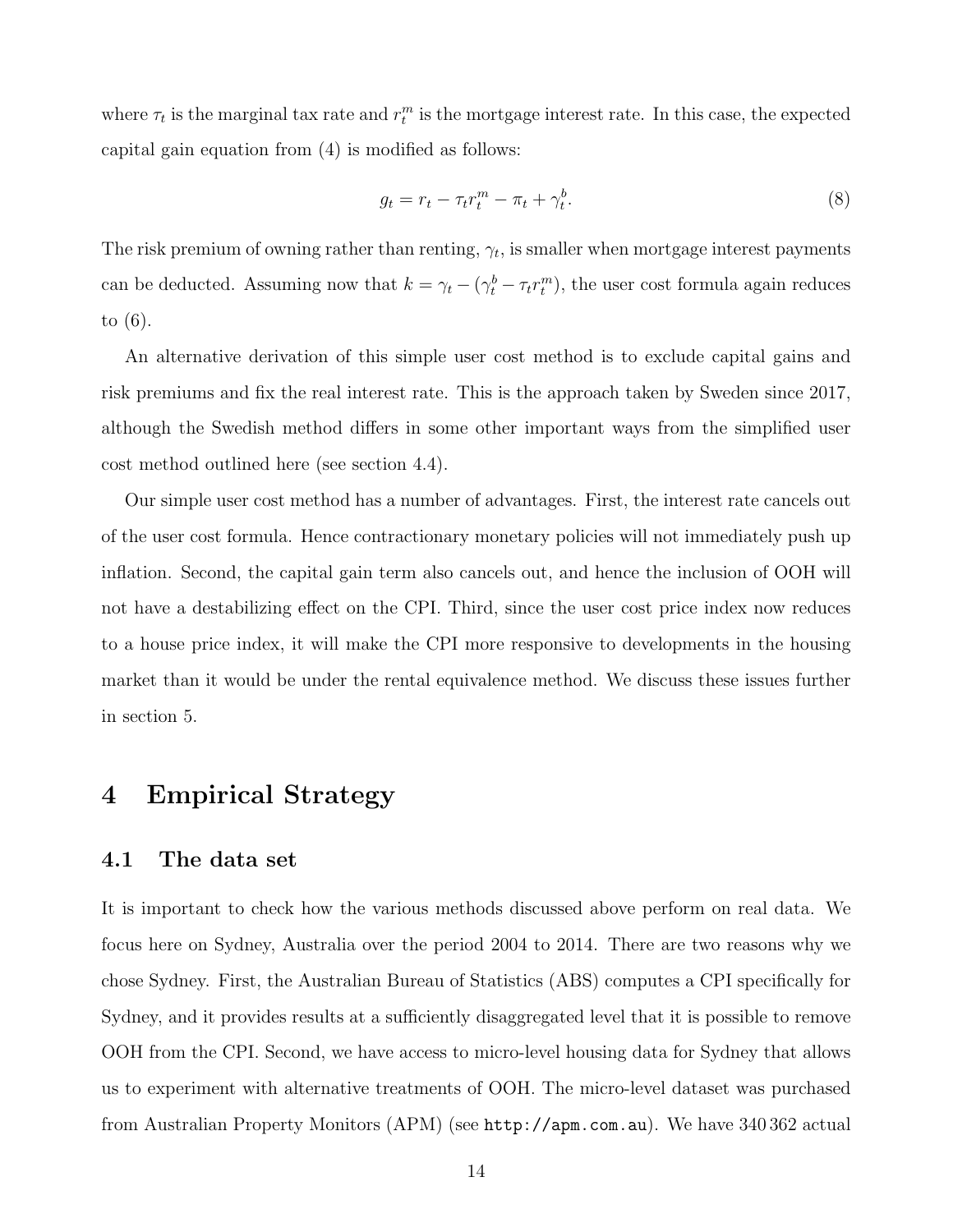where $\tau_t$ is the marginal tax rate and $r_t^m$ is the mortgage interest rate. In this case, the expected capital gain equation from (4) is modified as follows:

$$g_t = r_t - \tau_t r_t^m - \pi_t + \gamma_t^b. \tag{8}$$

The risk premium of owning rather than renting, $\gamma_t$, is smaller when mortgage interest payments can be deducted. Assuming now that $k = \gamma_t - (\gamma_t^b - \tau_t r_t^m)$, the user cost formula again reduces to (6).

An alternative derivation of this simple user cost method is to exclude capital gains and risk premiums and fix the real interest rate. This is the approach taken by Sweden since 2017, although the Swedish method differs in some other important ways from the simplified user cost method outlined here (see section 4.4).

Our simple user cost method has a number of advantages. First, the interest rate cancels out of the user cost formula. Hence contractionary monetary policies will not immediately push up inflation. Second, the capital gain term also cancels out, and hence the inclusion of OOH will not have a destabilizing effect on the CPI. Third, since the user cost price index now reduces to a house price index, it will make the CPI more responsive to developments in the housing market than it would be under the rental equivalence method. We discuss these issues further in section 5.

# 4 Empirical Strategy

## 4.1 The data set

It is important to check how the various methods discussed above perform on real data. We focus here on Sydney, Australia over the period 2004 to 2014. There are two reasons why we chose Sydney. First, the Australian Bureau of Statistics (ABS) computes a CPI specifically for Sydney, and it provides results at a sufficiently disaggregated level that it is possible to remove OOH from the CPI. Second, we have access to micro-level housing data for Sydney that allows us to experiment with alternative treatments of OOH. The micro-level dataset was purchased from Australian Property Monitors (APM) (see `http://apm.com.au`). We have 340 362 actual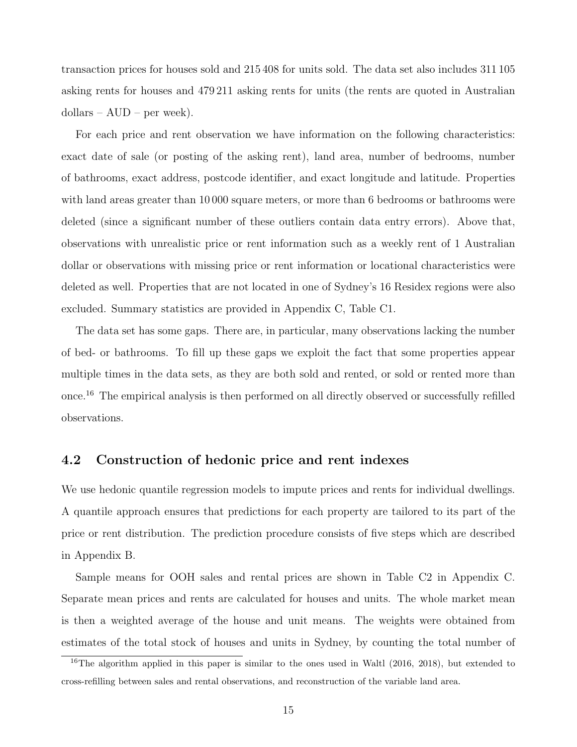transaction prices for houses sold and 215 408 for units sold. The data set also includes 311 105 asking rents for houses and 479 211 asking rents for units (the rents are quoted in Australian dollars – AUD – per week).

For each price and rent observation we have information on the following characteristics: exact date of sale (or posting of the asking rent), land area, number of bedrooms, number of bathrooms, exact address, postcode identifier, and exact longitude and latitude. Properties with land areas greater than 10 000 square meters, or more than 6 bedrooms or bathrooms were deleted (since a significant number of these outliers contain data entry errors). Above that, observations with unrealistic price or rent information such as a weekly rent of 1 Australian dollar or observations with missing price or rent information or locational characteristics were deleted as well. Properties that are not located in one of Sydney's 16 Residex regions were also excluded. Summary statistics are provided in Appendix C, Table C1.

The data set has some gaps. There are, in particular, many observations lacking the number of bed- or bathrooms. To fill up these gaps we exploit the fact that some properties appear multiple times in the data sets, as they are both sold and rented, or sold or rented more than once.[16] The empirical analysis is then performed on all directly observed or successfully refilled observations.

## 4.2 Construction of hedonic price and rent indexes

We use hedonic quantile regression models to impute prices and rents for individual dwellings. A quantile approach ensures that predictions for each property are tailored to its part of the price or rent distribution. The prediction procedure consists of five steps which are described in Appendix B.

Sample means for OOH sales and rental prices are shown in Table C2 in Appendix C. Separate mean prices and rents are calculated for houses and units. The whole market mean is then a weighted average of the house and unit means. The weights were obtained from estimates of the total stock of houses and units in Sydney, by counting the total number of

[16] The algorithm applied in this paper is similar to the ones used in Waltl (2016, 2018), but extended to cross-refilling between sales and rental observations, and reconstruction of the variable land area.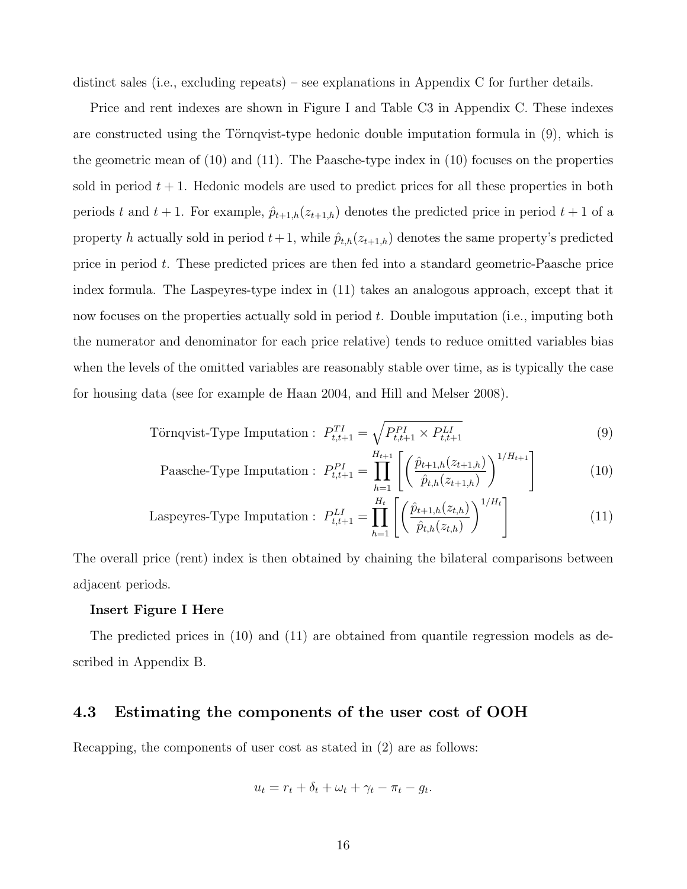distinct sales (i.e., excluding repeats) – see explanations in Appendix C for further details.

Price and rent indexes are shown in Figure I and Table C3 in Appendix C. These indexes are constructed using the Törnqvist-type hedonic double imputation formula in (9), which is the geometric mean of (10) and (11). The Paasche-type index in (10) focuses on the properties sold in period $t+1$. Hedonic models are used to predict prices for all these properties in both periods $t$ and $t+1$. For example, $\hat{p}_{t+1,h}(z_{t+1,h})$ denotes the predicted price in period $t+1$ of a property $h$ actually sold in period $t+1$, while $\hat{p}_{t,h}(z_{t+1,h})$ denotes the same property's predicted price in period $t$. These predicted prices are then fed into a standard geometric-Paasche price index formula. The Laspeyres-type index in (11) takes an analogous approach, except that it now focuses on the properties actually sold in period $t$. Double imputation (i.e., imputing both the numerator and denominator for each price relative) tends to reduce omitted variables bias when the levels of the omitted variables are reasonably stable over time, as is typically the case for housing data (see for example de Haan 2004, and Hill and Melser 2008).

$$\text{Törnqvist-Type Imputation}: \ P^{TI}_{t,t+1} = \sqrt{P^{PI}_{t,t+1} \times P^{LI}_{t,t+1}} \tag{9}$$

$$\text{Paasche-Type Imputation}: \ P^{PI}_{t,t+1} = \prod_{h=1}^{H_{t+1}} \left[ \left( \frac{\hat{p}_{t+1,h}(z_{t+1,h})}{\hat{p}_{t,h}(z_{t+1,h})} \right)^{1/H_{t+1}} \right] \tag{10}$$

$$\text{Laspeyres-Type Imputation}: \ P^{LI}_{t,t+1} = \prod_{h=1}^{H_{t}} \left[ \left( \frac{\hat{p}_{t+1,h}(z_{t,h})}{\hat{p}_{t,h}(z_{t,h})} \right)^{1/H_{t}} \right] \tag{11}$$

The overall price (rent) index is then obtained by chaining the bilateral comparisons between adjacent periods.

**Insert Figure I Here**

The predicted prices in (10) and (11) are obtained from quantile regression models as described in Appendix B.

## 4.3 Estimating the components of the user cost of OOH

Recapping, the components of user cost as stated in (2) are as follows:

$$u_t = r_t + \delta_t + \omega_t + \gamma_t - \pi_t - g_t.$$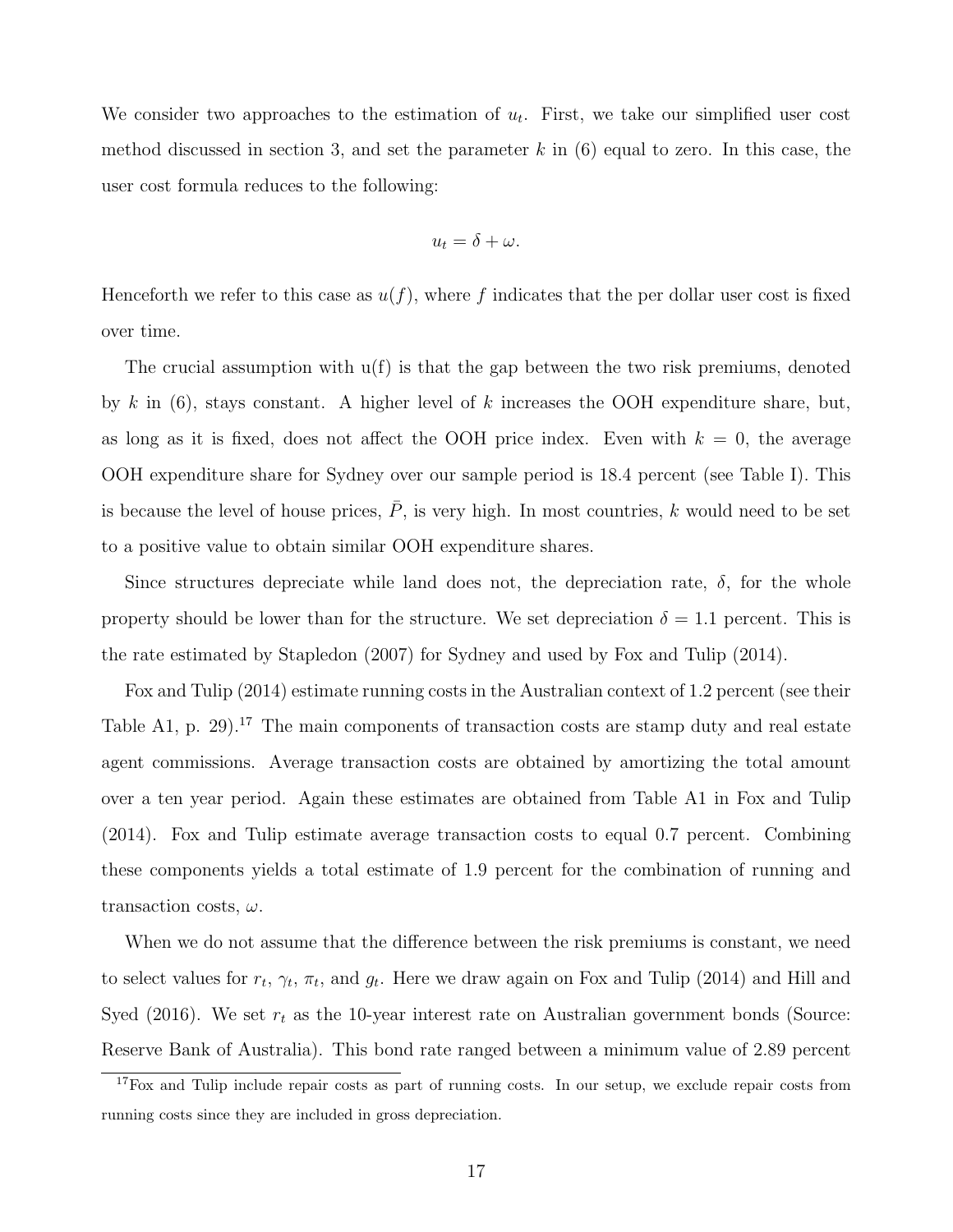We consider two approaches to the estimation of $u_t$. First, we take our simplified user cost method discussed in section 3, and set the parameter $k$ in (6) equal to zero. In this case, the user cost formula reduces to the following:

$$u_t = \delta + \omega.$$

Henceforth we refer to this case as $u(f)$, where $f$ indicates that the per dollar user cost is fixed over time.

The crucial assumption with u(f) is that the gap between the two risk premiums, denoted by $k$ in (6), stays constant. A higher level of $k$ increases the OOH expenditure share, but, as long as it is fixed, does not affect the OOH price index. Even with $k = 0$, the average OOH expenditure share for Sydney over our sample period is 18.4 percent (see Table I). This is because the level of house prices, $\bar{P}$, is very high. In most countries, $k$ would need to be set to a positive value to obtain similar OOH expenditure shares.

Since structures depreciate while land does not, the depreciation rate, $\delta$, for the whole property should be lower than for the structure. We set depreciation $\delta = 1.1$ percent. This is the rate estimated by Stapledon (2007) for Sydney and used by Fox and Tulip (2014).

Fox and Tulip (2014) estimate running costs in the Australian context of 1.2 percent (see their Table A1, p. 29).[17] The main components of transaction costs are stamp duty and real estate agent commissions. Average transaction costs are obtained by amortizing the total amount over a ten year period. Again these estimates are obtained from Table A1 in Fox and Tulip (2014). Fox and Tulip estimate average transaction costs to equal 0.7 percent. Combining these components yields a total estimate of 1.9 percent for the combination of running and transaction costs, $\omega$.

When we do not assume that the difference between the risk premiums is constant, we need to select values for $r_t$, $\gamma_t$, $\pi_t$, and $g_t$. Here we draw again on Fox and Tulip (2014) and Hill and Syed (2016). We set $r_t$ as the 10-year interest rate on Australian government bonds (Source: Reserve Bank of Australia). This bond rate ranged between a minimum value of 2.89 percent

[17] Fox and Tulip include repair costs as part of running costs. In our setup, we exclude repair costs from running costs since they are included in gross depreciation.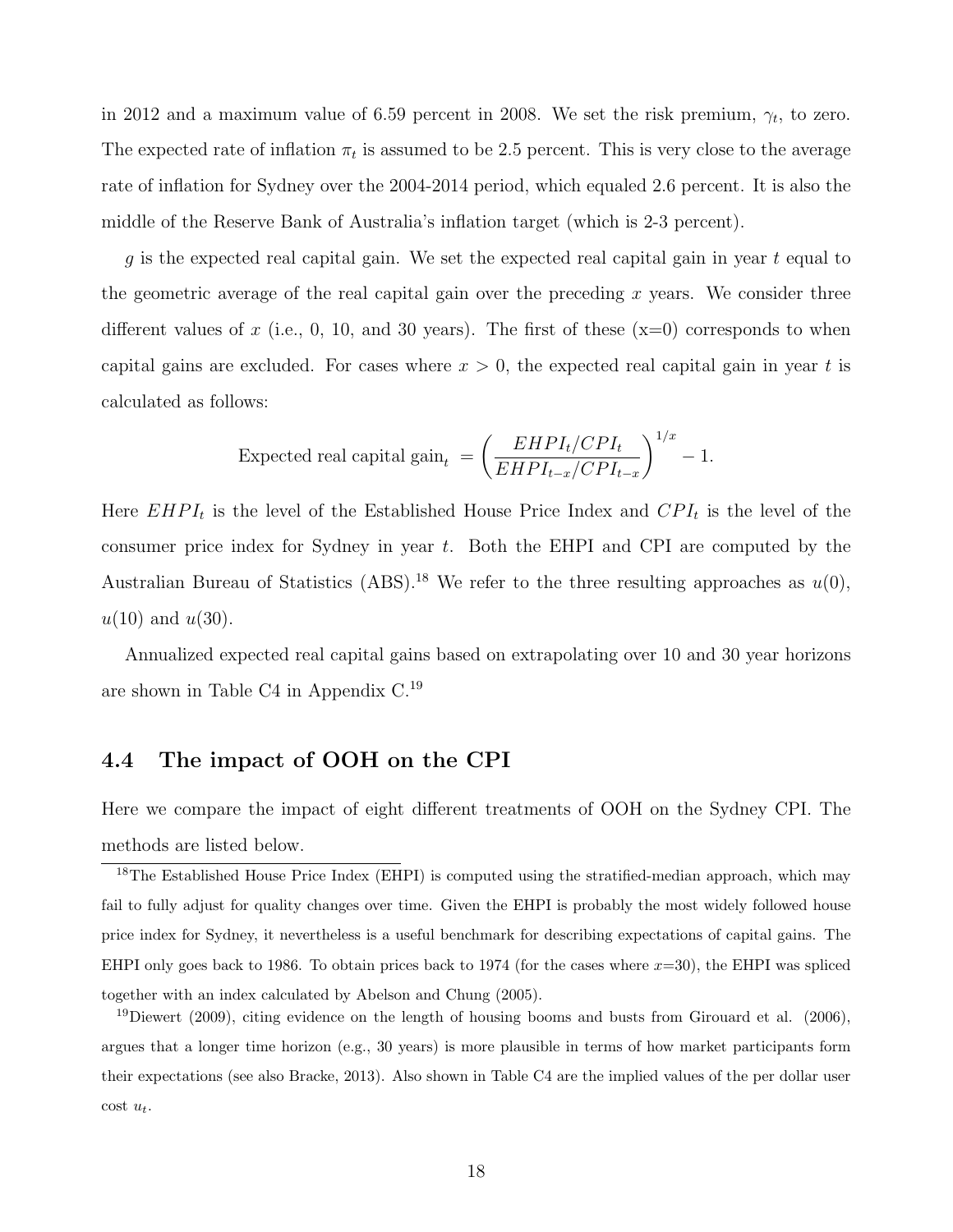in 2012 and a maximum value of 6.59 percent in 2008. We set the risk premium, $\gamma_t$, to zero. The expected rate of inflation $\pi_t$ is assumed to be 2.5 percent. This is very close to the average rate of inflation for Sydney over the 2004-2014 period, which equaled 2.6 percent. It is also the middle of the Reserve Bank of Australia's inflation target (which is 2-3 percent).

$g$ is the expected real capital gain. We set the expected real capital gain in year $t$ equal to the geometric average of the real capital gain over the preceding $x$ years. We consider three different values of $x$ (i.e., 0, 10, and 30 years). The first of these (x=0) corresponds to when capital gains are excluded. For cases where $x > 0$, the expected real capital gain in year $t$ is calculated as follows:

$$\text{Expected real capital gain}_t = \left( \frac{EHPI_t / CPI_t}{EHPI_{t-x} / CPI_{t-x}} \right)^{1/x} - 1.$$

Here $EHPI_t$ is the level of the Established House Price Index and $CPI_t$ is the level of the consumer price index for Sydney in year $t$. Both the EHPI and CPI are computed by the Australian Bureau of Statistics (ABS).[18] We refer to the three resulting approaches as $u(0)$, $u(10)$ and $u(30)$.

Annualized expected real capital gains based on extrapolating over 10 and 30 year horizons are shown in Table C4 in Appendix C.[19]

## 4.4 The impact of OOH on the CPI

Here we compare the impact of eight different treatments of OOH on the Sydney CPI. The methods are listed below.

[18] The Established House Price Index (EHPI) is computed using the stratified-median approach, which may fail to fully adjust for quality changes over time. Given the EHPI is probably the most widely followed house price index for Sydney, it nevertheless is a useful benchmark for describing expectations of capital gains. The EHPI only goes back to 1986. To obtain prices back to 1974 (for the cases where $x$=30), the EHPI was spliced together with an index calculated by Abelson and Chung (2005).

[19] Diewert (2009), citing evidence on the length of housing booms and busts from Girouard et al. (2006), argues that a longer time horizon (e.g., 30 years) is more plausible in terms of how market participants form their expectations (see also Bracke, 2013). Also shown in Table C4 are the implied values of the per dollar user cost $u_t$.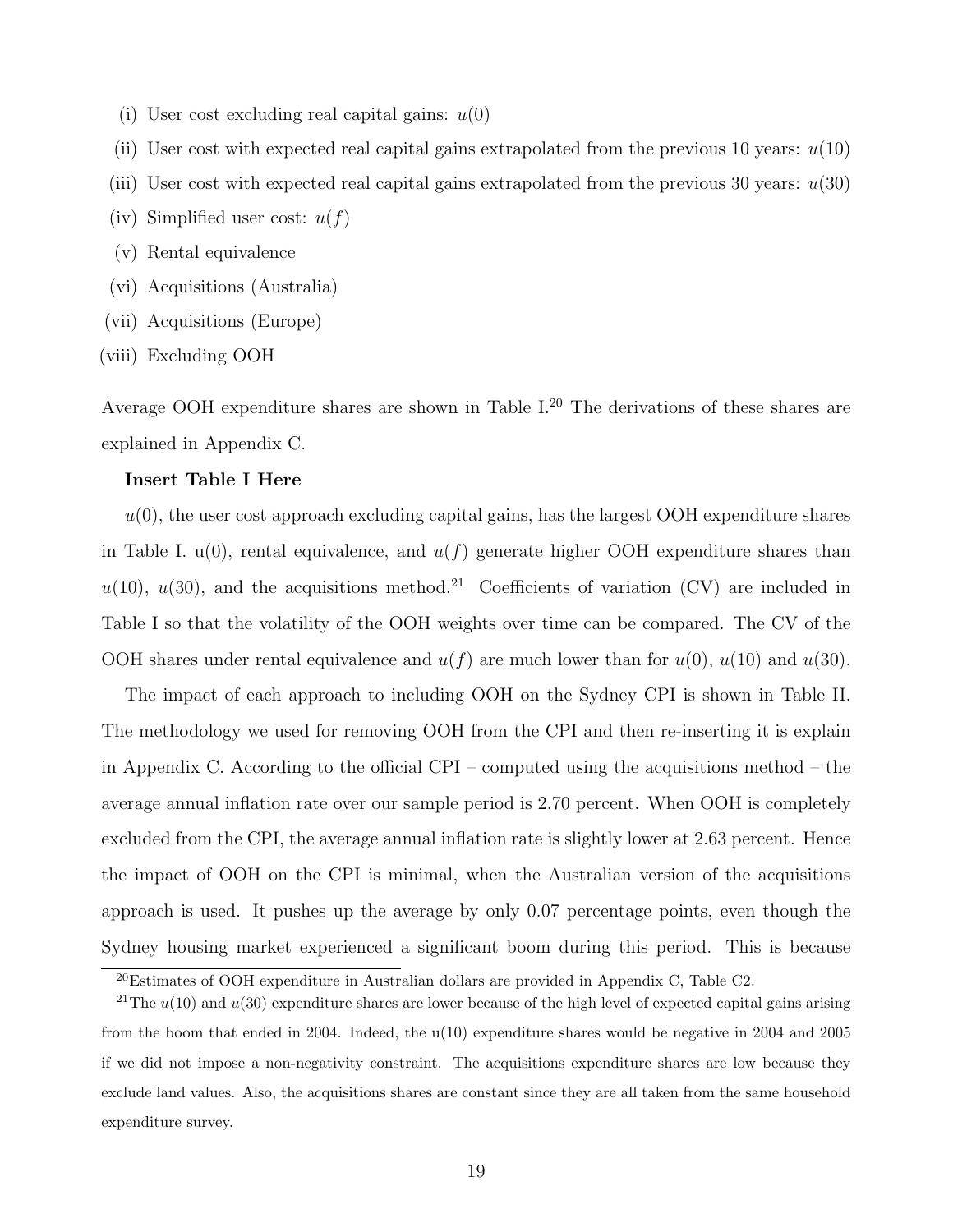(i) User cost excluding real capital gains: $u(0)$

(ii) User cost with expected real capital gains extrapolated from the previous 10 years: $u(10)$

(iii) User cost with expected real capital gains extrapolated from the previous 30 years: $u(30)$

(iv) Simplified user cost: $u(f)$

(v) Rental equivalence

(vi) Acquisitions (Australia)

(vii) Acquisitions (Europe)

(viii) Excluding OOH

Average OOH expenditure shares are shown in Table I.[20] The derivations of these shares are explained in Appendix C.

**Insert Table I Here**

$u(0)$, the user cost approach excluding capital gains, has the largest OOH expenditure shares in Table I. u(0), rental equivalence, and $u(f)$ generate higher OOH expenditure shares than $u(10)$, $u(30)$, and the acquisitions method.[21] Coefficients of variation (CV) are included in Table I so that the volatility of the OOH weights over time can be compared. The CV of the OOH shares under rental equivalence and $u(f)$ are much lower than for $u(0)$, $u(10)$ and $u(30)$.

The impact of each approach to including OOH on the Sydney CPI is shown in Table II. The methodology we used for removing OOH from the CPI and then re-inserting it is explain in Appendix C. According to the official CPI – computed using the acquisitions method – the average annual inflation rate over our sample period is 2.70 percent. When OOH is completely excluded from the CPI, the average annual inflation rate is slightly lower at 2.63 percent. Hence the impact of OOH on the CPI is minimal, when the Australian version of the acquisitions approach is used. It pushes up the average by only 0.07 percentage points, even though the Sydney housing market experienced a significant boom during this period. This is because

[20] Estimates of OOH expenditure in Australian dollars are provided in Appendix C, Table C2.

[21] The $u(10)$ and $u(30)$ expenditure shares are lower because of the high level of expected capital gains arising from the boom that ended in 2004. Indeed, the u(10) expenditure shares would be negative in 2004 and 2005 if we did not impose a non-negativity constraint. The acquisitions expenditure shares are low because they exclude land values. Also, the acquisitions shares are constant since they are all taken from the same household expenditure survey.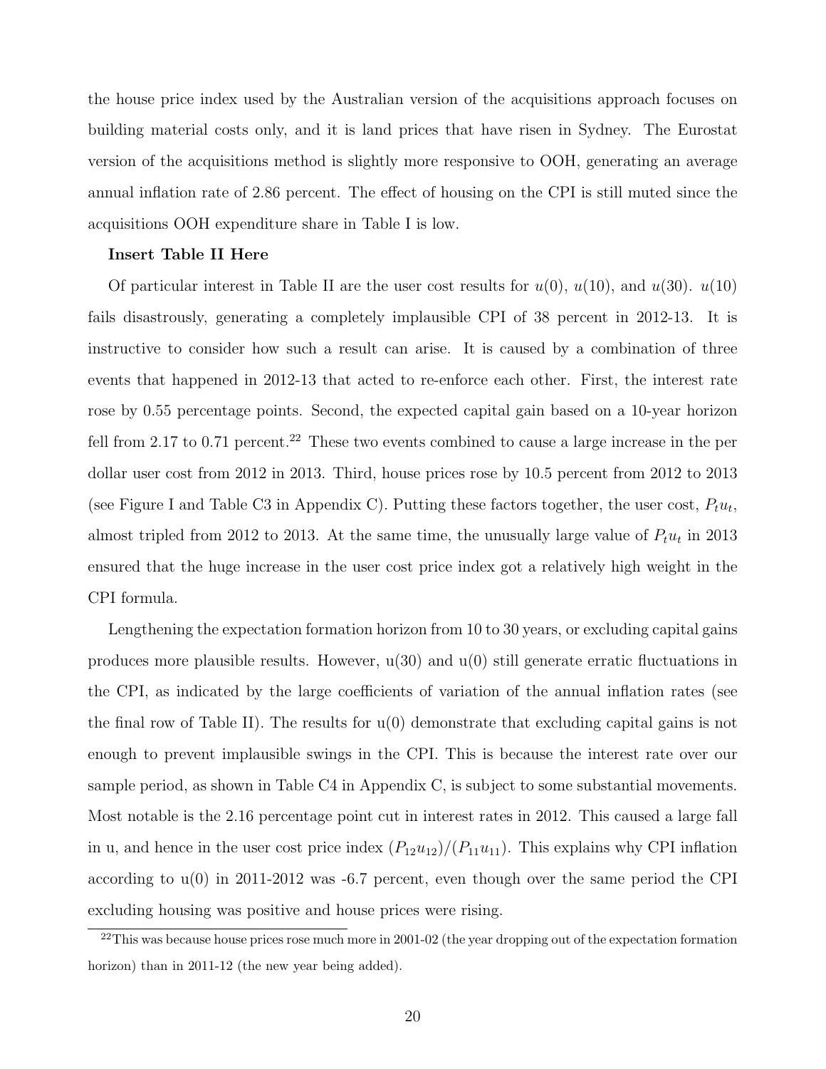the house price index used by the Australian version of the acquisitions approach focuses on building material costs only, and it is land prices that have risen in Sydney. The Eurostat version of the acquisitions method is slightly more responsive to OOH, generating an average annual inflation rate of 2.86 percent. The effect of housing on the CPI is still muted since the acquisitions OOH expenditure share in Table I is low.

**Insert Table II Here**

Of particular interest in Table II are the user cost results for $u(0)$, $u(10)$, and $u(30)$. $u(10)$ fails disastrously, generating a completely implausible CPI of 38 percent in 2012-13. It is instructive to consider how such a result can arise. It is caused by a combination of three events that happened in 2012-13 that acted to re-enforce each other. First, the interest rate rose by 0.55 percentage points. Second, the expected capital gain based on a 10-year horizon fell from 2.17 to 0.71 percent.[22] These two events combined to cause a large increase in the per dollar user cost from 2012 in 2013. Third, house prices rose by 10.5 percent from 2012 to 2013 (see Figure I and Table C3 in Appendix C). Putting these factors together, the user cost, $P_t u_t$, almost tripled from 2012 to 2013. At the same time, the unusually large value of $P_t u_t$ in 2013 ensured that the huge increase in the user cost price index got a relatively high weight in the CPI formula.

Lengthening the expectation formation horizon from 10 to 30 years, or excluding capital gains produces more plausible results. However, u(30) and u(0) still generate erratic fluctuations in the CPI, as indicated by the large coefficients of variation of the annual inflation rates (see the final row of Table II). The results for u(0) demonstrate that excluding capital gains is not enough to prevent implausible swings in the CPI. This is because the interest rate over our sample period, as shown in Table C4 in Appendix C, is subject to some substantial movements. Most notable is the 2.16 percentage point cut in interest rates in 2012. This caused a large fall in u, and hence in the user cost price index $(P_{12}u_{12})/(P_{11}u_{11})$. This explains why CPI inflation according to u(0) in 2011-2012 was -6.7 percent, even though over the same period the CPI excluding housing was positive and house prices were rising.

[22] This was because house prices rose much more in 2001-02 (the year dropping out of the expectation formation horizon) than in 2011-12 (the new year being added).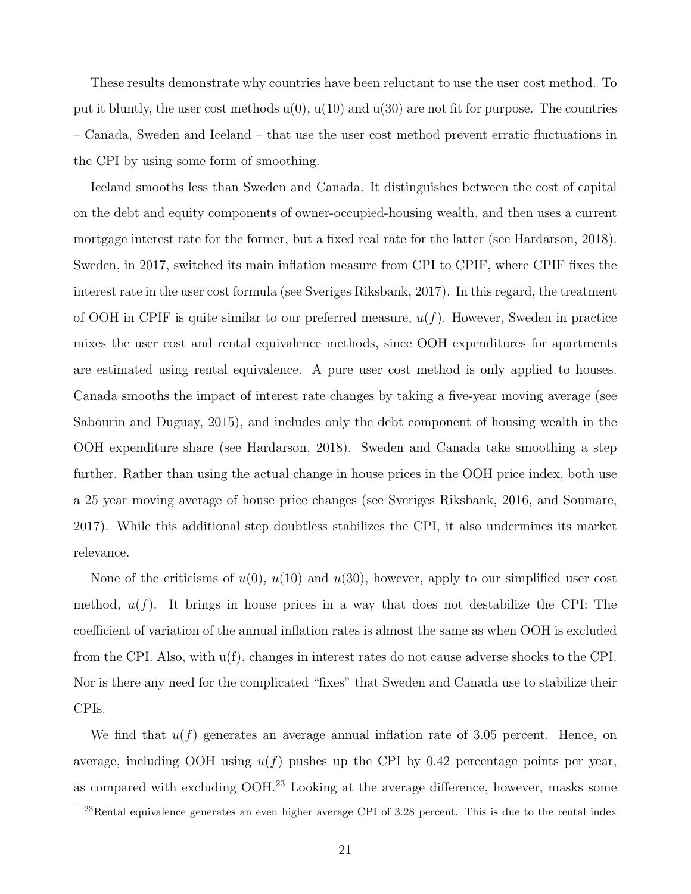These results demonstrate why countries have been reluctant to use the user cost method. To put it bluntly, the user cost methods u(0), u(10) and u(30) are not fit for purpose. The countries – Canada, Sweden and Iceland – that use the user cost method prevent erratic fluctuations in the CPI by using some form of smoothing.

Iceland smooths less than Sweden and Canada. It distinguishes between the cost of capital on the debt and equity components of owner-occupied-housing wealth, and then uses a current mortgage interest rate for the former, but a fixed real rate for the latter (see Hardarson, 2018). Sweden, in 2017, switched its main inflation measure from CPI to CPIF, where CPIF fixes the interest rate in the user cost formula (see Sveriges Riksbank, 2017). In this regard, the treatment of OOH in CPIF is quite similar to our preferred measure, $u(f)$. However, Sweden in practice mixes the user cost and rental equivalence methods, since OOH expenditures for apartments are estimated using rental equivalence. A pure user cost method is only applied to houses. Canada smooths the impact of interest rate changes by taking a five-year moving average (see Sabourin and Duguay, 2015), and includes only the debt component of housing wealth in the OOH expenditure share (see Hardarson, 2018). Sweden and Canada take smoothing a step further. Rather than using the actual change in house prices in the OOH price index, both use a 25 year moving average of house price changes (see Sveriges Riksbank, 2016, and Soumare, 2017). While this additional step doubtless stabilizes the CPI, it also undermines its market relevance.

None of the criticisms of $u(0)$, $u(10)$ and $u(30)$, however, apply to our simplified user cost method, $u(f)$. It brings in house prices in a way that does not destabilize the CPI: The coefficient of variation of the annual inflation rates is almost the same as when OOH is excluded from the CPI. Also, with u(f), changes in interest rates do not cause adverse shocks to the CPI. Nor is there any need for the complicated "fixes" that Sweden and Canada use to stabilize their CPIs.

We find that $u(f)$ generates an average annual inflation rate of 3.05 percent. Hence, on average, including OOH using $u(f)$ pushes up the CPI by 0.42 percentage points per year, as compared with excluding OOH.[23] Looking at the average difference, however, masks some

[23] Rental equivalence generates an even higher average CPI of 3.28 percent. This is due to the rental index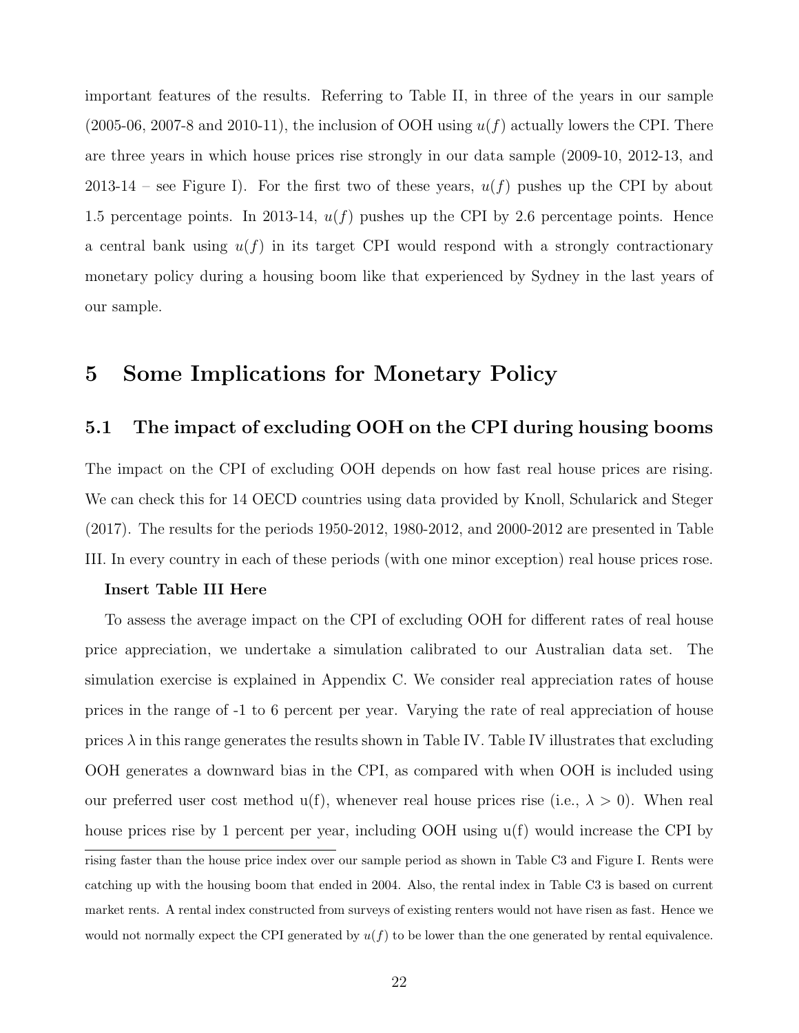important features of the results. Referring to Table II, in three of the years in our sample (2005-06, 2007-8 and 2010-11), the inclusion of OOH using $u(f)$ actually lowers the CPI. There are three years in which house prices rise strongly in our data sample (2009-10, 2012-13, and 2013-14 – see Figure I). For the first two of these years, $u(f)$ pushes up the CPI by about 1.5 percentage points. In 2013-14, $u(f)$ pushes up the CPI by 2.6 percentage points. Hence a central bank using $u(f)$ in its target CPI would respond with a strongly contractionary monetary policy during a housing boom like that experienced by Sydney in the last years of our sample.

# 5 Some Implications for Monetary Policy

## 5.1 The impact of excluding OOH on the CPI during housing booms

The impact on the CPI of excluding OOH depends on how fast real house prices are rising. We can check this for 14 OECD countries using data provided by Knoll, Schularick and Steger (2017). The results for the periods 1950-2012, 1980-2012, and 2000-2012 are presented in Table III. In every country in each of these periods (with one minor exception) real house prices rose.

**Insert Table III Here**

To assess the average impact on the CPI of excluding OOH for different rates of real house price appreciation, we undertake a simulation calibrated to our Australian data set. The simulation exercise is explained in Appendix C. We consider real appreciation rates of house prices in the range of -1 to 6 percent per year. Varying the rate of real appreciation of house prices $\lambda$ in this range generates the results shown in Table IV. Table IV illustrates that excluding OOH generates a downward bias in the CPI, as compared with when OOH is included using our preferred user cost method u(f), whenever real house prices rise (i.e., $\lambda > 0$). When real house prices rise by 1 percent per year, including OOH using u(f) would increase the CPI by

rising faster than the house price index over our sample period as shown in Table C3 and Figure I. Rents were catching up with the housing boom that ended in 2004. Also, the rental index in Table C3 is based on current market rents. A rental index constructed from surveys of existing renters would not have risen as fast. Hence we would not normally expect the CPI generated by $u(f)$ to be lower than the one generated by rental equivalence.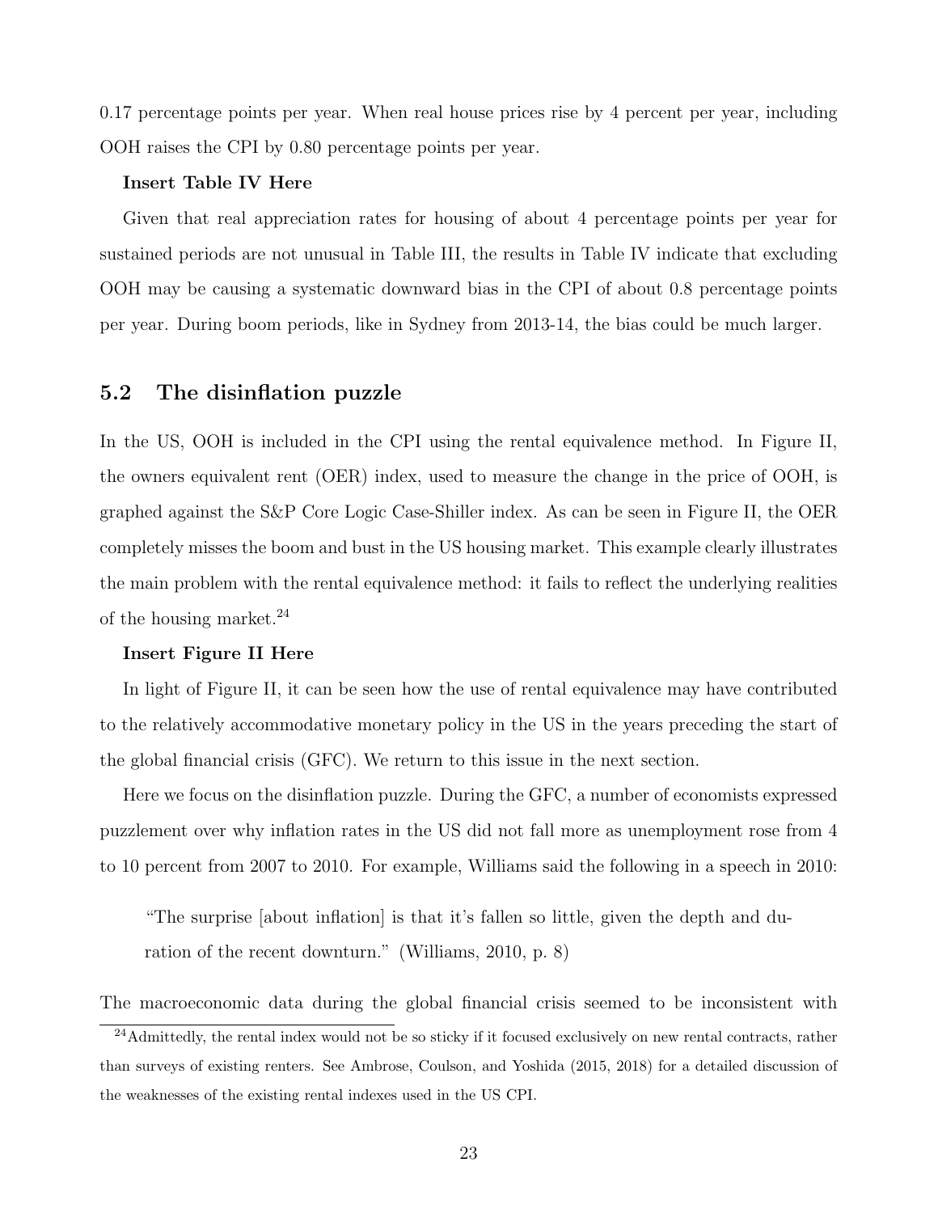0.17 percentage points per year. When real house prices rise by 4 percent per year, including OOH raises the CPI by 0.80 percentage points per year.

**Insert Table IV Here**

Given that real appreciation rates for housing of about 4 percentage points per year for sustained periods are not unusual in Table III, the results in Table IV indicate that excluding OOH may be causing a systematic downward bias in the CPI of about 0.8 percentage points per year. During boom periods, like in Sydney from 2013-14, the bias could be much larger.

## 5.2 The disinflation puzzle

In the US, OOH is included in the CPI using the rental equivalence method. In Figure II, the owners equivalent rent (OER) index, used to measure the change in the price of OOH, is graphed against the S&P Core Logic Case-Shiller index. As can be seen in Figure II, the OER completely misses the boom and bust in the US housing market. This example clearly illustrates the main problem with the rental equivalence method: it fails to reflect the underlying realities of the housing market.[24]

**Insert Figure II Here**

In light of Figure II, it can be seen how the use of rental equivalence may have contributed to the relatively accommodative monetary policy in the US in the years preceding the start of the global financial crisis (GFC). We return to this issue in the next section.

Here we focus on the disinflation puzzle. During the GFC, a number of economists expressed puzzlement over why inflation rates in the US did not fall more as unemployment rose from 4 to 10 percent from 2007 to 2010. For example, Williams said the following in a speech in 2010:

> "The surprise [about inflation] is that it's fallen so little, given the depth and duration of the recent downturn." (Williams, 2010, p. 8)

The macroeconomic data during the global financial crisis seemed to be inconsistent with

[24] Admittedly, the rental index would not be so sticky if it focused exclusively on new rental contracts, rather than surveys of existing renters. See Ambrose, Coulson, and Yoshida (2015, 2018) for a detailed discussion of the weaknesses of the existing rental indexes used in the US CPI.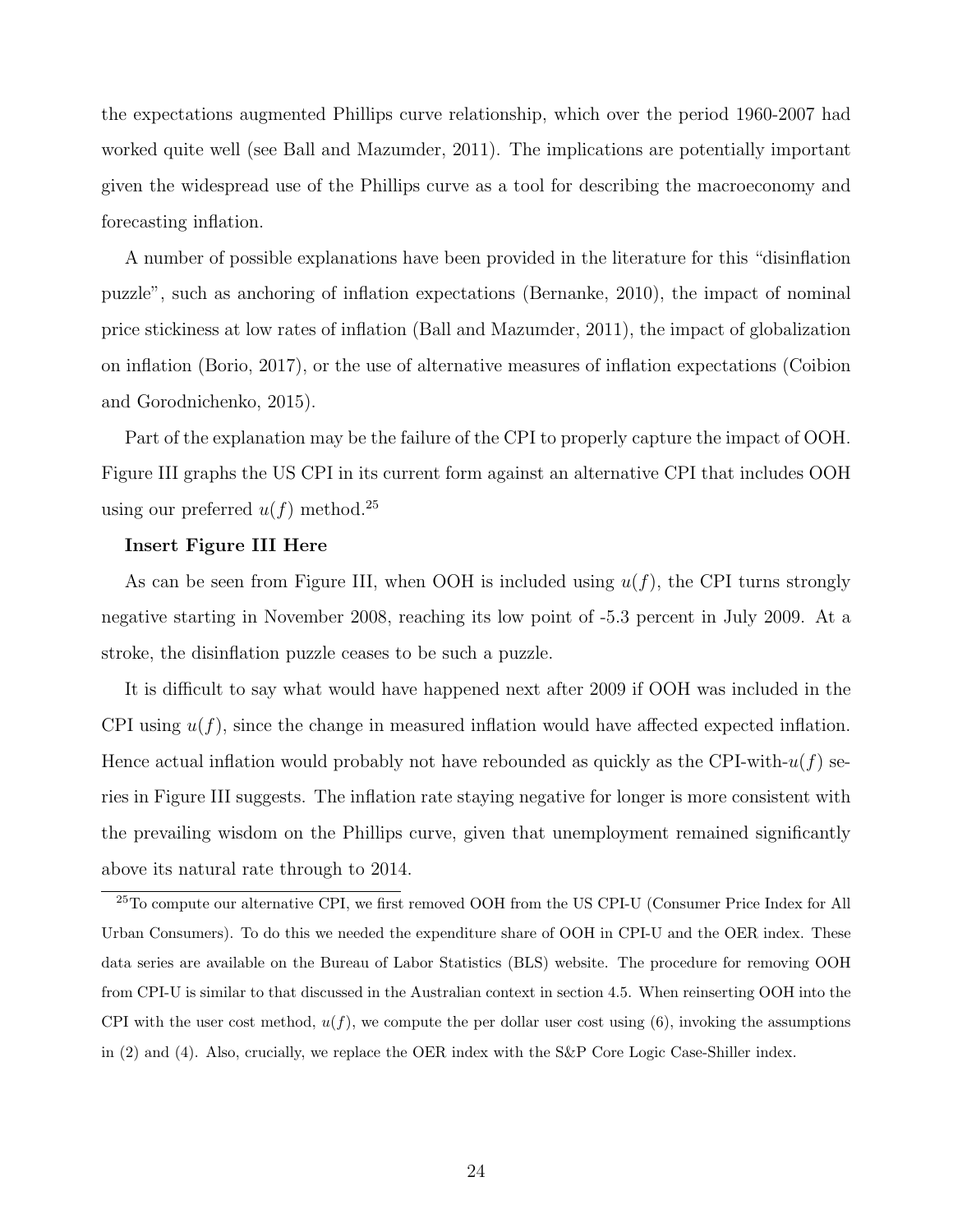the expectations augmented Phillips curve relationship, which over the period 1960-2007 had worked quite well (see Ball and Mazumder, 2011). The implications are potentially important given the widespread use of the Phillips curve as a tool for describing the macroeconomy and forecasting inflation.

A number of possible explanations have been provided in the literature for this "disinflation puzzle", such as anchoring of inflation expectations (Bernanke, 2010), the impact of nominal price stickiness at low rates of inflation (Ball and Mazumder, 2011), the impact of globalization on inflation (Borio, 2017), or the use of alternative measures of inflation expectations (Coibion and Gorodnichenko, 2015).

Part of the explanation may be the failure of the CPI to properly capture the impact of OOH. Figure III graphs the US CPI in its current form against an alternative CPI that includes OOH using our preferred $u(f)$ method.[25]

**Insert Figure III Here**

As can be seen from Figure III, when OOH is included using $u(f)$, the CPI turns strongly negative starting in November 2008, reaching its low point of -5.3 percent in July 2009. At a stroke, the disinflation puzzle ceases to be such a puzzle.

It is difficult to say what would have happened next after 2009 if OOH was included in the CPI using $u(f)$, since the change in measured inflation would have affected expected inflation. Hence actual inflation would probably not have rebounded as quickly as the CPI-with-$u(f)$ series in Figure III suggests. The inflation rate staying negative for longer is more consistent with the prevailing wisdom on the Phillips curve, given that unemployment remained significantly above its natural rate through to 2014.

[25] To compute our alternative CPI, we first removed OOH from the US CPI-U (Consumer Price Index for All Urban Consumers). To do this we needed the expenditure share of OOH in CPI-U and the OER index. These data series are available on the Bureau of Labor Statistics (BLS) website. The procedure for removing OOH from CPI-U is similar to that discussed in the Australian context in section 4.5. When reinserting OOH into the CPI with the user cost method, $u(f)$, we compute the per dollar user cost using (6), invoking the assumptions in (2) and (4). Also, crucially, we replace the OER index with the S&P Core Logic Case-Shiller index.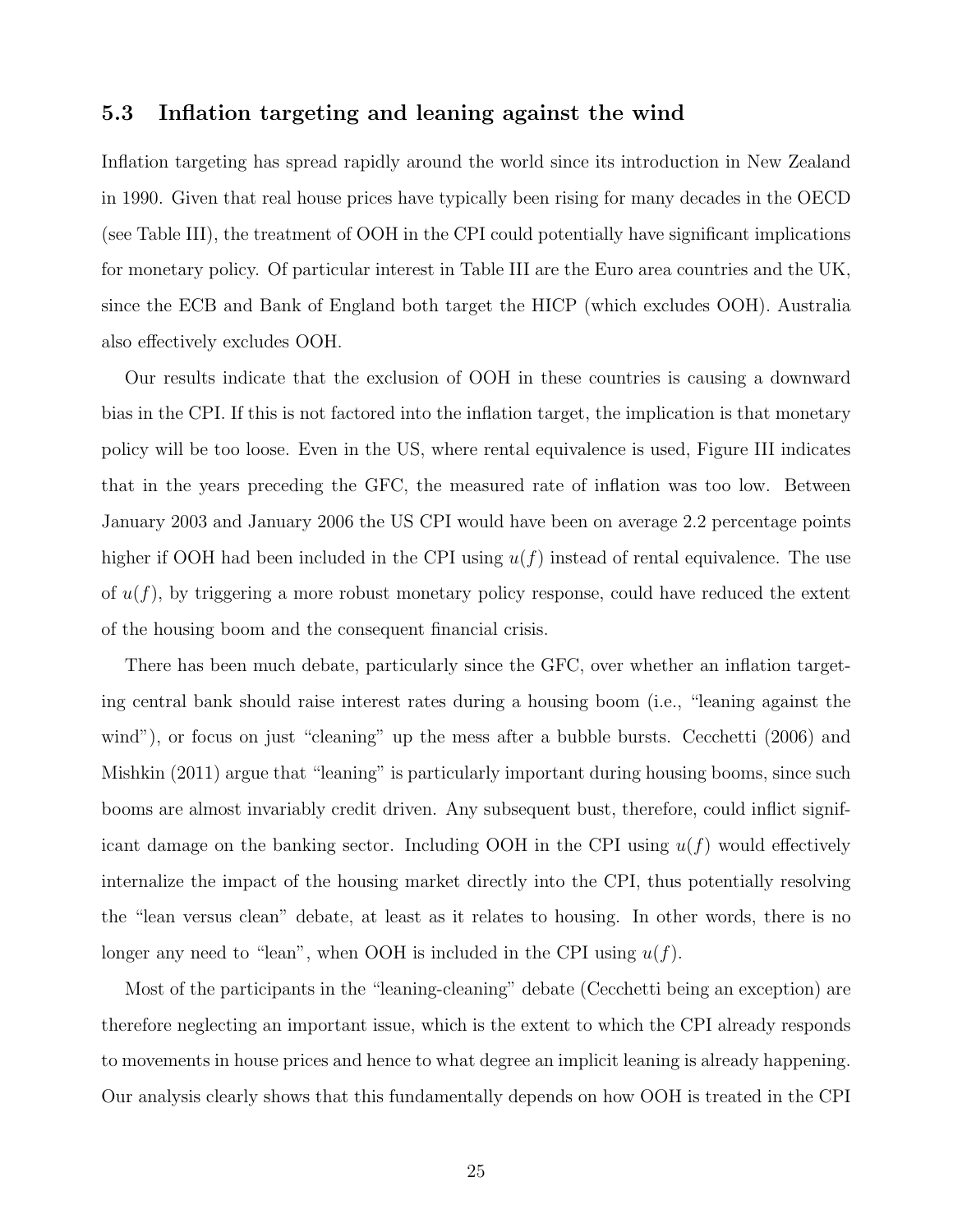### 5.3 Inflation targeting and leaning against the wind

Inflation targeting has spread rapidly around the world since its introduction in New Zealand in 1990. Given that real house prices have typically been rising for many decades in the OECD (see Table III), the treatment of OOH in the CPI could potentially have significant implications for monetary policy. Of particular interest in Table III are the Euro area countries and the UK, since the ECB and Bank of England both target the HICP (which excludes OOH). Australia also effectively excludes OOH.

Our results indicate that the exclusion of OOH in these countries is causing a downward bias in the CPI. If this is not factored into the inflation target, the implication is that monetary policy will be too loose. Even in the US, where rental equivalence is used, Figure III indicates that in the years preceding the GFC, the measured rate of inflation was too low. Between January 2003 and January 2006 the US CPI would have been on average 2.2 percentage points higher if OOH had been included in the CPI using $u(f)$ instead of rental equivalence. The use of $u(f)$, by triggering a more robust monetary policy response, could have reduced the extent of the housing boom and the consequent financial crisis.

There has been much debate, particularly since the GFC, over whether an inflation targeting central bank should raise interest rates during a housing boom (i.e., "leaning against the wind"), or focus on just "cleaning" up the mess after a bubble bursts. Cecchetti (2006) and Mishkin (2011) argue that "leaning" is particularly important during housing booms, since such booms are almost invariably credit driven. Any subsequent bust, therefore, could inflict significant damage on the banking sector. Including OOH in the CPI using $u(f)$ would effectively internalize the impact of the housing market directly into the CPI, thus potentially resolving the "lean versus clean" debate, at least as it relates to housing. In other words, there is no longer any need to "lean", when OOH is included in the CPI using $u(f)$.

Most of the participants in the "leaning-cleaning" debate (Cecchetti being an exception) are therefore neglecting an important issue, which is the extent to which the CPI already responds to movements in house prices and hence to what degree an implicit leaning is already happening. Our analysis clearly shows that this fundamentally depends on how OOH is treated in the CPI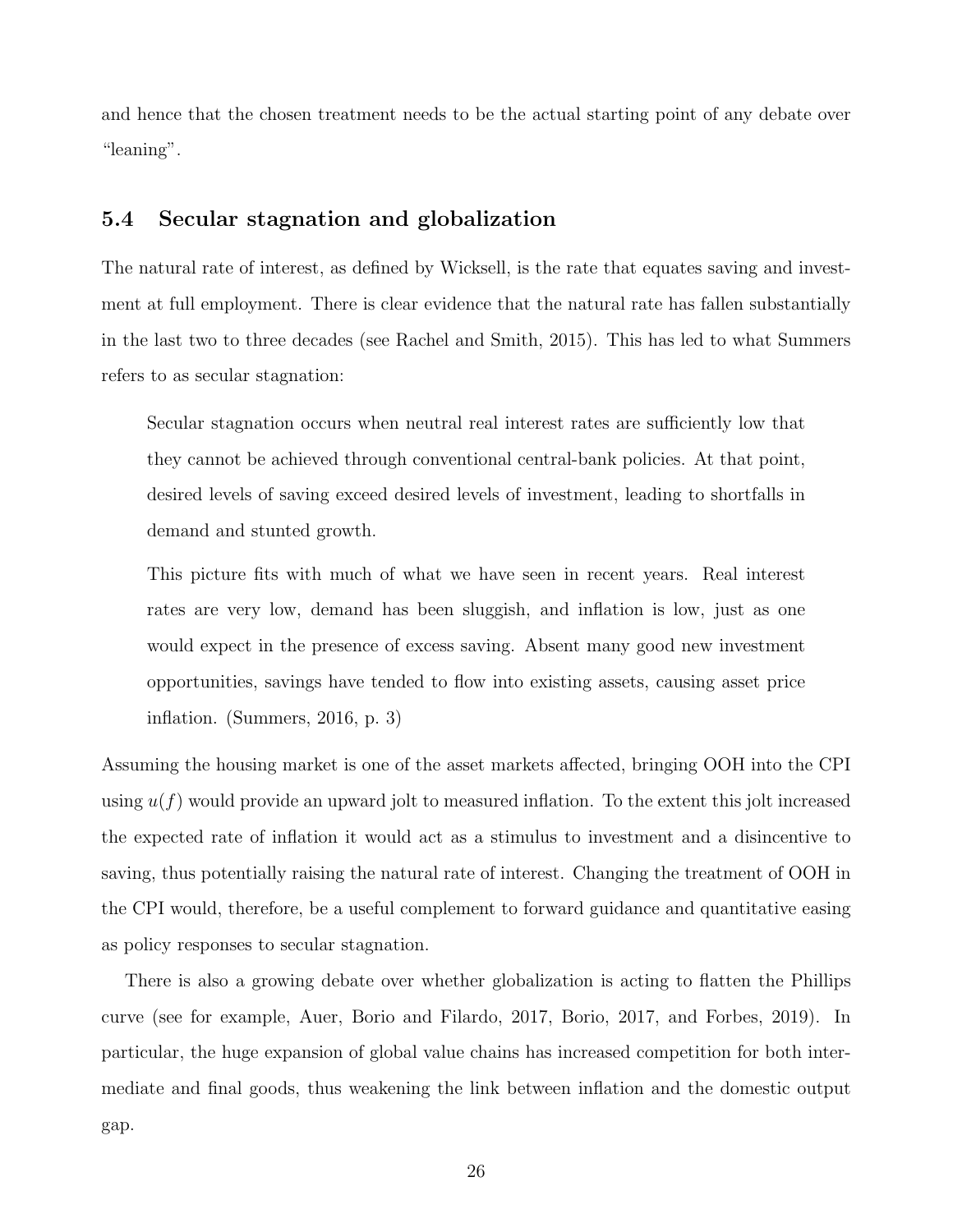and hence that the chosen treatment needs to be the actual starting point of any debate over "leaning".

## 5.4 Secular stagnation and globalization

The natural rate of interest, as defined by Wicksell, is the rate that equates saving and investment at full employment. There is clear evidence that the natural rate has fallen substantially in the last two to three decades (see Rachel and Smith, 2015). This has led to what Summers refers to as secular stagnation:

> Secular stagnation occurs when neutral real interest rates are sufficiently low that they cannot be achieved through conventional central-bank policies. At that point, desired levels of saving exceed desired levels of investment, leading to shortfalls in demand and stunted growth.
>
> This picture fits with much of what we have seen in recent years. Real interest rates are very low, demand has been sluggish, and inflation is low, just as one would expect in the presence of excess saving. Absent many good new investment opportunities, savings have tended to flow into existing assets, causing asset price inflation. (Summers, 2016, p. 3)

Assuming the housing market is one of the asset markets affected, bringing OOH into the CPI using $u(f)$ would provide an upward jolt to measured inflation. To the extent this jolt increased the expected rate of inflation it would act as a stimulus to investment and a disincentive to saving, thus potentially raising the natural rate of interest. Changing the treatment of OOH in the CPI would, therefore, be a useful complement to forward guidance and quantitative easing as policy responses to secular stagnation.

There is also a growing debate over whether globalization is acting to flatten the Phillips curve (see for example, Auer, Borio and Filardo, 2017, Borio, 2017, and Forbes, 2019). In particular, the huge expansion of global value chains has increased competition for both intermediate and final goods, thus weakening the link between inflation and the domestic output gap.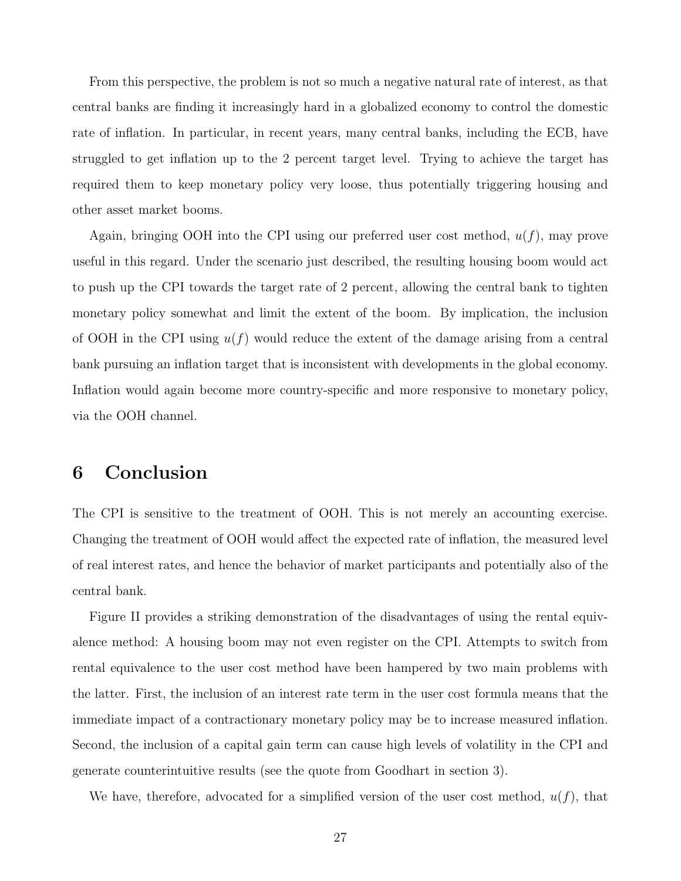From this perspective, the problem is not so much a negative natural rate of interest, as that central banks are finding it increasingly hard in a globalized economy to control the domestic rate of inflation. In particular, in recent years, many central banks, including the ECB, have struggled to get inflation up to the 2 percent target level. Trying to achieve the target has required them to keep monetary policy very loose, thus potentially triggering housing and other asset market booms.

Again, bringing OOH into the CPI using our preferred user cost method, $u(f)$, may prove useful in this regard. Under the scenario just described, the resulting housing boom would act to push up the CPI towards the target rate of 2 percent, allowing the central bank to tighten monetary policy somewhat and limit the extent of the boom. By implication, the inclusion of OOH in the CPI using $u(f)$ would reduce the extent of the damage arising from a central bank pursuing an inflation target that is inconsistent with developments in the global economy. Inflation would again become more country-specific and more responsive to monetary policy, via the OOH channel.

# 6 Conclusion

The CPI is sensitive to the treatment of OOH. This is not merely an accounting exercise. Changing the treatment of OOH would affect the expected rate of inflation, the measured level of real interest rates, and hence the behavior of market participants and potentially also of the central bank.

Figure II provides a striking demonstration of the disadvantages of using the rental equivalence method: A housing boom may not even register on the CPI. Attempts to switch from rental equivalence to the user cost method have been hampered by two main problems with the latter. First, the inclusion of an interest rate term in the user cost formula means that the immediate impact of a contractionary monetary policy may be to increase measured inflation. Second, the inclusion of a capital gain term can cause high levels of volatility in the CPI and generate counterintuitive results (see the quote from Goodhart in section 3).

We have, therefore, advocated for a simplified version of the user cost method, $u(f)$, that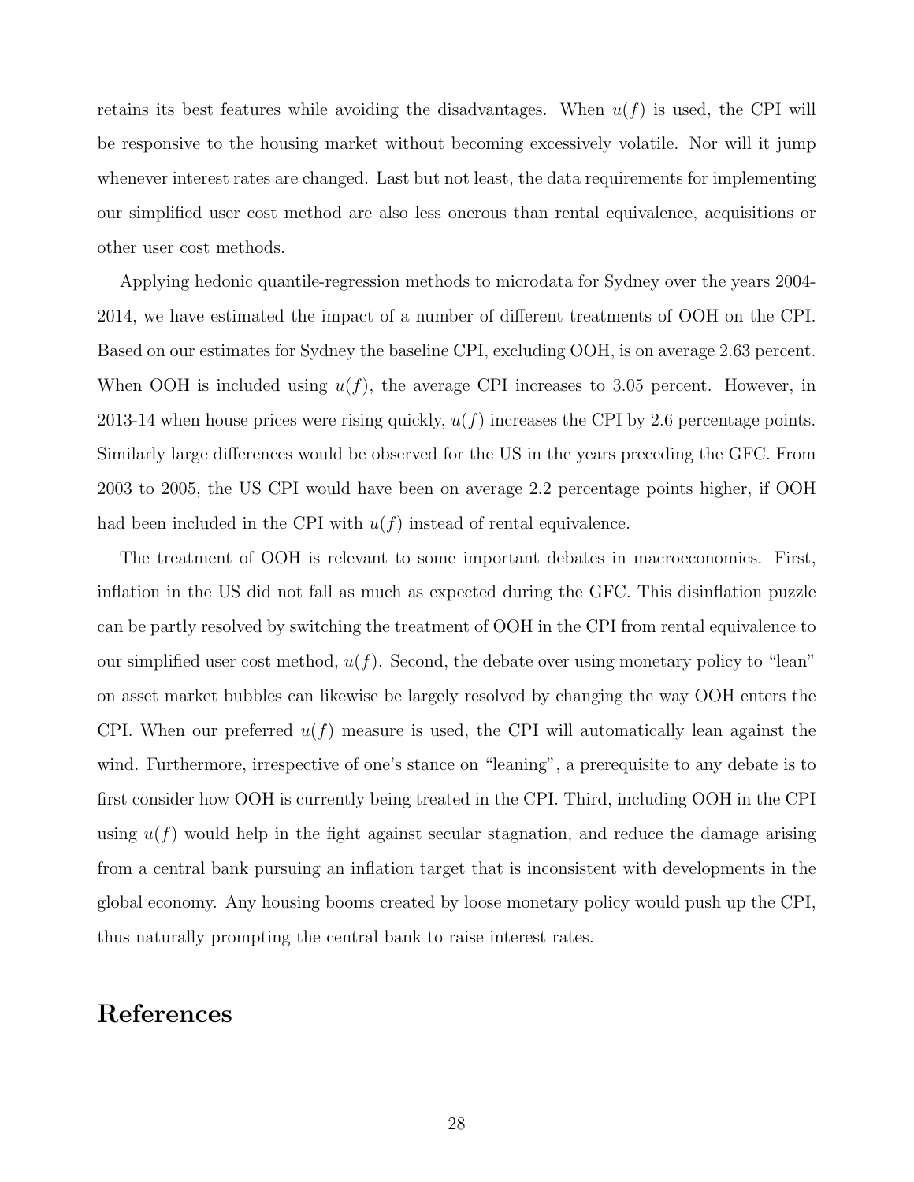retains its best features while avoiding the disadvantages. When $u(f)$ is used, the CPI will be responsive to the housing market without becoming excessively volatile. Nor will it jump whenever interest rates are changed. Last but not least, the data requirements for implementing our simplified user cost method are also less onerous than rental equivalence, acquisitions or other user cost methods.

Applying hedonic quantile-regression methods to microdata for Sydney over the years 2004-2014, we have estimated the impact of a number of different treatments of OOH on the CPI. Based on our estimates for Sydney the baseline CPI, excluding OOH, is on average 2.63 percent. When OOH is included using $u(f)$, the average CPI increases to 3.05 percent. However, in 2013-14 when house prices were rising quickly, $u(f)$ increases the CPI by 2.6 percentage points. Similarly large differences would be observed for the US in the years preceding the GFC. From 2003 to 2005, the US CPI would have been on average 2.2 percentage points higher, if OOH had been included in the CPI with $u(f)$ instead of rental equivalence.

The treatment of OOH is relevant to some important debates in macroeconomics. First, inflation in the US did not fall as much as expected during the GFC. This disinflation puzzle can be partly resolved by switching the treatment of OOH in the CPI from rental equivalence to our simplified user cost method, $u(f)$. Second, the debate over using monetary policy to "lean" on asset market bubbles can likewise be largely resolved by changing the way OOH enters the CPI. When our preferred $u(f)$ measure is used, the CPI will automatically lean against the wind. Furthermore, irrespective of one's stance on "leaning", a prerequisite to any debate is to first consider how OOH is currently being treated in the CPI. Third, including OOH in the CPI using $u(f)$ would help in the fight against secular stagnation, and reduce the damage arising from a central bank pursuing an inflation target that is inconsistent with developments in the global economy. Any housing booms created by loose monetary policy would push up the CPI, thus naturally prompting the central bank to raise interest rates.

# References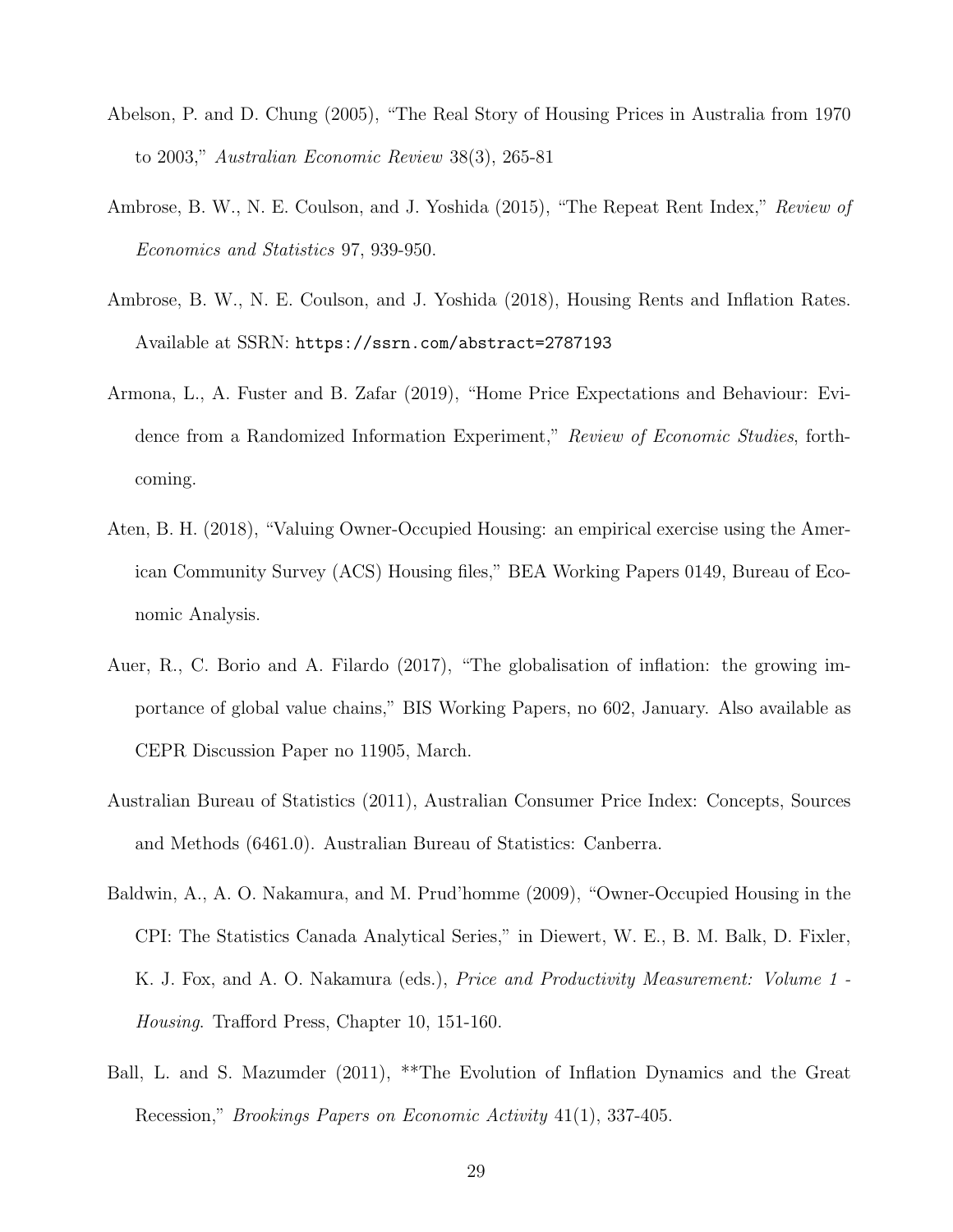Abelson, P. and D. Chung (2005), "The Real Story of Housing Prices in Australia from 1970 to 2003," *Australian Economic Review* 38(3), 265-81

Ambrose, B. W., N. E. Coulson, and J. Yoshida (2015), "The Repeat Rent Index," *Review of Economics and Statistics* 97, 939-950.

Ambrose, B. W., N. E. Coulson, and J. Yoshida (2018), Housing Rents and Inflation Rates. Available at SSRN: `https://ssrn.com/abstract=2787193`

Armona, L., A. Fuster and B. Zafar (2019), "Home Price Expectations and Behaviour: Evidence from a Randomized Information Experiment," *Review of Economic Studies*, forthcoming.

Aten, B. H. (2018), "Valuing Owner-Occupied Housing: an empirical exercise using the American Community Survey (ACS) Housing files," BEA Working Papers 0149, Bureau of Economic Analysis.

Auer, R., C. Borio and A. Filardo (2017), "The globalisation of inflation: the growing importance of global value chains," BIS Working Papers, no 602, January. Also available as CEPR Discussion Paper no 11905, March.

Australian Bureau of Statistics (2011), Australian Consumer Price Index: Concepts, Sources and Methods (6461.0). Australian Bureau of Statistics: Canberra.

Baldwin, A., A. O. Nakamura, and M. Prud'homme (2009), "Owner-Occupied Housing in the CPI: The Statistics Canada Analytical Series," in Diewert, W. E., B. M. Balk, D. Fixler, K. J. Fox, and A. O. Nakamura (eds.), *Price and Productivity Measurement: Volume 1 - Housing*. Trafford Press, Chapter 10, 151-160.

Ball, L. and S. Mazumder (2011), **The Evolution of Inflation Dynamics and the Great Recession," *Brookings Papers on Economic Activity* 41(1), 337-405.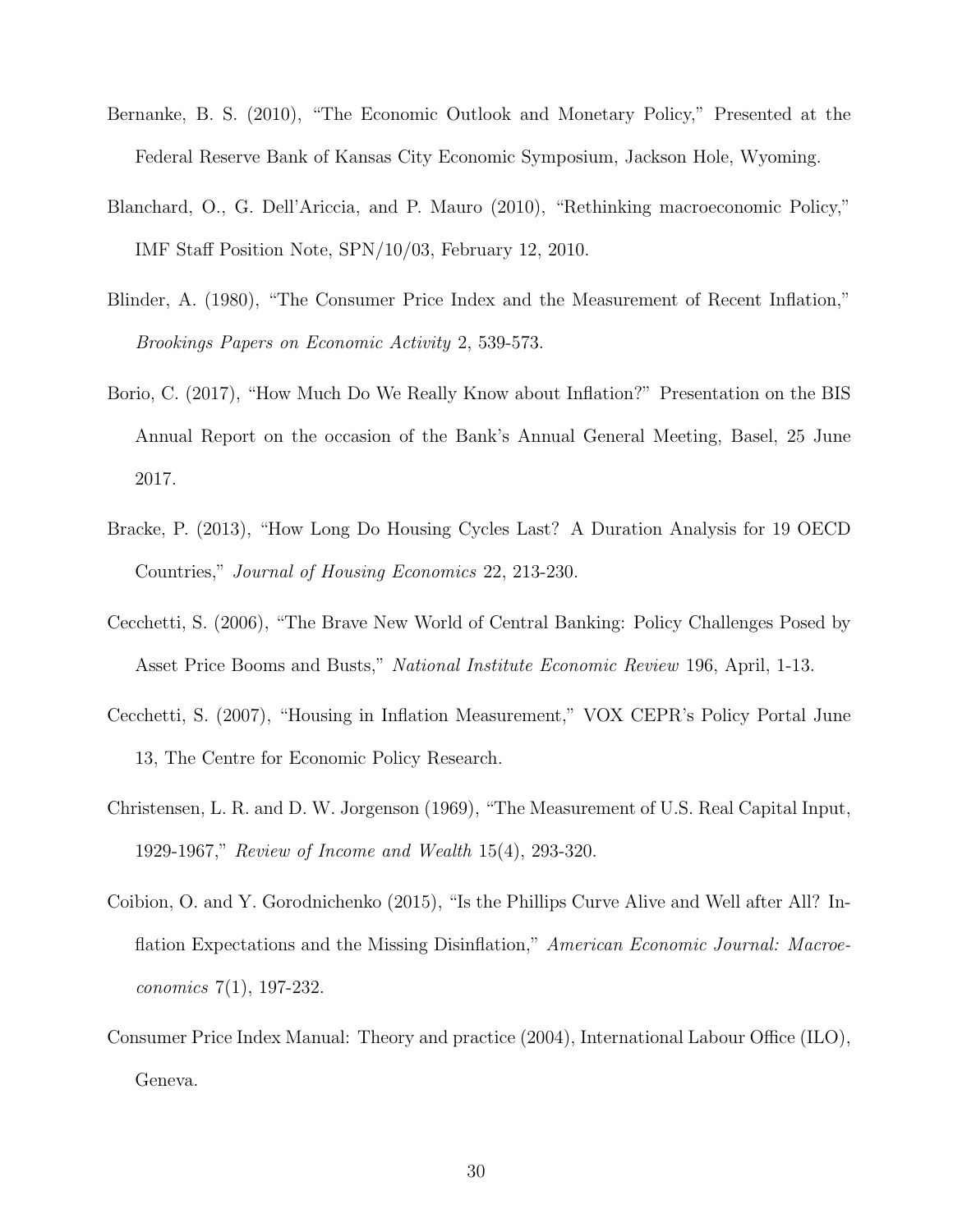Bernanke, B. S. (2010), "The Economic Outlook and Monetary Policy," Presented at the Federal Reserve Bank of Kansas City Economic Symposium, Jackson Hole, Wyoming.

Blanchard, O., G. Dell'Ariccia, and P. Mauro (2010), "Rethinking macroeconomic Policy," IMF Staff Position Note, SPN/10/03, February 12, 2010.

Blinder, A. (1980), "The Consumer Price Index and the Measurement of Recent Inflation," *Brookings Papers on Economic Activity* 2, 539-573.

Borio, C. (2017), "How Much Do We Really Know about Inflation?" Presentation on the BIS Annual Report on the occasion of the Bank's Annual General Meeting, Basel, 25 June 2017.

Bracke, P. (2013), "How Long Do Housing Cycles Last? A Duration Analysis for 19 OECD Countries," *Journal of Housing Economics* 22, 213-230.

Cecchetti, S. (2006), "The Brave New World of Central Banking: Policy Challenges Posed by Asset Price Booms and Busts," *National Institute Economic Review* 196, April, 1-13.

Cecchetti, S. (2007), "Housing in Inflation Measurement," VOX CEPR's Policy Portal June 13, The Centre for Economic Policy Research.

Christensen, L. R. and D. W. Jorgenson (1969), "The Measurement of U.S. Real Capital Input, 1929-1967," *Review of Income and Wealth* 15(4), 293-320.

Coibion, O. and Y. Gorodnichenko (2015), "Is the Phillips Curve Alive and Well after All? Inflation Expectations and the Missing Disinflation," *American Economic Journal: Macroeconomics* 7(1), 197-232.

Consumer Price Index Manual: Theory and practice (2004), International Labour Office (ILO), Geneva.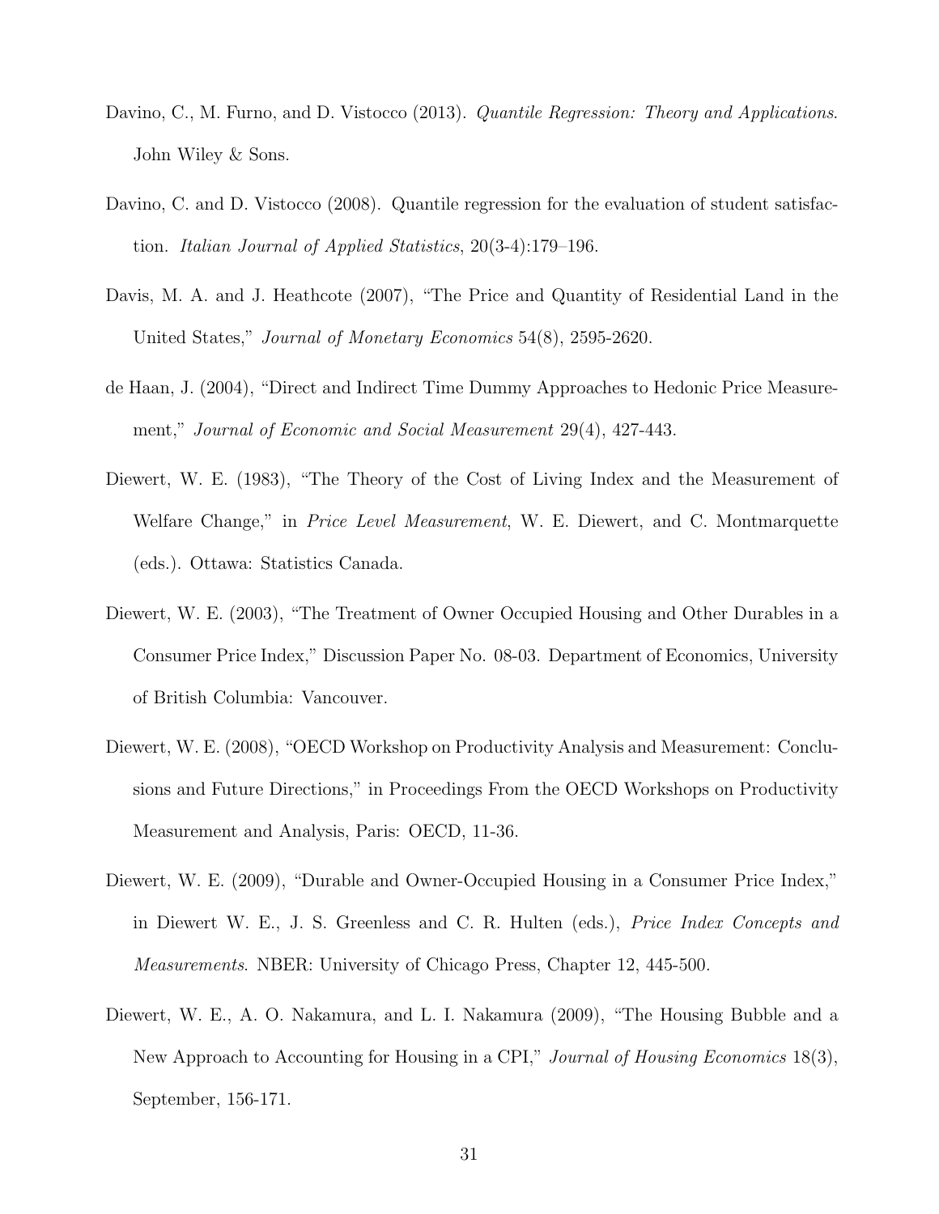Davino, C., M. Furno, and D. Vistocco (2013). *Quantile Regression: Theory and Applications*. John Wiley & Sons.

Davino, C. and D. Vistocco (2008). Quantile regression for the evaluation of student satisfaction. *Italian Journal of Applied Statistics*, 20(3-4):179–196.

Davis, M. A. and J. Heathcote (2007), "The Price and Quantity of Residential Land in the United States," *Journal of Monetary Economics* 54(8), 2595-2620.

de Haan, J. (2004), "Direct and Indirect Time Dummy Approaches to Hedonic Price Measurement," *Journal of Economic and Social Measurement* 29(4), 427-443.

Diewert, W. E. (1983), "The Theory of the Cost of Living Index and the Measurement of Welfare Change," in *Price Level Measurement*, W. E. Diewert, and C. Montmarquette (eds.). Ottawa: Statistics Canada.

Diewert, W. E. (2003), "The Treatment of Owner Occupied Housing and Other Durables in a Consumer Price Index," Discussion Paper No. 08-03. Department of Economics, University of British Columbia: Vancouver.

Diewert, W. E. (2008), "OECD Workshop on Productivity Analysis and Measurement: Conclusions and Future Directions," in Proceedings From the OECD Workshops on Productivity Measurement and Analysis, Paris: OECD, 11-36.

Diewert, W. E. (2009), "Durable and Owner-Occupied Housing in a Consumer Price Index," in Diewert W. E., J. S. Greenless and C. R. Hulten (eds.), *Price Index Concepts and Measurements*. NBER: University of Chicago Press, Chapter 12, 445-500.

Diewert, W. E., A. O. Nakamura, and L. I. Nakamura (2009), "The Housing Bubble and a New Approach to Accounting for Housing in a CPI," *Journal of Housing Economics* 18(3), September, 156-171.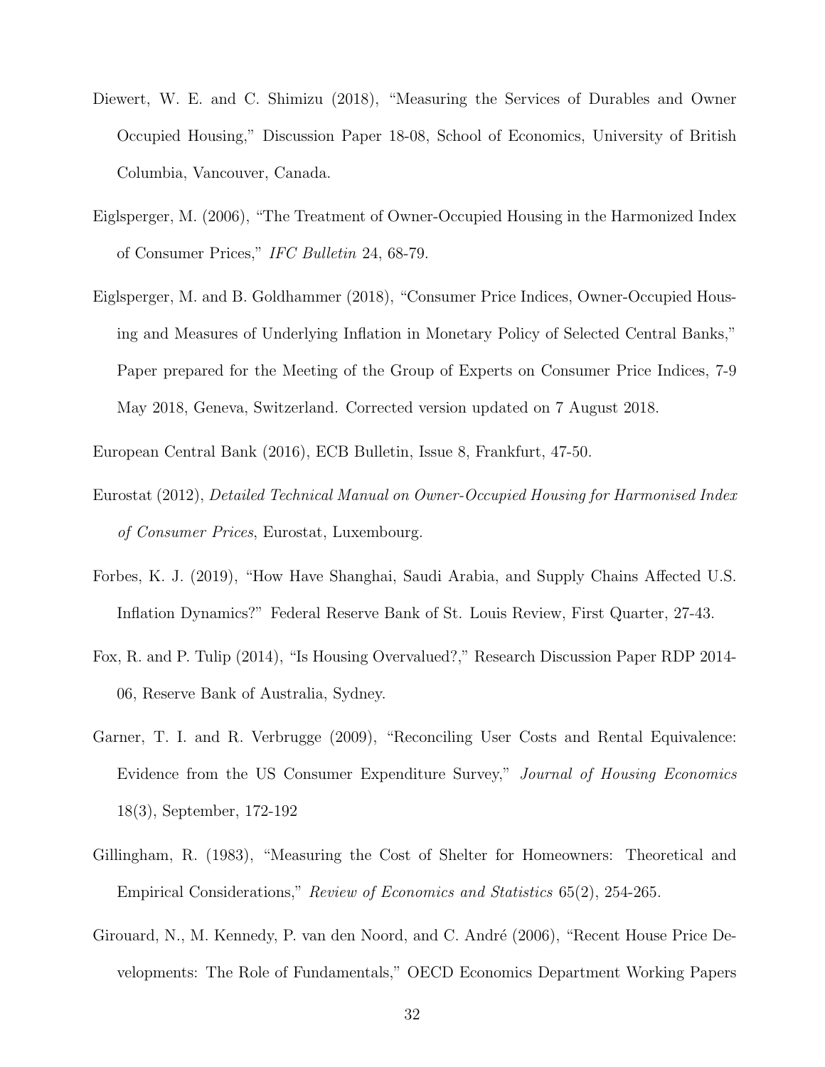Diewert, W. E. and C. Shimizu (2018), "Measuring the Services of Durables and Owner Occupied Housing," Discussion Paper 18-08, School of Economics, University of British Columbia, Vancouver, Canada.

Eiglsperger, M. (2006), "The Treatment of Owner-Occupied Housing in the Harmonized Index of Consumer Prices," *IFC Bulletin* 24, 68-79.

Eiglsperger, M. and B. Goldhammer (2018), "Consumer Price Indices, Owner-Occupied Housing and Measures of Underlying Inflation in Monetary Policy of Selected Central Banks," Paper prepared for the Meeting of the Group of Experts on Consumer Price Indices, 7-9 May 2018, Geneva, Switzerland. Corrected version updated on 7 August 2018.

European Central Bank (2016), ECB Bulletin, Issue 8, Frankfurt, 47-50.

Eurostat (2012), *Detailed Technical Manual on Owner-Occupied Housing for Harmonised Index of Consumer Prices*, Eurostat, Luxembourg.

Forbes, K. J. (2019), "How Have Shanghai, Saudi Arabia, and Supply Chains Affected U.S. Inflation Dynamics?" Federal Reserve Bank of St. Louis Review, First Quarter, 27-43.

Fox, R. and P. Tulip (2014), "Is Housing Overvalued?," Research Discussion Paper RDP 2014-06, Reserve Bank of Australia, Sydney.

Garner, T. I. and R. Verbrugge (2009), "Reconciling User Costs and Rental Equivalence: Evidence from the US Consumer Expenditure Survey," *Journal of Housing Economics* 18(3), September, 172-192

Gillingham, R. (1983), "Measuring the Cost of Shelter for Homeowners: Theoretical and Empirical Considerations," *Review of Economics and Statistics* 65(2), 254-265.

Girouard, N., M. Kennedy, P. van den Noord, and C. André (2006), "Recent House Price Developments: The Role of Fundamentals," OECD Economics Department Working Papers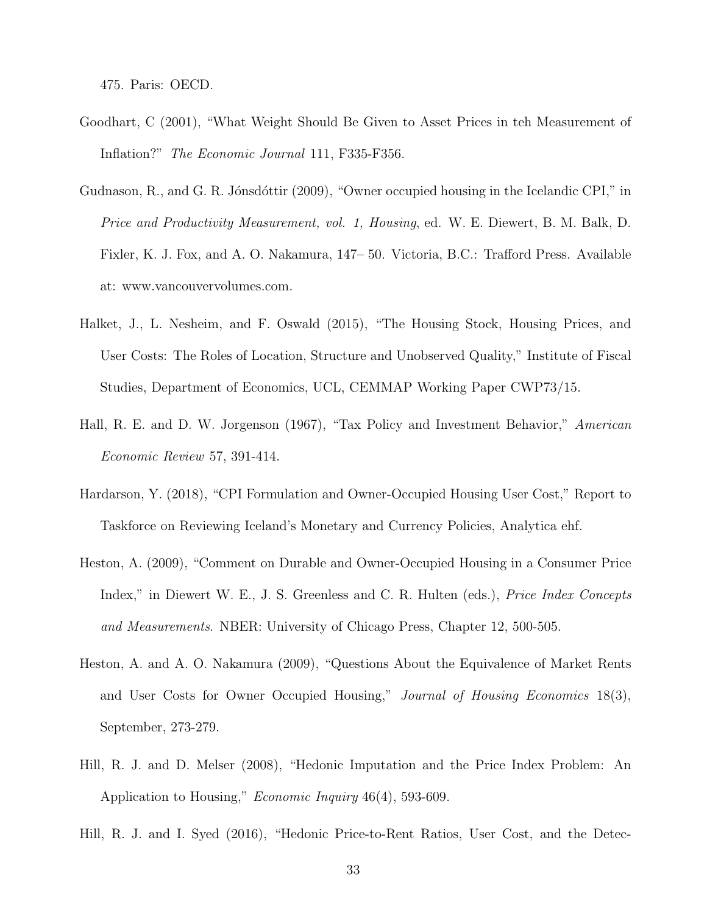475. Paris: OECD.

Goodhart, C (2001), "What Weight Should Be Given to Asset Prices in teh Measurement of Inflation?" *The Economic Journal* 111, F335-F356.

Gudnason, R., and G. R. Jónsdóttir (2009), "Owner occupied housing in the Icelandic CPI," in *Price and Productivity Measurement, vol. 1, Housing*, ed. W. E. Diewert, B. M. Balk, D. Fixler, K. J. Fox, and A. O. Nakamura, 147– 50. Victoria, B.C.: Trafford Press. Available at: www.vancouvervolumes.com.

Halket, J., L. Nesheim, and F. Oswald (2015), "The Housing Stock, Housing Prices, and User Costs: The Roles of Location, Structure and Unobserved Quality," Institute of Fiscal Studies, Department of Economics, UCL, CEMMAP Working Paper CWP73/15.

Hall, R. E. and D. W. Jorgenson (1967), "Tax Policy and Investment Behavior," *American Economic Review* 57, 391-414.

Hardarson, Y. (2018), "CPI Formulation and Owner-Occupied Housing User Cost," Report to Taskforce on Reviewing Iceland's Monetary and Currency Policies, Analytica ehf.

Heston, A. (2009), "Comment on Durable and Owner-Occupied Housing in a Consumer Price Index," in Diewert W. E., J. S. Greenless and C. R. Hulten (eds.), *Price Index Concepts and Measurements*. NBER: University of Chicago Press, Chapter 12, 500-505.

Heston, A. and A. O. Nakamura (2009), "Questions About the Equivalence of Market Rents and User Costs for Owner Occupied Housing," *Journal of Housing Economics* 18(3), September, 273-279.

Hill, R. J. and D. Melser (2008), "Hedonic Imputation and the Price Index Problem: An Application to Housing," *Economic Inquiry* 46(4), 593-609.

Hill, R. J. and I. Syed (2016), "Hedonic Price-to-Rent Ratios, User Cost, and the Detec-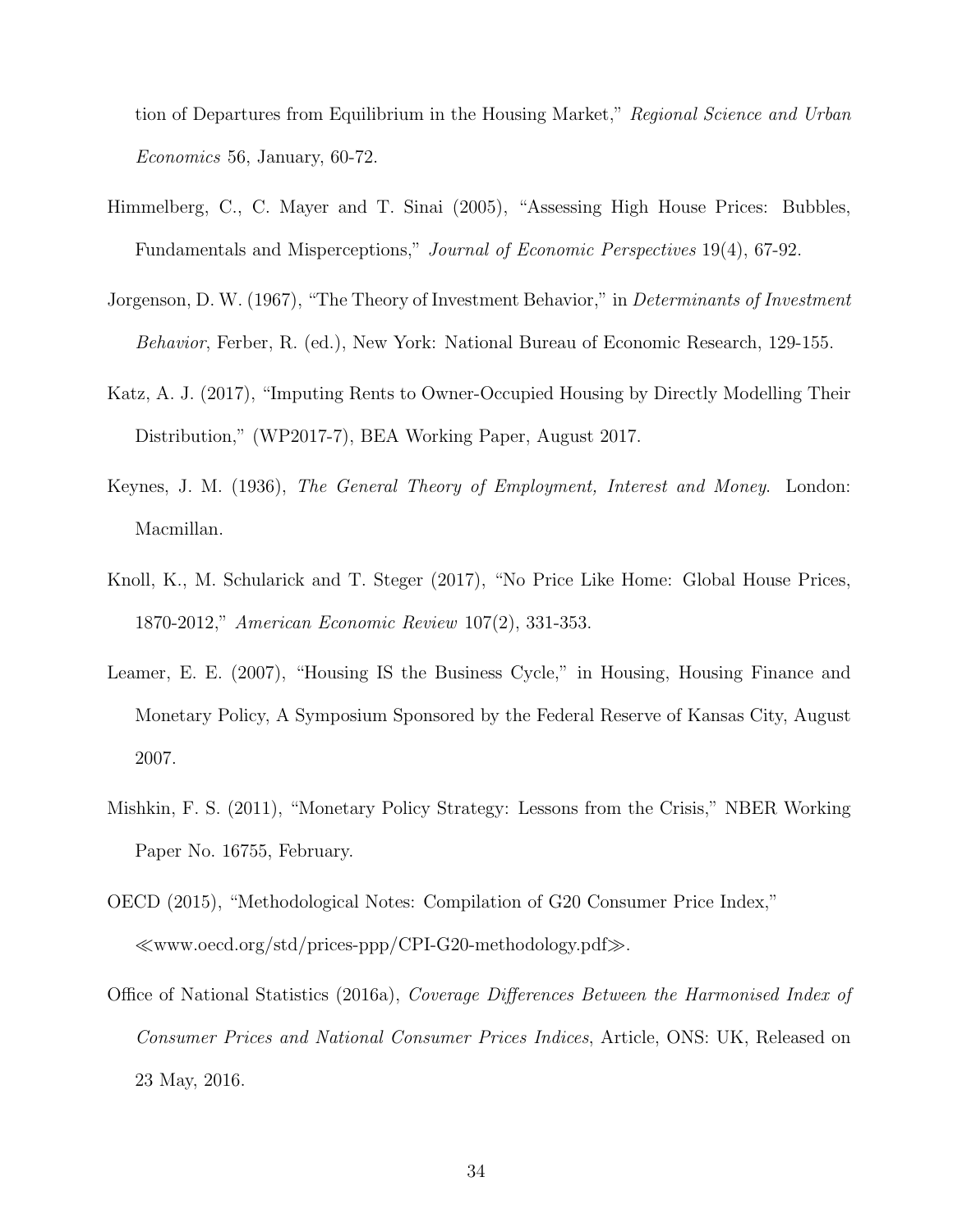tion of Departures from Equilibrium in the Housing Market," *Regional Science and Urban Economics* 56, January, 60-72.

Himmelberg, C., C. Mayer and T. Sinai (2005), "Assessing High House Prices: Bubbles, Fundamentals and Misperceptions," *Journal of Economic Perspectives* 19(4), 67-92.

Jorgenson, D. W. (1967), "The Theory of Investment Behavior," in *Determinants of Investment Behavior*, Ferber, R. (ed.), New York: National Bureau of Economic Research, 129-155.

Katz, A. J. (2017), "Imputing Rents to Owner-Occupied Housing by Directly Modelling Their Distribution," (WP2017-7), BEA Working Paper, August 2017.

Keynes, J. M. (1936), *The General Theory of Employment, Interest and Money.* London: Macmillan.

Knoll, K., M. Schularick and T. Steger (2017), "No Price Like Home: Global House Prices, 1870-2012," *American Economic Review* 107(2), 331-353.

Leamer, E. E. (2007), "Housing IS the Business Cycle," in Housing, Housing Finance and Monetary Policy, A Symposium Sponsored by the Federal Reserve of Kansas City, August 2007.

Mishkin, F. S. (2011), "Monetary Policy Strategy: Lessons from the Crisis," NBER Working Paper No. 16755, February.

OECD (2015), "Methodological Notes: Compilation of G20 Consumer Price Index," ≪www.oecd.org/std/prices-ppp/CPI-G20-methodology.pdf≫.

Office of National Statistics (2016a), *Coverage Differences Between the Harmonised Index of Consumer Prices and National Consumer Prices Indices*, Article, ONS: UK, Released on 23 May, 2016.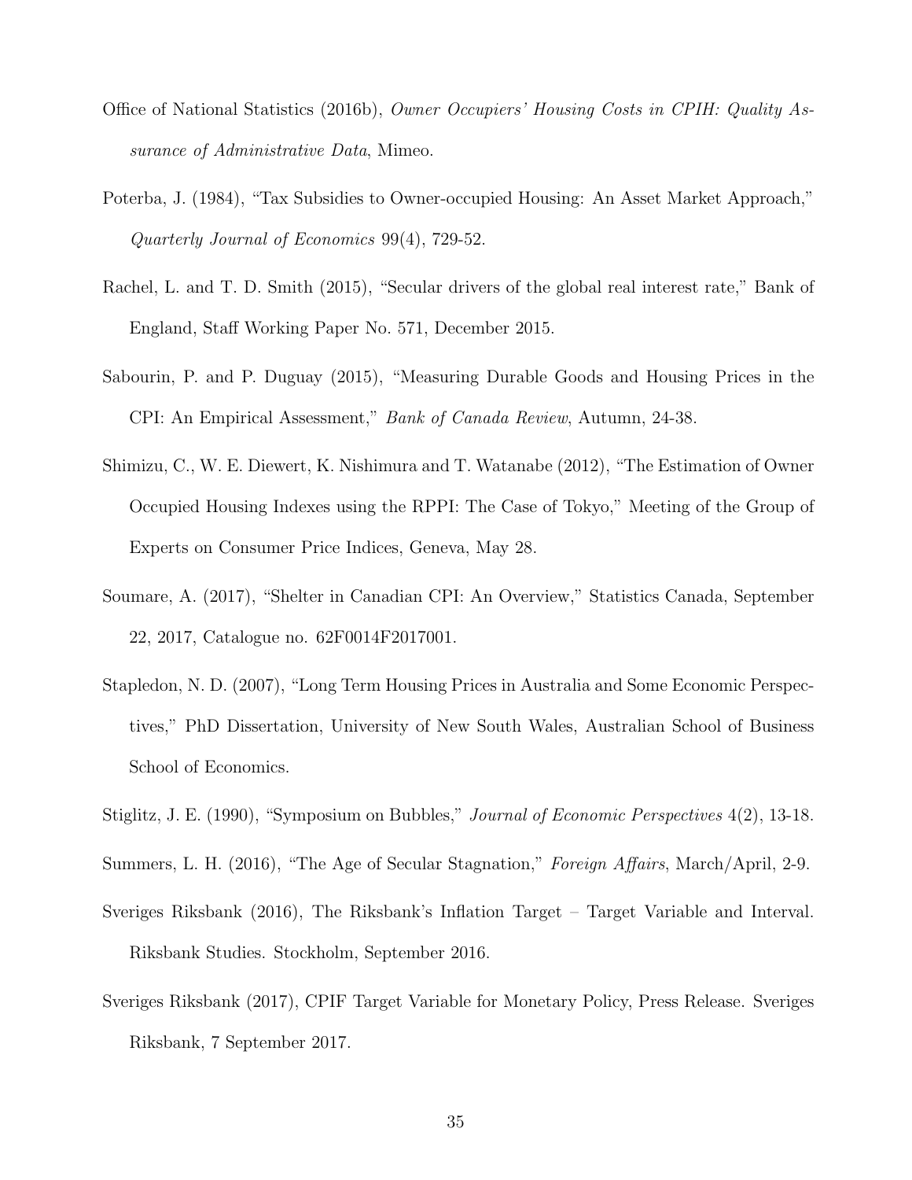Office of National Statistics (2016b), *Owner Occupiers' Housing Costs in CPIH: Quality Assurance of Administrative Data*, Mimeo.

Poterba, J. (1984), "Tax Subsidies to Owner-occupied Housing: An Asset Market Approach," *Quarterly Journal of Economics* 99(4), 729-52.

Rachel, L. and T. D. Smith (2015), "Secular drivers of the global real interest rate," Bank of England, Staff Working Paper No. 571, December 2015.

Sabourin, P. and P. Duguay (2015), "Measuring Durable Goods and Housing Prices in the CPI: An Empirical Assessment," *Bank of Canada Review*, Autumn, 24-38.

Shimizu, C., W. E. Diewert, K. Nishimura and T. Watanabe (2012), "The Estimation of Owner Occupied Housing Indexes using the RPPI: The Case of Tokyo," Meeting of the Group of Experts on Consumer Price Indices, Geneva, May 28.

Soumare, A. (2017), "Shelter in Canadian CPI: An Overview," Statistics Canada, September 22, 2017, Catalogue no. 62F0014F2017001.

Stapledon, N. D. (2007), "Long Term Housing Prices in Australia and Some Economic Perspectives," PhD Dissertation, University of New South Wales, Australian School of Business School of Economics.

Stiglitz, J. E. (1990), "Symposium on Bubbles," *Journal of Economic Perspectives* 4(2), 13-18.

Summers, L. H. (2016), "The Age of Secular Stagnation," *Foreign Affairs*, March/April, 2-9.

Sveriges Riksbank (2016), The Riksbank's Inflation Target – Target Variable and Interval. Riksbank Studies. Stockholm, September 2016.

Sveriges Riksbank (2017), CPIF Target Variable for Monetary Policy, Press Release. Sveriges Riksbank, 7 September 2017.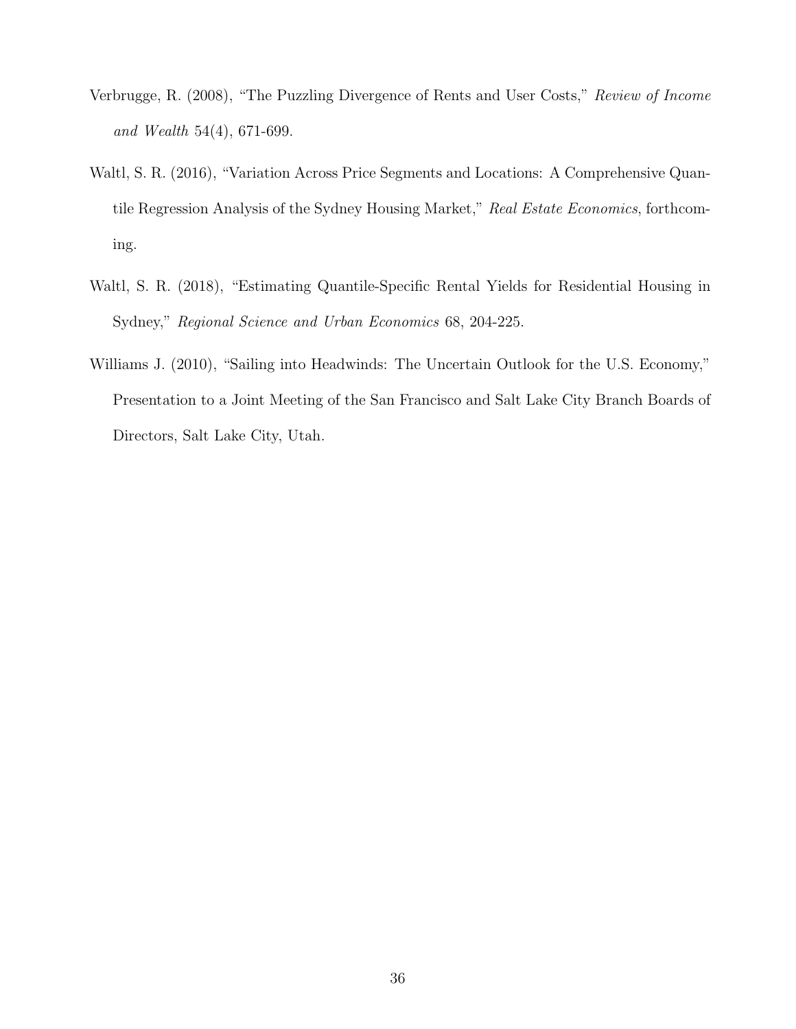Verbrugge, R. (2008), "The Puzzling Divergence of Rents and User Costs," *Review of Income and Wealth* 54(4), 671-699.

Waltl, S. R. (2016), "Variation Across Price Segments and Locations: A Comprehensive Quantile Regression Analysis of the Sydney Housing Market," *Real Estate Economics*, forthcoming.

Waltl, S. R. (2018), "Estimating Quantile-Specific Rental Yields for Residential Housing in Sydney," *Regional Science and Urban Economics* 68, 204-225.

Williams J. (2010), "Sailing into Headwinds: The Uncertain Outlook for the U.S. Economy," Presentation to a Joint Meeting of the San Francisco and Salt Lake City Branch Boards of Directors, Salt Lake City, Utah.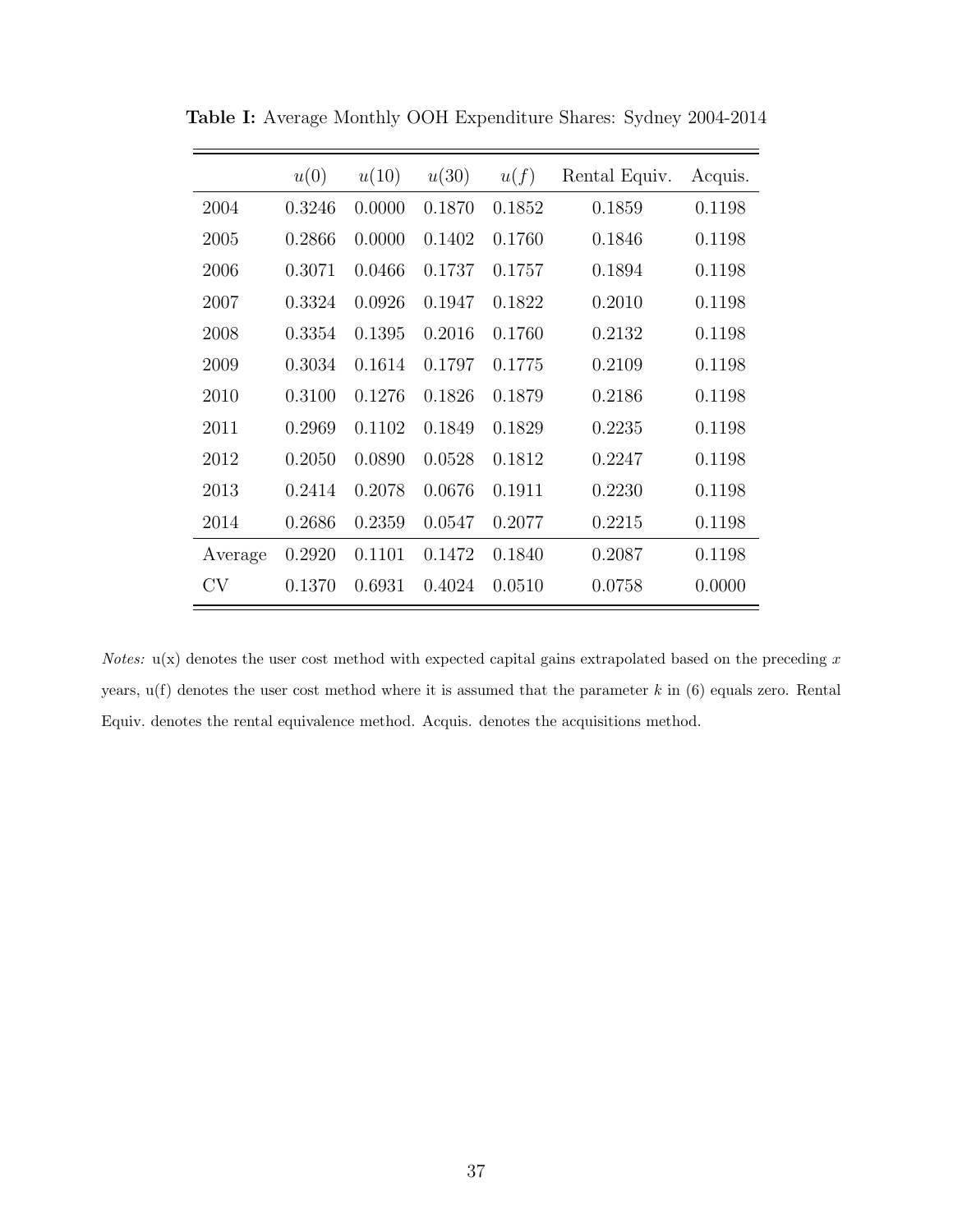**Table I:** Average Monthly OOH Expenditure Shares: Sydney 2004-2014

| | $u(0)$ | $u(10)$ | $u(30)$ | $u(f)$ | Rental Equiv. | Acquis. |
|---|---|---|---|---|---|---|
| 2004 | 0.3246 | 0.0000 | 0.1870 | 0.1852 | 0.1859 | 0.1198 |
| 2005 | 0.2866 | 0.0000 | 0.1402 | 0.1760 | 0.1846 | 0.1198 |
| 2006 | 0.3071 | 0.0466 | 0.1737 | 0.1757 | 0.1894 | 0.1198 |
| 2007 | 0.3324 | 0.0926 | 0.1947 | 0.1822 | 0.2010 | 0.1198 |
| 2008 | 0.3354 | 0.1395 | 0.2016 | 0.1760 | 0.2132 | 0.1198 |
| 2009 | 0.3034 | 0.1614 | 0.1797 | 0.1775 | 0.2109 | 0.1198 |
| 2010 | 0.3100 | 0.1276 | 0.1826 | 0.1879 | 0.2186 | 0.1198 |
| 2011 | 0.2969 | 0.1102 | 0.1849 | 0.1829 | 0.2235 | 0.1198 |
| 2012 | 0.2050 | 0.0890 | 0.0528 | 0.1812 | 0.2247 | 0.1198 |
| 2013 | 0.2414 | 0.2078 | 0.0676 | 0.1911 | 0.2230 | 0.1198 |
| 2014 | 0.2686 | 0.2359 | 0.0547 | 0.2077 | 0.2215 | 0.1198 |
| Average | 0.2920 | 0.1101 | 0.1472 | 0.1840 | 0.2087 | 0.1198 |
| CV | 0.1370 | 0.6931 | 0.4024 | 0.0510 | 0.0758 | 0.0000 |

*Notes:* u(x) denotes the user cost method with expected capital gains extrapolated based on the preceding $x$ years, u(f) denotes the user cost method where it is assumed that the parameter $k$ in (6) equals zero. Rental Equiv. denotes the rental equivalence method. Acquis. denotes the acquisitions method.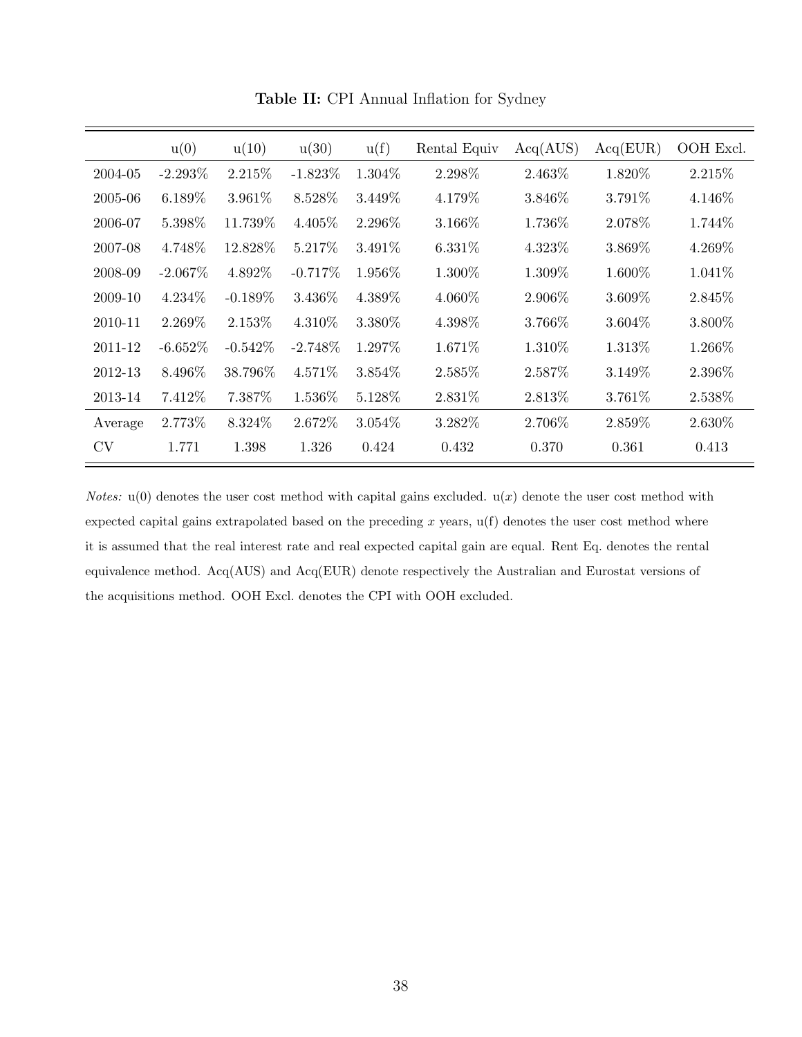**Table II:** CPI Annual Inflation for Sydney

| | u(0) | u(10) | u(30) | u(f) | Rental Equiv | Acq(AUS) | Acq(EUR) | OOH Excl. |
|---|---|---|---|---|---|---|---|---|
| 2004-05 | -2.293% | 2.215% | -1.823% | 1.304% | 2.298% | 2.463% | 1.820% | 2.215% |
| 2005-06 | 6.189% | 3.961% | 8.528% | 3.449% | 4.179% | 3.846% | 3.791% | 4.146% |
| 2006-07 | 5.398% | 11.739% | 4.405% | 2.296% | 3.166% | 1.736% | 2.078% | 1.744% |
| 2007-08 | 4.748% | 12.828% | 5.217% | 3.491% | 6.331% | 4.323% | 3.869% | 4.269% |
| 2008-09 | -2.067% | 4.892% | -0.717% | 1.956% | 1.300% | 1.309% | 1.600% | 1.041% |
| 2009-10 | 4.234% | -0.189% | 3.436% | 4.389% | 4.060% | 2.906% | 3.609% | 2.845% |
| 2010-11 | 2.269% | 2.153% | 4.310% | 3.380% | 4.398% | 3.766% | 3.604% | 3.800% |
| 2011-12 | -6.652% | -0.542% | -2.748% | 1.297% | 1.671% | 1.310% | 1.313% | 1.266% |
| 2012-13 | 8.496% | 38.796% | 4.571% | 3.854% | 2.585% | 2.587% | 3.149% | 2.396% |
| 2013-14 | 7.412% | 7.387% | 1.536% | 5.128% | 2.831% | 2.813% | 3.761% | 2.538% |
| Average | 2.773% | 8.324% | 2.672% | 3.054% | 3.282% | 2.706% | 2.859% | 2.630% |
| CV | 1.771 | 1.398 | 1.326 | 0.424 | 0.432 | 0.370 | 0.361 | 0.413 |

*Notes:* u(0) denotes the user cost method with capital gains excluded. u($x$) denote the user cost method with expected capital gains extrapolated based on the preceding $x$ years, u(f) denotes the user cost method where it is assumed that the real interest rate and real expected capital gain are equal. Rent Eq. denotes the rental equivalence method. Acq(AUS) and Acq(EUR) denote respectively the Australian and Eurostat versions of the acquisitions method. OOH Excl. denotes the CPI with OOH excluded.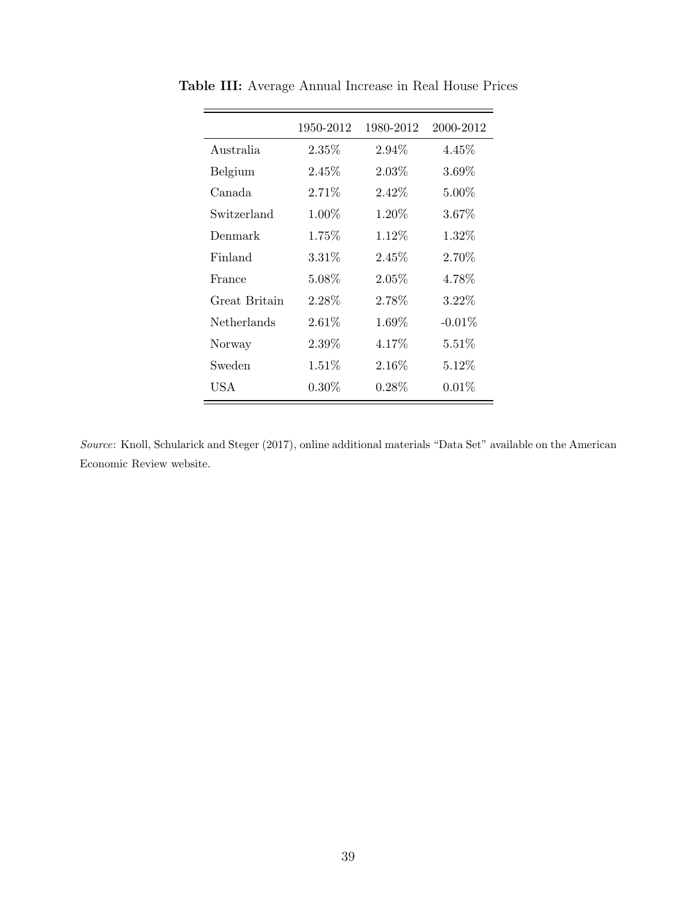**Table III:** Average Annual Increase in Real House Prices

| | 1950-2012 | 1980-2012 | 2000-2012 |
|---|---|---|---|
| Australia | 2.35% | 2.94% | 4.45% |
| Belgium | 2.45% | 2.03% | 3.69% |
| Canada | 2.71% | 2.42% | 5.00% |
| Switzerland | 1.00% | 1.20% | 3.67% |
| Denmark | 1.75% | 1.12% | 1.32% |
| Finland | 3.31% | 2.45% | 2.70% |
| France | 5.08% | 2.05% | 4.78% |
| Great Britain | 2.28% | 2.78% | 3.22% |
| Netherlands | 2.61% | 1.69% | -0.01% |
| Norway | 2.39% | 4.17% | 5.51% |
| Sweden | 1.51% | 2.16% | 5.12% |
| USA | 0.30% | 0.28% | 0.01% |

*Source*: Knoll, Schularick and Steger (2017), online additional materials "Data Set" available on the American Economic Review website.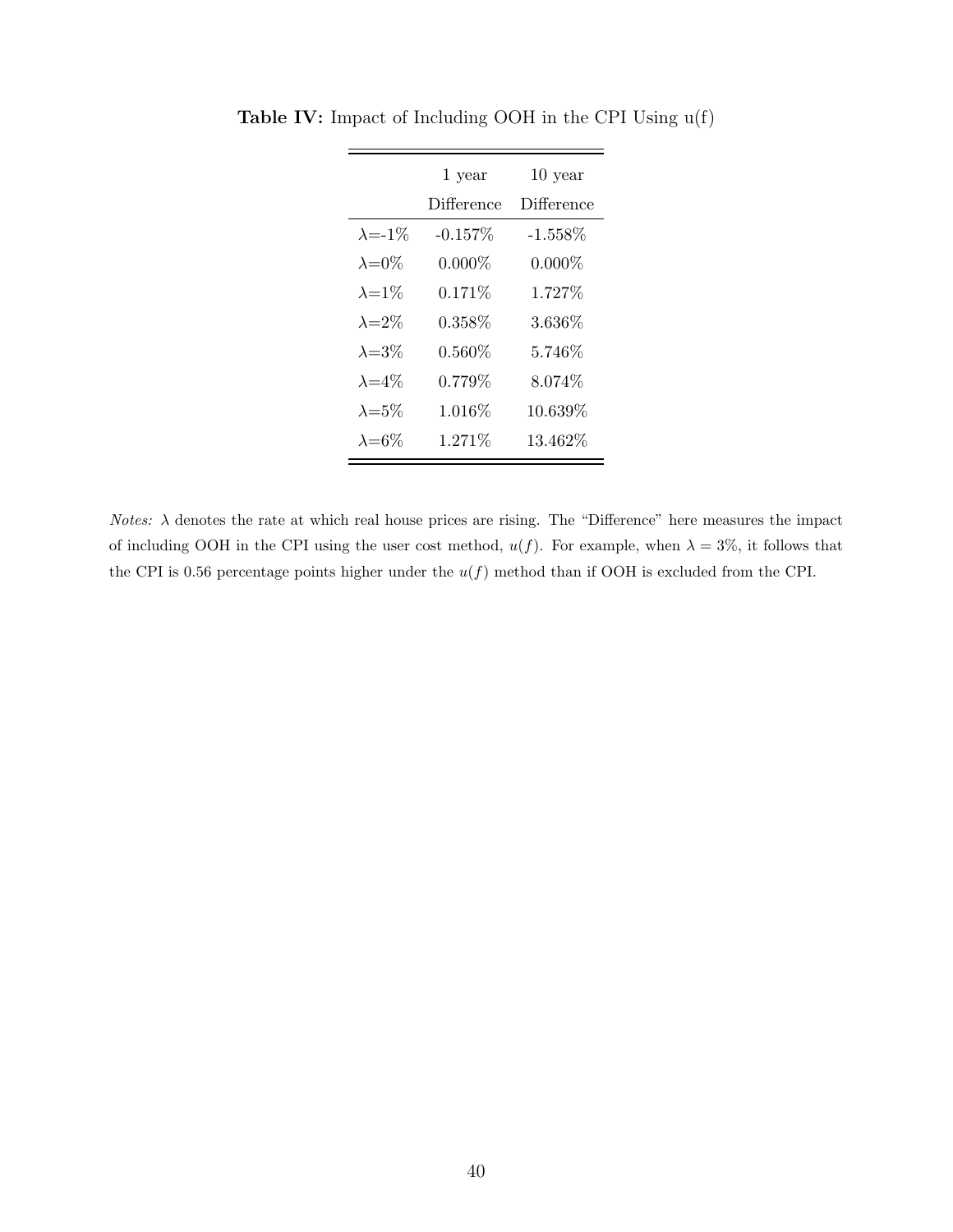**Table IV:** Impact of Including OOH in the CPI Using u(f)

| | 1 year Difference | 10 year Difference |
|---|---|---|
| $\lambda$=-1% | -0.157% | -1.558% |
| $\lambda$=0% | 0.000% | 0.000% |
| $\lambda$=1% | 0.171% | 1.727% |
| $\lambda$=2% | 0.358% | 3.636% |
| $\lambda$=3% | 0.560% | 5.746% |
| $\lambda$=4% | 0.779% | 8.074% |
| $\lambda$=5% | 1.016% | 10.639% |
| $\lambda$=6% | 1.271% | 13.462% |

*Notes:* $\lambda$ denotes the rate at which real house prices are rising. The "Difference" here measures the impact of including OOH in the CPI using the user cost method, $u(f)$. For example, when $\lambda = 3\%$, it follows that the CPI is 0.56 percentage points higher under the $u(f)$ method than if OOH is excluded from the CPI.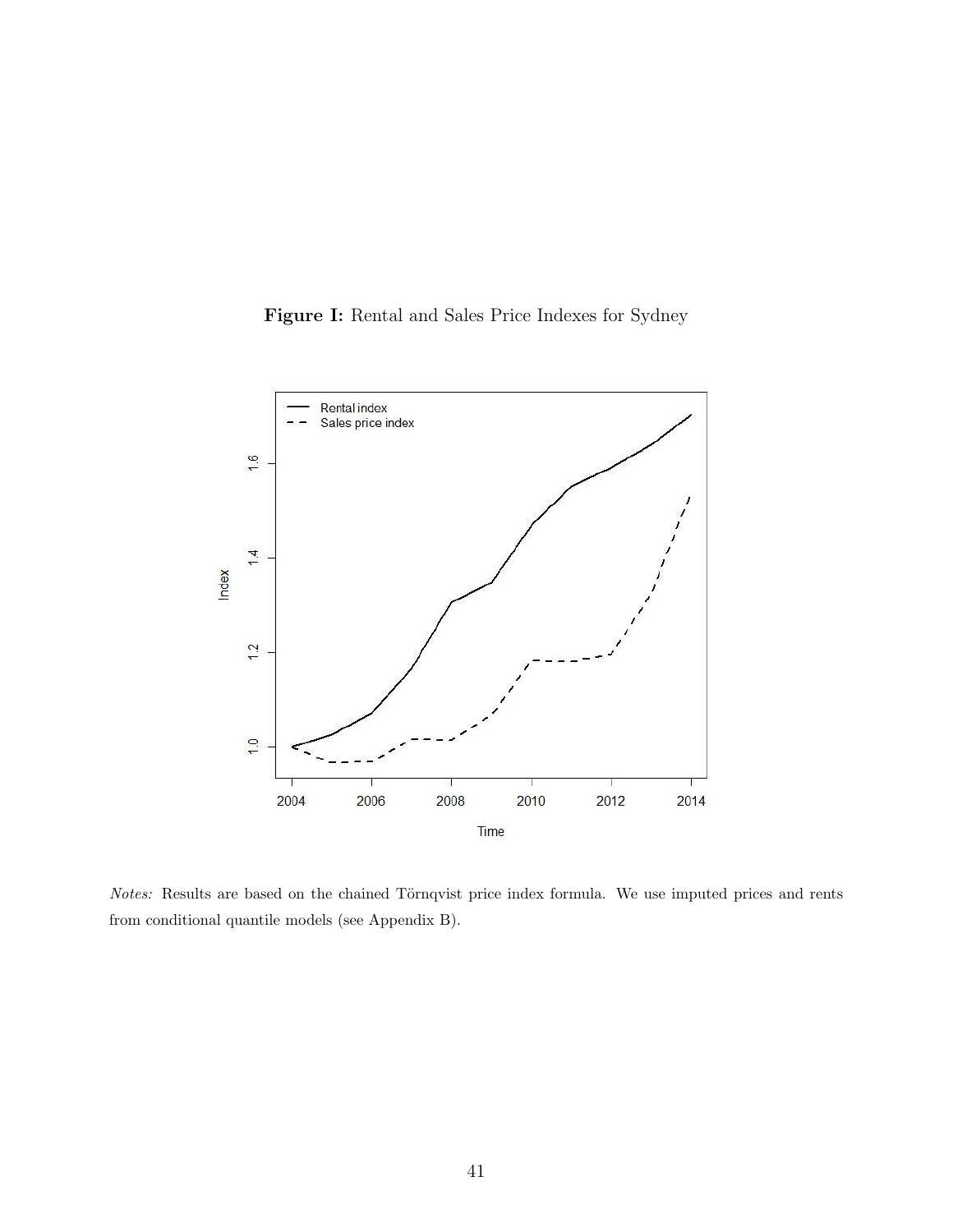**Figure I:** Rental and Sales Price Indexes for Sydney

*Notes:* Results are based on the chained Törnqvist price index formula. We use imputed prices and rents from conditional quantile models (see Appendix B).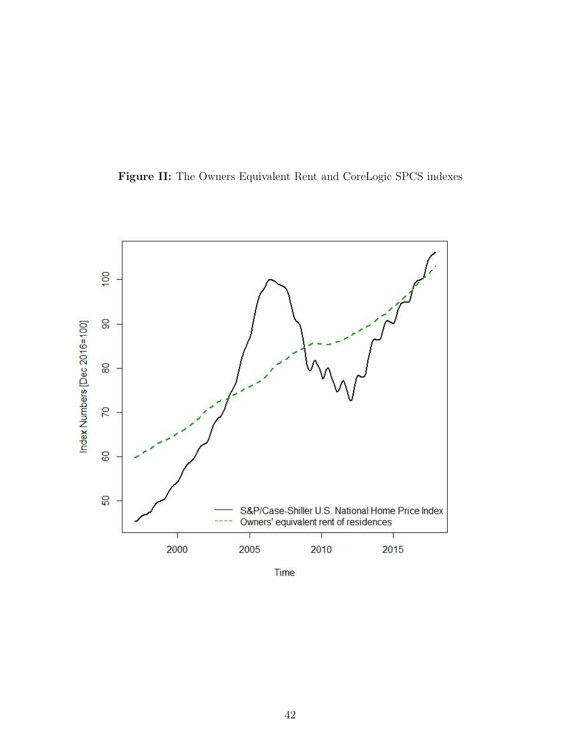**Figure II:** The Owners Equivalent Rent and CoreLogic SPCS indexes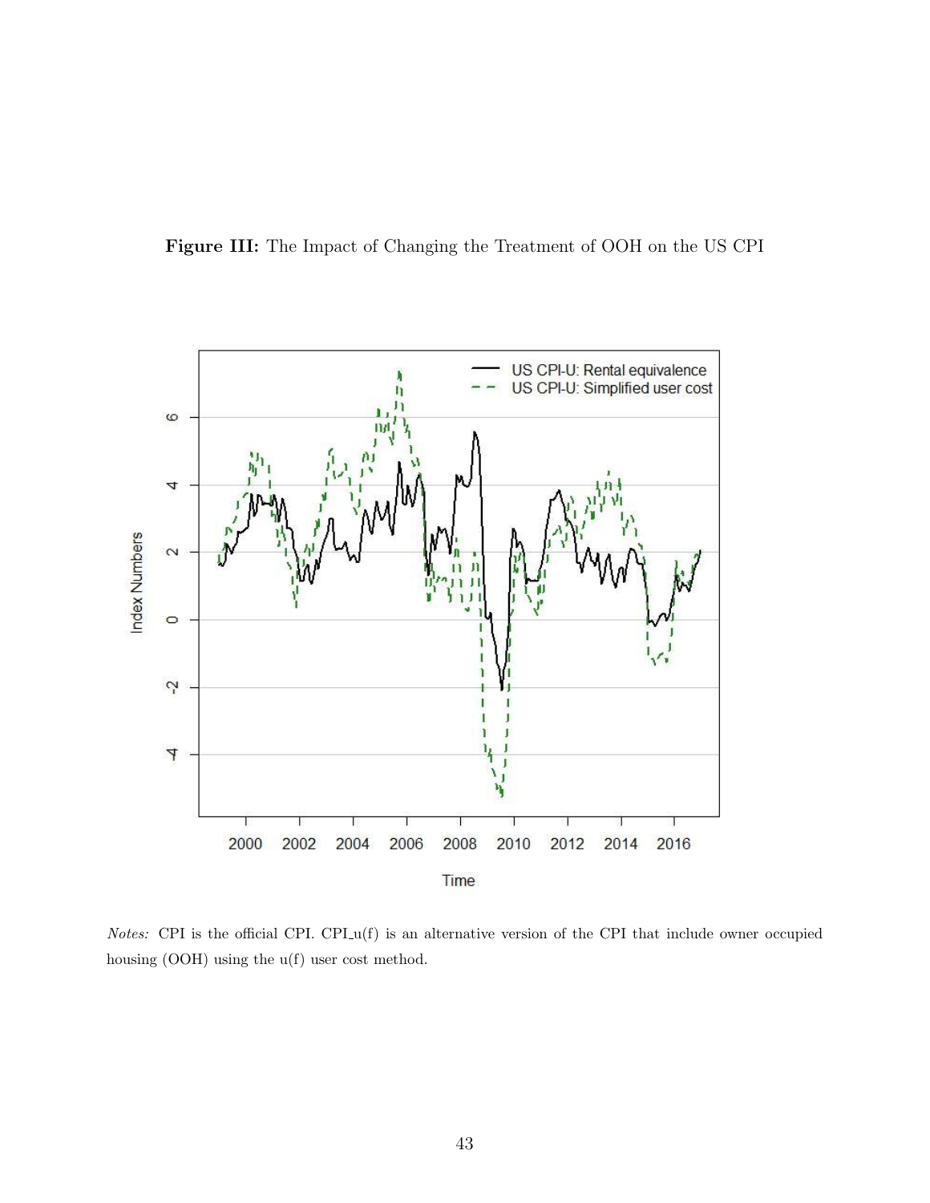**Figure III:** The Impact of Changing the Treatment of OOH on the US CPI

*Notes:* CPI is the official CPI. CPI_u(f) is an alternative version of the CPI that include owner occupied housing (OOH) using the u(f) user cost method.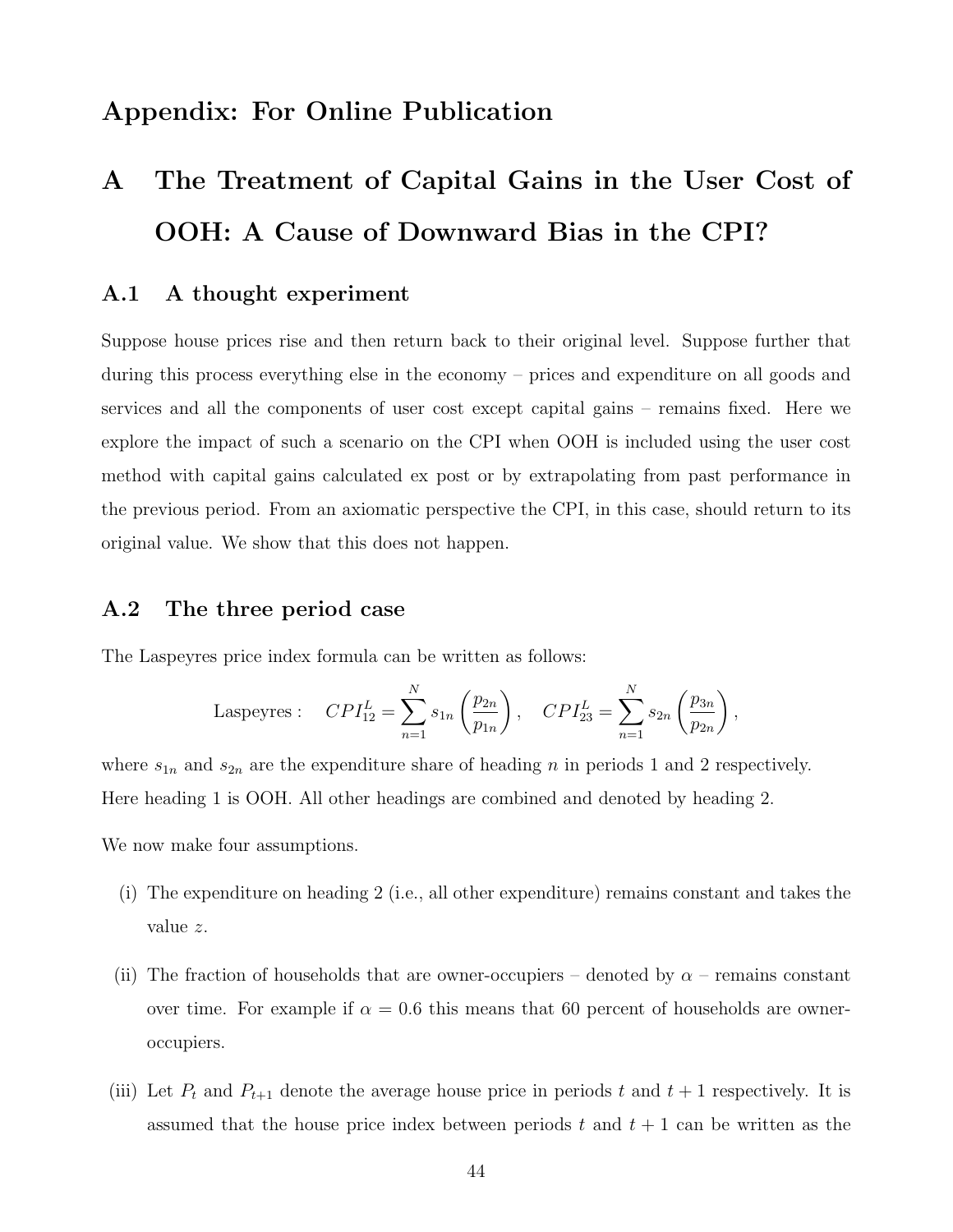# Appendix: For Online Publication

# A The Treatment of Capital Gains in the User Cost of OOH: A Cause of Downward Bias in the CPI?

## A.1 A thought experiment

Suppose house prices rise and then return back to their original level. Suppose further that during this process everything else in the economy – prices and expenditure on all goods and services and all the components of user cost except capital gains – remains fixed. Here we explore the impact of such a scenario on the CPI when OOH is included using the user cost method with capital gains calculated ex post or by extrapolating from past performance in the previous period. From an axiomatic perspective the CPI, in this case, should return to its original value. We show that this does not happen.

## A.2 The three period case

The Laspeyres price index formula can be written as follows:

$$\text{Laspeyres}: \quad CPI^L_{12} = \sum_{n=1}^{N} s_{1n}\left(\frac{p_{2n}}{p_{1n}}\right), \quad CPI^L_{23} = \sum_{n=1}^{N} s_{2n}\left(\frac{p_{3n}}{p_{2n}}\right),$$

where $s_{1n}$ and $s_{2n}$ are the expenditure share of heading $n$ in periods 1 and 2 respectively. Here heading 1 is OOH. All other headings are combined and denoted by heading 2.

We now make four assumptions.

(i) The expenditure on heading 2 (i.e., all other expenditure) remains constant and takes the value $z$.

(ii) The fraction of households that are owner-occupiers – denoted by $\alpha$ – remains constant over time. For example if $\alpha = 0.6$ this means that 60 percent of households are owner-occupiers.

(iii) Let $P_t$ and $P_{t+1}$ denote the average house price in periods $t$ and $t+1$ respectively. It is assumed that the house price index between periods $t$ and $t+1$ can be written as the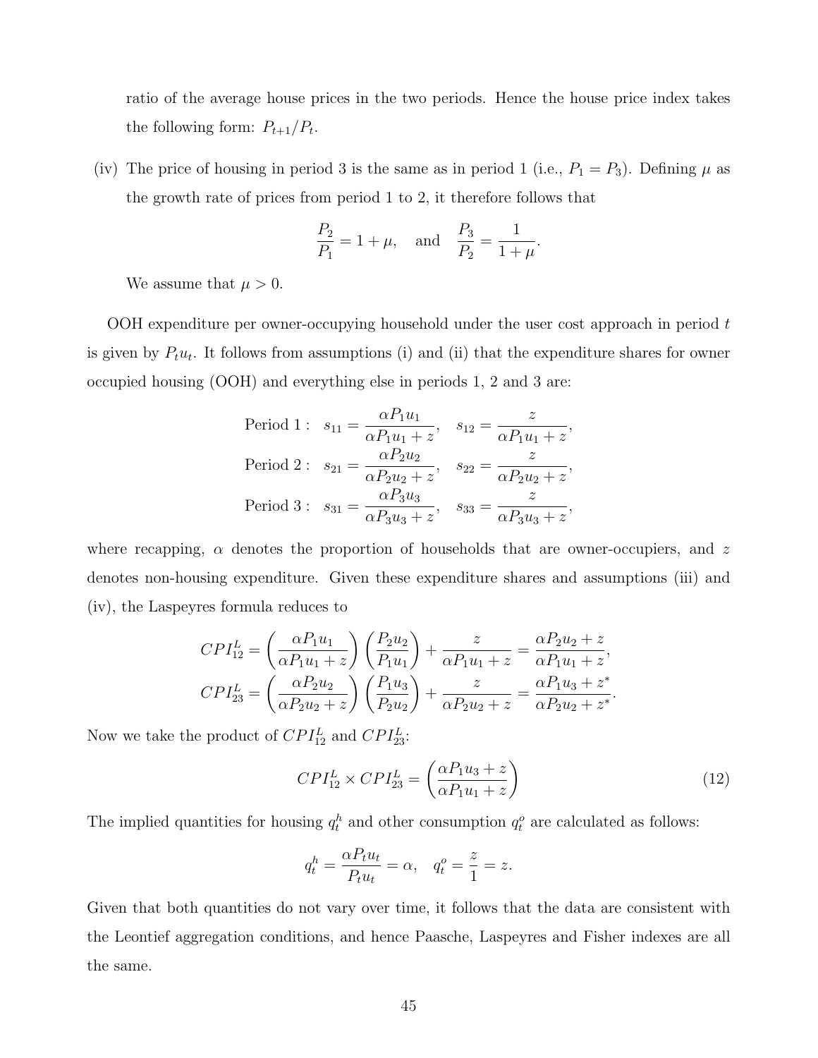ratio of the average house prices in the two periods. Hence the house price index takes the following form: $P_{t+1}/P_t$.

(iv) The price of housing in period 3 is the same as in period 1 (i.e., $P_1 = P_3$). Defining $\mu$ as the growth rate of prices from period 1 to 2, it therefore follows that

$$\frac{P_2}{P_1} = 1 + \mu, \quad \text{and} \quad \frac{P_3}{P_2} = \frac{1}{1+\mu}.$$

We assume that $\mu > 0$.

OOH expenditure per owner-occupying household under the user cost approach in period $t$ is given by $P_t u_t$. It follows from assumptions (i) and (ii) that the expenditure shares for owner occupied housing (OOH) and everything else in periods 1, 2 and 3 are:

$$\begin{aligned}
\text{Period 1}: \quad s_{11} &= \frac{\alpha P_1 u_1}{\alpha P_1 u_1 + z}, \quad s_{12} = \frac{z}{\alpha P_1 u_1 + z}, \\
\text{Period 2}: \quad s_{21} &= \frac{\alpha P_2 u_2}{\alpha P_2 u_2 + z}, \quad s_{22} = \frac{z}{\alpha P_2 u_2 + z}, \\
\text{Period 3}: \quad s_{31} &= \frac{\alpha P_3 u_3}{\alpha P_3 u_3 + z}, \quad s_{33} = \frac{z}{\alpha P_3 u_3 + z},
\end{aligned}$$

where recapping, $\alpha$ denotes the proportion of households that are owner-occupiers, and $z$ denotes non-housing expenditure. Given these expenditure shares and assumptions (iii) and (iv), the Laspeyres formula reduces to

$$\begin{aligned}
CPI_{12}^L &= \left(\frac{\alpha P_1 u_1}{\alpha P_1 u_1 + z}\right)\left(\frac{P_2 u_2}{P_1 u_1}\right) + \frac{z}{\alpha P_1 u_1 + z} = \frac{\alpha P_2 u_2 + z}{\alpha P_1 u_1 + z}, \\
CPI_{23}^L &= \left(\frac{\alpha P_2 u_2}{\alpha P_2 u_2 + z}\right)\left(\frac{P_1 u_3}{P_2 u_2}\right) + \frac{z}{\alpha P_2 u_2 + z} = \frac{\alpha P_1 u_3 + z^*}{\alpha P_2 u_2 + z^*}.
\end{aligned}$$

Now we take the product of $CPI_{12}^L$ and $CPI_{23}^L$:

$$CPI_{12}^L \times CPI_{23}^L = \left(\frac{\alpha P_1 u_3 + z}{\alpha P_1 u_1 + z}\right) \tag{12}$$

The implied quantities for housing $q_t^h$ and other consumption $q_t^o$ are calculated as follows:

$$q_t^h = \frac{\alpha P_t u_t}{P_t u_t} = \alpha, \quad q_t^o = \frac{z}{1} = z.$$

Given that both quantities do not vary over time, it follows that the data are consistent with the Leontief aggregation conditions, and hence Paasche, Laspeyres and Fisher indexes are all the same.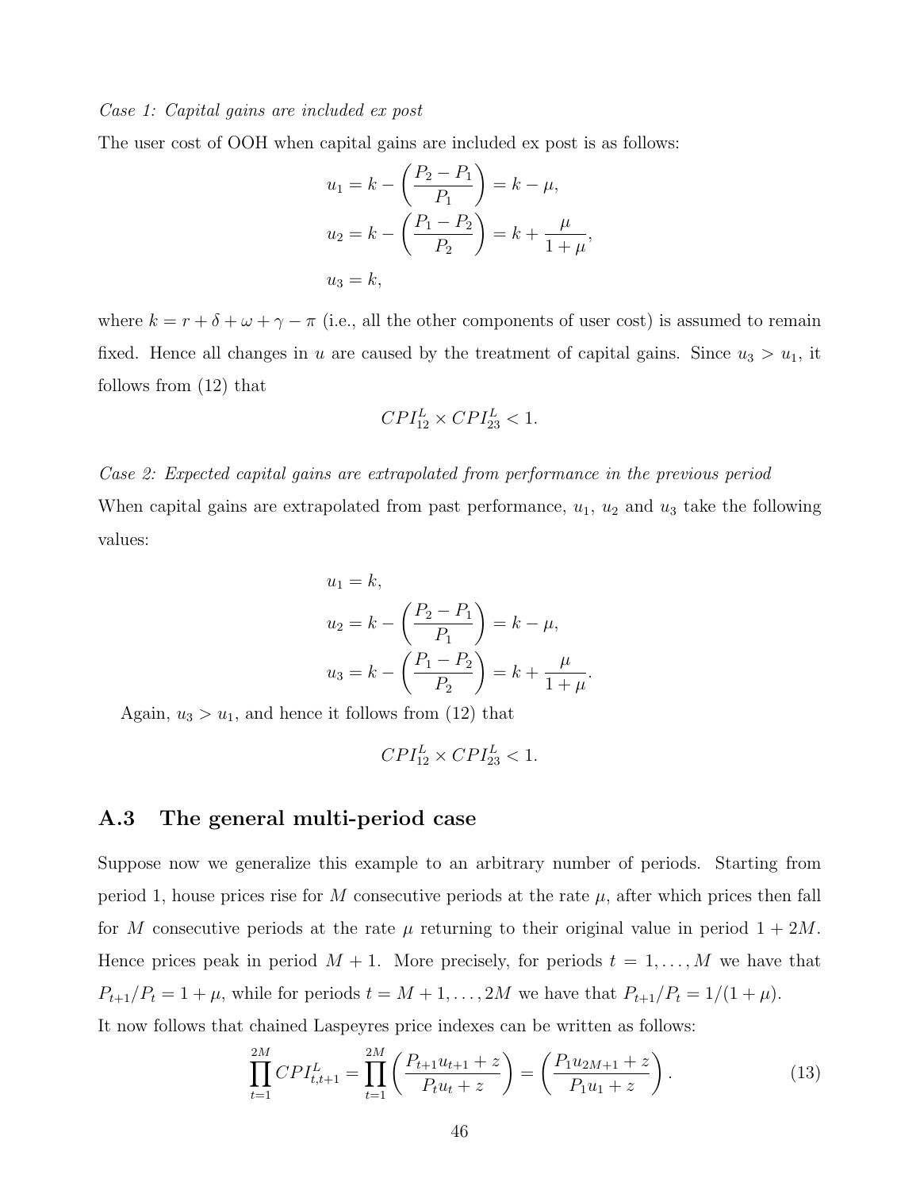*Case 1: Capital gains are included ex post*

The user cost of OOH when capital gains are included ex post is as follows:

$$u_1 = k - \left(\frac{P_2 - P_1}{P_1}\right) = k - \mu,$$
$$u_2 = k - \left(\frac{P_1 - P_2}{P_2}\right) = k + \frac{\mu}{1+\mu},$$
$$u_3 = k,$$

where $k = r + \delta + \omega + \gamma - \pi$ (i.e., all the other components of user cost) is assumed to remain fixed. Hence all changes in $u$ are caused by the treatment of capital gains. Since $u_3 > u_1$, it follows from (12) that

$$CPI^L_{12} \times CPI^L_{23} < 1.$$

*Case 2: Expected capital gains are extrapolated from performance in the previous period*

When capital gains are extrapolated from past performance, $u_1$, $u_2$ and $u_3$ take the following values:

$$u_1 = k,$$
$$u_2 = k - \left(\frac{P_2 - P_1}{P_1}\right) = k - \mu,$$
$$u_3 = k - \left(\frac{P_1 - P_2}{P_2}\right) = k + \frac{\mu}{1+\mu}.$$

Again, $u_3 > u_1$, and hence it follows from (12) that

$$CPI^L_{12} \times CPI^L_{23} < 1.$$

## A.3 The general multi-period case

Suppose now we generalize this example to an arbitrary number of periods. Starting from period 1, house prices rise for $M$ consecutive periods at the rate $\mu$, after which prices then fall for $M$ consecutive periods at the rate $\mu$ returning to their original value in period $1 + 2M$. Hence prices peak in period $M + 1$. More precisely, for periods $t = 1, \ldots, M$ we have that $P_{t+1}/P_t = 1 + \mu$, while for periods $t = M + 1, \ldots, 2M$ we have that $P_{t+1}/P_t = 1/(1 + \mu)$.

It now follows that chained Laspeyres price indexes can be written as follows:

$$\prod_{t=1}^{2M} CPI^L_{t,t+1} = \prod_{t=1}^{2M} \left(\frac{P_{t+1}u_{t+1} + z}{P_t u_t + z}\right) = \left(\frac{P_1 u_{2M+1} + z}{P_1 u_1 + z}\right). \tag{13}$$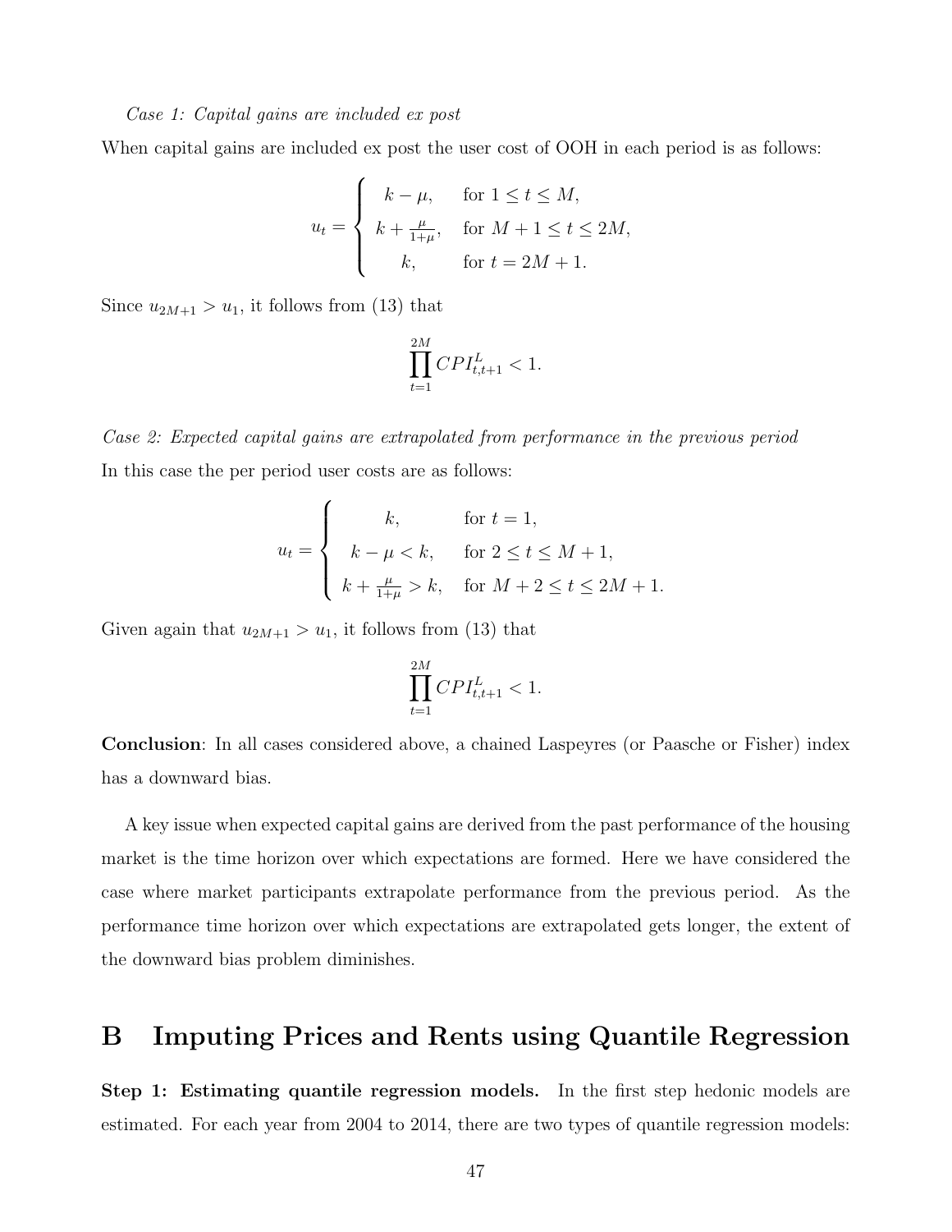*Case 1: Capital gains are included ex post*

When capital gains are included ex post the user cost of OOH in each period is as follows:

$$u_t = \begin{cases} k - \mu, & \text{for } 1 \leq t \leq M, \\ k + \frac{\mu}{1+\mu}, & \text{for } M+1 \leq t \leq 2M, \\ k, & \text{for } t = 2M+1. \end{cases}$$

Since $u_{2M+1} > u_1$, it follows from (13) that

$$\prod_{t=1}^{2M} CPI^L_{t,t+1} < 1.$$

*Case 2: Expected capital gains are extrapolated from performance in the previous period*

In this case the per period user costs are as follows:

$$u_t = \begin{cases} k, & \text{for } t = 1, \\ k - \mu < k, & \text{for } 2 \leq t \leq M+1, \\ k + \frac{\mu}{1+\mu} > k, & \text{for } M+2 \leq t \leq 2M+1. \end{cases}$$

Given again that $u_{2M+1} > u_1$, it follows from (13) that

$$\prod_{t=1}^{2M} CPI^L_{t,t+1} < 1.$$

**Conclusion**: In all cases considered above, a chained Laspeyres (or Paasche or Fisher) index has a downward bias.

A key issue when expected capital gains are derived from the past performance of the housing market is the time horizon over which expectations are formed. Here we have considered the case where market participants extrapolate performance from the previous period. As the performance time horizon over which expectations are extrapolated gets longer, the extent of the downward bias problem diminishes.

# B Imputing Prices and Rents using Quantile Regression

**Step 1: Estimating quantile regression models.** In the first step hedonic models are estimated. For each year from 2004 to 2014, there are two types of quantile regression models: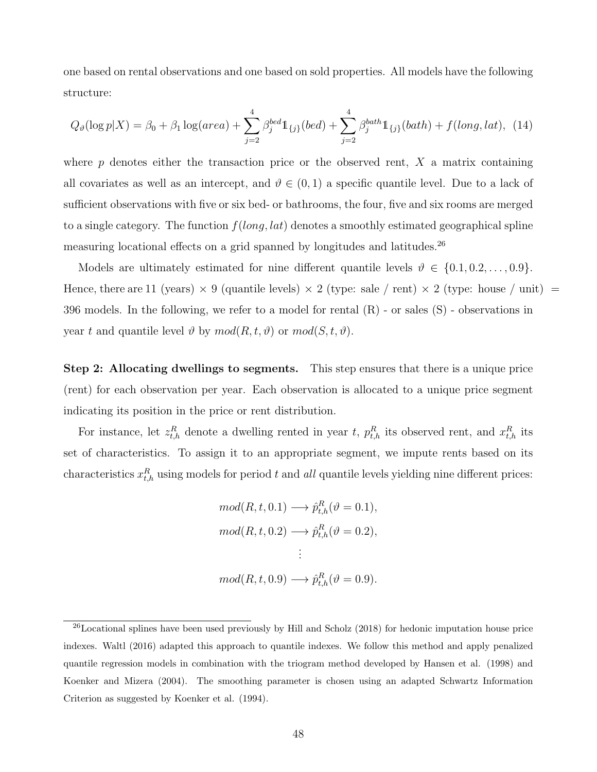one based on rental observations and one based on sold properties. All models have the following structure:

$$Q_\vartheta(\log p|X) = \beta_0 + \beta_1 \log(area) + \sum_{j=2}^{4} \beta_j^{bed} \mathbb{1}_{\{j\}}(bed) + \sum_{j=2}^{4} \beta_j^{bath} \mathbb{1}_{\{j\}}(bath) + f(long, lat), \quad (14)$$

where $p$ denotes either the transaction price or the observed rent, $X$ a matrix containing all covariates as well as an intercept, and $\vartheta \in (0, 1)$ a specific quantile level. Due to a lack of sufficient observations with five or six bed- or bathrooms, the four, five and six rooms are merged to a single category. The function $f(long, lat)$ denotes a smoothly estimated geographical spline measuring locational effects on a grid spanned by longitudes and latitudes.[26]

Models are ultimately estimated for nine different quantile levels $\vartheta \in \{0.1, 0.2, \ldots, 0.9\}$. Hence, there are 11 (years) $\times$ 9 (quantile levels) $\times$ 2 (type: sale / rent) $\times$ 2 (type: house / unit) $=$ 396 models. In the following, we refer to a model for rental (R) - or sales (S) - observations in year $t$ and quantile level $\vartheta$ by $mod(R, t, \vartheta)$ or $mod(S, t, \vartheta)$.

**Step 2: Allocating dwellings to segments.** This step ensures that there is a unique price (rent) for each observation per year. Each observation is allocated to a unique price segment indicating its position in the price or rent distribution.

For instance, let $z_{t,h}^R$ denote a dwelling rented in year $t$, $p_{t,h}^R$ its observed rent, and $x_{t,h}^R$ its set of characteristics. To assign it to an appropriate segment, we impute rents based on its characteristics $x_{t,h}^R$ using models for period $t$ and *all* quantile levels yielding nine different prices:

$$\begin{aligned}
mod(R, t, 0.1) &\longrightarrow \hat{p}_{t,h}^R(\vartheta = 0.1), \\
mod(R, t, 0.2) &\longrightarrow \hat{p}_{t,h}^R(\vartheta = 0.2), \\
&\vdots \\
mod(R, t, 0.9) &\longrightarrow \hat{p}_{t,h}^R(\vartheta = 0.9).
\end{aligned}$$

[26]Locational splines have been used previously by Hill and Scholz (2018) for hedonic imputation house price indexes. Waltl (2016) adapted this approach to quantile indexes. We follow this method and apply penalized quantile regression models in combination with the triogram method developed by Hansen et al. (1998) and Koenker and Mizera (2004). The smoothing parameter is chosen using an adapted Schwartz Information Criterion as suggested by Koenker et al. (1994).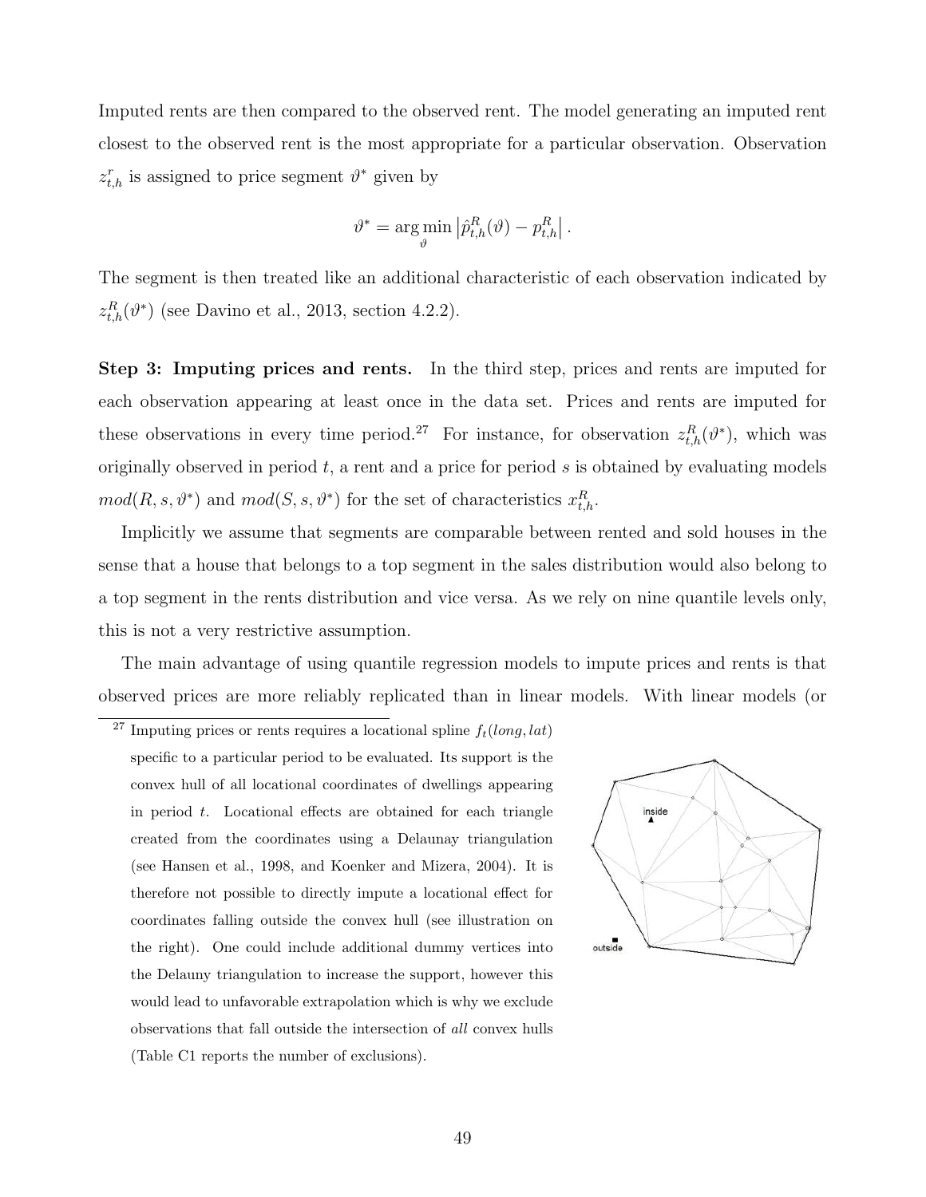Imputed rents are then compared to the observed rent. The model generating an imputed rent closest to the observed rent is the most appropriate for a particular observation. Observation $z^r_{t,h}$ is assigned to price segment $\vartheta^*$ given by

$$\vartheta^* = \arg\min_{\vartheta} \left| \hat{p}^R_{t,h}(\vartheta) - p^R_{t,h} \right|.$$

The segment is then treated like an additional characteristic of each observation indicated by $z^R_{t,h}(\vartheta^*)$ (see Davino et al., 2013, section 4.2.2).

**Step 3: Imputing prices and rents.** In the third step, prices and rents are imputed for each observation appearing at least once in the data set. Prices and rents are imputed for these observations in every time period.[27] For instance, for observation $z^R_{t,h}(\vartheta^*)$, which was originally observed in period $t$, a rent and a price for period $s$ is obtained by evaluating models $mod(R, s, \vartheta^*)$ and $mod(S, s, \vartheta^*)$ for the set of characteristics $x^R_{t,h}$.

Implicitly we assume that segments are comparable between rented and sold houses in the sense that a house that belongs to a top segment in the sales distribution would also belong to a top segment in the rents distribution and vice versa. As we rely on nine quantile levels only, this is not a very restrictive assumption.

The main advantage of using quantile regression models to impute prices and rents is that observed prices are more reliably replicated than in linear models. With linear models (or

[27] Imputing prices or rents requires a locational spline $f_t(long, lat)$ specific to a particular period to be evaluated. Its support is the convex hull of all locational coordinates of dwellings appearing in period $t$. Locational effects are obtained for each triangle created from the coordinates using a Delaunay triangulation (see Hansen et al., 1998, and Koenker and Mizera, 2004). It is therefore not possible to directly impute a locational effect for coordinates falling outside the convex hull (see illustration on the right). One could include additional dummy vertices into the Delauny triangulation to increase the support, however this would lead to unfavorable extrapolation which is why we exclude observations that fall outside the intersection of *all* convex hulls (Table C1 reports the number of exclusions).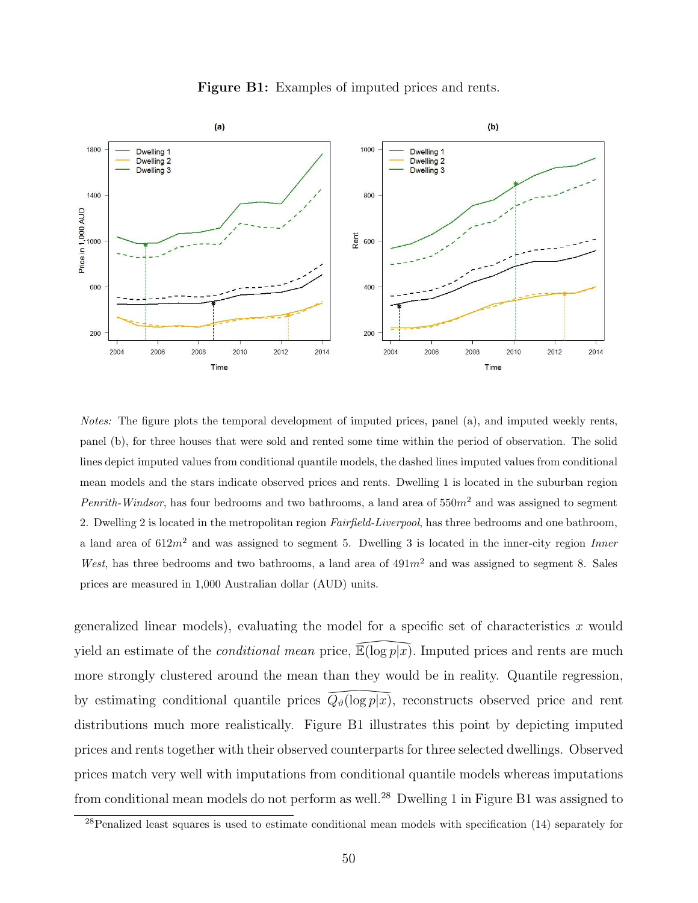**Figure B1:** Examples of imputed prices and rents.

*Notes:* The figure plots the temporal development of imputed prices, panel (a), and imputed weekly rents, panel (b), for three houses that were sold and rented some time within the period of observation. The solid lines depict imputed values from conditional quantile models, the dashed lines imputed values from conditional mean models and the stars indicate observed prices and rents. Dwelling 1 is located in the suburban region *Penrith-Windsor*, has four bedrooms and two bathrooms, a land area of $550m^2$ and was assigned to segment 2. Dwelling 2 is located in the metropolitan region *Fairfield-Liverpool*, has three bedrooms and one bathroom, a land area of $612m^2$ and was assigned to segment 5. Dwelling 3 is located in the inner-city region *Inner West*, has three bedrooms and two bathrooms, a land area of $491m^2$ and was assigned to segment 8. Sales prices are measured in 1,000 Australian dollar (AUD) units.

generalized linear models), evaluating the model for a specific set of characteristics $x$ would yield an estimate of the *conditional mean* price, $\widehat{\mathbb{E}(\log p|x)}$. Imputed prices and rents are much more strongly clustered around the mean than they would be in reality. Quantile regression, by estimating conditional quantile prices $\widehat{Q_\vartheta(\log p|x)}$, reconstructs observed price and rent distributions much more realistically. Figure B1 illustrates this point by depicting imputed prices and rents together with their observed counterparts for three selected dwellings. Observed prices match very well with imputations from conditional quantile models whereas imputations from conditional mean models do not perform as well.[28] Dwelling 1 in Figure B1 was assigned to

[28] Penalized least squares is used to estimate conditional mean models with specification (14) separately for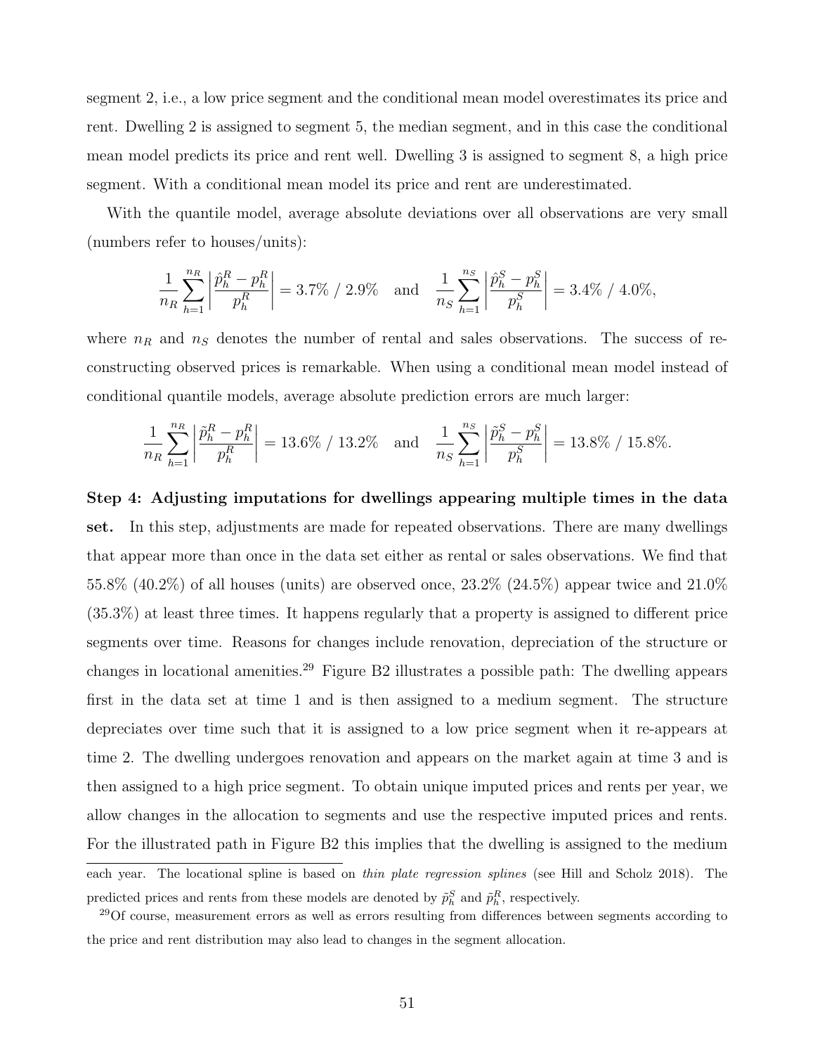segment 2, i.e., a low price segment and the conditional mean model overestimates its price and rent. Dwelling 2 is assigned to segment 5, the median segment, and in this case the conditional mean model predicts its price and rent well. Dwelling 3 is assigned to segment 8, a high price segment. With a conditional mean model its price and rent are underestimated.

With the quantile model, average absolute deviations over all observations are very small (numbers refer to houses/units):

$$\frac{1}{n_R}\sum_{h=1}^{n_R}\left|\frac{\hat{p}_h^R - p_h^R}{p_h^R}\right| = 3.7\% \;/\; 2.9\% \quad \text{and} \quad \frac{1}{n_S}\sum_{h=1}^{n_S}\left|\frac{\hat{p}_h^S - p_h^S}{p_h^S}\right| = 3.4\% \;/\; 4.0\%,$$

where $n_R$ and $n_S$ denotes the number of rental and sales observations. The success of reconstructing observed prices is remarkable. When using a conditional mean model instead of conditional quantile models, average absolute prediction errors are much larger:

$$\frac{1}{n_R}\sum_{h=1}^{n_R}\left|\frac{\tilde{p}_h^R - p_h^R}{p_h^R}\right| = 13.6\% \;/\; 13.2\% \quad \text{and} \quad \frac{1}{n_S}\sum_{h=1}^{n_S}\left|\frac{\tilde{p}_h^S - p_h^S}{p_h^S}\right| = 13.8\% \;/\; 15.8\%.$$

**Step 4: Adjusting imputations for dwellings appearing multiple times in the data set.** In this step, adjustments are made for repeated observations. There are many dwellings that appear more than once in the data set either as rental or sales observations. We find that 55.8% (40.2%) of all houses (units) are observed once, 23.2% (24.5%) appear twice and 21.0% (35.3%) at least three times. It happens regularly that a property is assigned to different price segments over time. Reasons for changes include renovation, depreciation of the structure or changes in locational amenities.[29] Figure B2 illustrates a possible path: The dwelling appears first in the data set at time 1 and is then assigned to a medium segment. The structure depreciates over time such that it is assigned to a low price segment when it re-appears at time 2. The dwelling undergoes renovation and appears on the market again at time 3 and is then assigned to a high price segment. To obtain unique imputed prices and rents per year, we allow changes in the allocation to segments and use the respective imputed prices and rents. For the illustrated path in Figure B2 this implies that the dwelling is assigned to the medium

each year. The locational spline is based on *thin plate regression splines* (see Hill and Scholz 2018). The predicted prices and rents from these models are denoted by $\tilde{p}_h^S$ and $\tilde{p}_h^R$, respectively.

[29]Of course, measurement errors as well as errors resulting from differences between segments according to the price and rent distribution may also lead to changes in the segment allocation.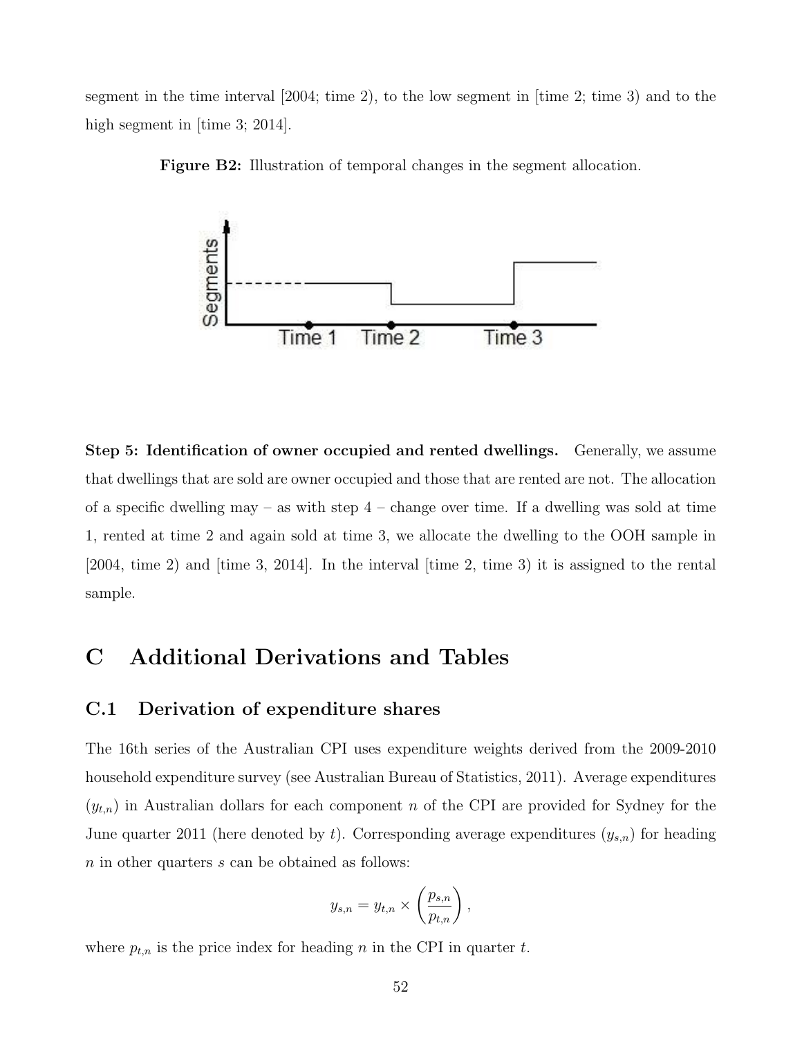segment in the time interval [2004; time 2), to the low segment in [time 2; time 3) and to the high segment in [time 3; 2014].

**Figure B2:** Illustration of temporal changes in the segment allocation.

**Step 5: Identification of owner occupied and rented dwellings.** Generally, we assume that dwellings that are sold are owner occupied and those that are rented are not. The allocation of a specific dwelling may – as with step 4 – change over time. If a dwelling was sold at time 1, rented at time 2 and again sold at time 3, we allocate the dwelling to the OOH sample in [2004, time 2) and [time 3, 2014]. In the interval [time 2, time 3) it is assigned to the rental sample.

# C Additional Derivations and Tables

## C.1 Derivation of expenditure shares

The 16th series of the Australian CPI uses expenditure weights derived from the 2009-2010 household expenditure survey (see Australian Bureau of Statistics, 2011). Average expenditures ($y_{t,n}$) in Australian dollars for each component $n$ of the CPI are provided for Sydney for the June quarter 2011 (here denoted by $t$). Corresponding average expenditures ($y_{s,n}$) for heading $n$ in other quarters $s$ can be obtained as follows:

$$y_{s,n} = y_{t,n} \times \left( \frac{p_{s,n}}{p_{t,n}} \right),$$

where $p_{t,n}$ is the price index for heading $n$ in the CPI in quarter $t$.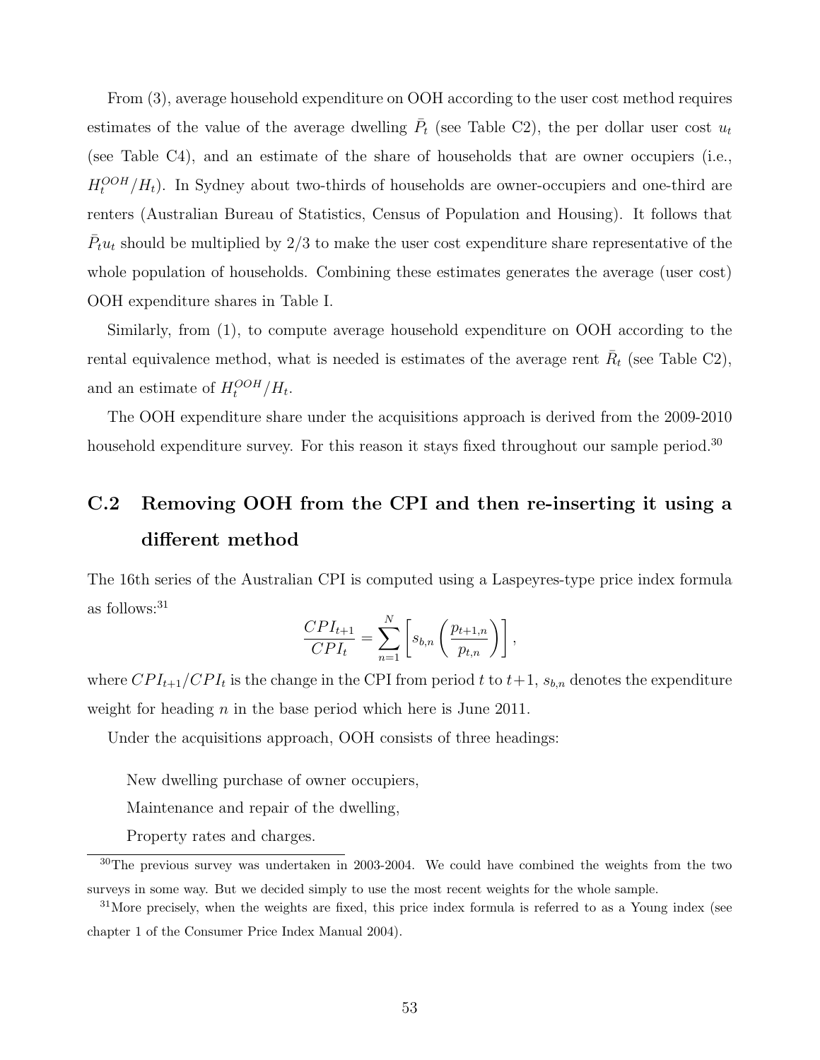From (3), average household expenditure on OOH according to the user cost method requires estimates of the value of the average dwelling $\bar{P}_t$ (see Table C2), the per dollar user cost $u_t$ (see Table C4), and an estimate of the share of households that are owner occupiers (i.e., $H_t^{OOH}/H_t$). In Sydney about two-thirds of households are owner-occupiers and one-third are renters (Australian Bureau of Statistics, Census of Population and Housing). It follows that $\bar{P}_t u_t$ should be multiplied by 2/3 to make the user cost expenditure share representative of the whole population of households. Combining these estimates generates the average (user cost) OOH expenditure shares in Table I.

Similarly, from (1), to compute average household expenditure on OOH according to the rental equivalence method, what is needed is estimates of the average rent $\bar{R}_t$ (see Table C2), and an estimate of $H_t^{OOH}/H_t$.

The OOH expenditure share under the acquisitions approach is derived from the 2009-2010 household expenditure survey. For this reason it stays fixed throughout our sample period.[30]

## C.2 Removing OOH from the CPI and then re-inserting it using a different method

The 16th series of the Australian CPI is computed using a Laspeyres-type price index formula as follows:[31]

$$\frac{CPI_{t+1}}{CPI_t} = \sum_{n=1}^{N} \left[ s_{b,n} \left( \frac{p_{t+1,n}}{p_{t,n}} \right) \right],$$

where $CPI_{t+1}/CPI_t$ is the change in the CPI from period $t$ to $t+1$, $s_{b,n}$ denotes the expenditure weight for heading $n$ in the base period which here is June 2011.

Under the acquisitions approach, OOH consists of three headings:

New dwelling purchase of owner occupiers,

Maintenance and repair of the dwelling,

Property rates and charges.

[30] The previous survey was undertaken in 2003-2004. We could have combined the weights from the two surveys in some way. But we decided simply to use the most recent weights for the whole sample.

[31] More precisely, when the weights are fixed, this price index formula is referred to as a Young index (see chapter 1 of the Consumer Price Index Manual 2004).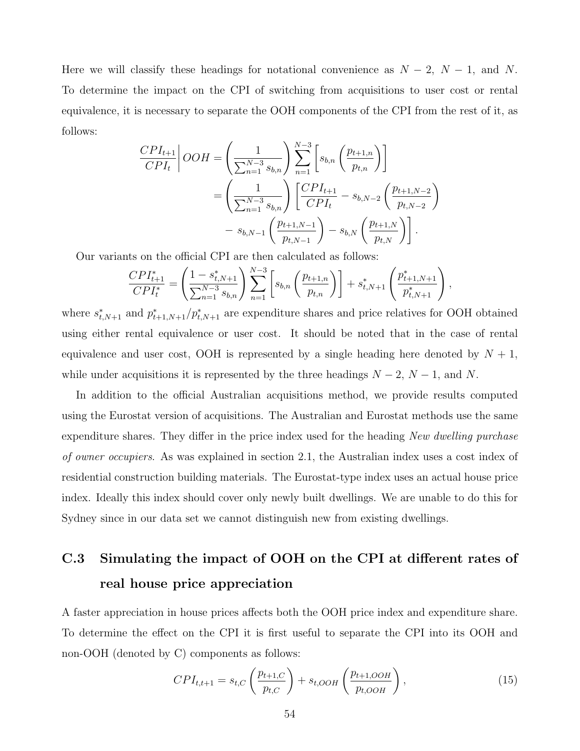Here we will classify these headings for notational convenience as $N-2$, $N-1$, and $N$. To determine the impact on the CPI of switching from acquisitions to user cost or rental equivalence, it is necessary to separate the OOH components of the CPI from the rest of it, as follows:

$$
\begin{aligned}
\left.\frac{CPI_{t+1}}{CPI_t}\right| OOH &= \left(\frac{1}{\sum_{n=1}^{N-3} s_{b,n}}\right) \sum_{n=1}^{N-3} \left[ s_{b,n} \left(\frac{p_{t+1,n}}{p_{t,n}}\right) \right] \\
&= \left(\frac{1}{\sum_{n=1}^{N-3} s_{b,n}}\right) \left[ \frac{CPI_{t+1}}{CPI_t} - s_{b,N-2} \left(\frac{p_{t+1,N-2}}{p_{t,N-2}}\right) \right. \\
&\quad \left. - s_{b,N-1} \left(\frac{p_{t+1,N-1}}{p_{t,N-1}}\right) - s_{b,N} \left(\frac{p_{t+1,N}}{p_{t,N}}\right) \right].
\end{aligned}
$$

Our variants on the official CPI are then calculated as follows:

$$
\frac{CPI^*_{t+1}}{CPI^*_t} = \left(\frac{1 - s^*_{t,N+1}}{\sum_{n=1}^{N-3} s_{b,n}}\right) \sum_{n=1}^{N-3} \left[ s_{b,n} \left(\frac{p_{t+1,n}}{p_{t,n}}\right) \right] + s^*_{t,N+1} \left(\frac{p^*_{t+1,N+1}}{p^*_{t,N+1}}\right),
$$

where $s^*_{t,N+1}$ and $p^*_{t+1,N+1}/p^*_{t,N+1}$ are expenditure shares and price relatives for OOH obtained using either rental equivalence or user cost. It should be noted that in the case of rental equivalence and user cost, OOH is represented by a single heading here denoted by $N+1$, while under acquisitions it is represented by the three headings $N-2$, $N-1$, and $N$.

In addition to the official Australian acquisitions method, we provide results computed using the Eurostat version of acquisitions. The Australian and Eurostat methods use the same expenditure shares. They differ in the price index used for the heading *New dwelling purchase of owner occupiers*. As was explained in section 2.1, the Australian index uses a cost index of residential construction building materials. The Eurostat-type index uses an actual house price index. Ideally this index should cover only newly built dwellings. We are unable to do this for Sydney since in our data set we cannot distinguish new from existing dwellings.

## C.3 Simulating the impact of OOH on the CPI at different rates of real house price appreciation

A faster appreciation in house prices affects both the OOH price index and expenditure share. To determine the effect on the CPI it is first useful to separate the CPI into its OOH and non-OOH (denoted by C) components as follows:

$$
CPI_{t,t+1} = s_{t,C} \left(\frac{p_{t+1,C}}{p_{t,C}}\right) + s_{t,OOH} \left(\frac{p_{t+1,OOH}}{p_{t,OOH}}\right), \tag{15}
$$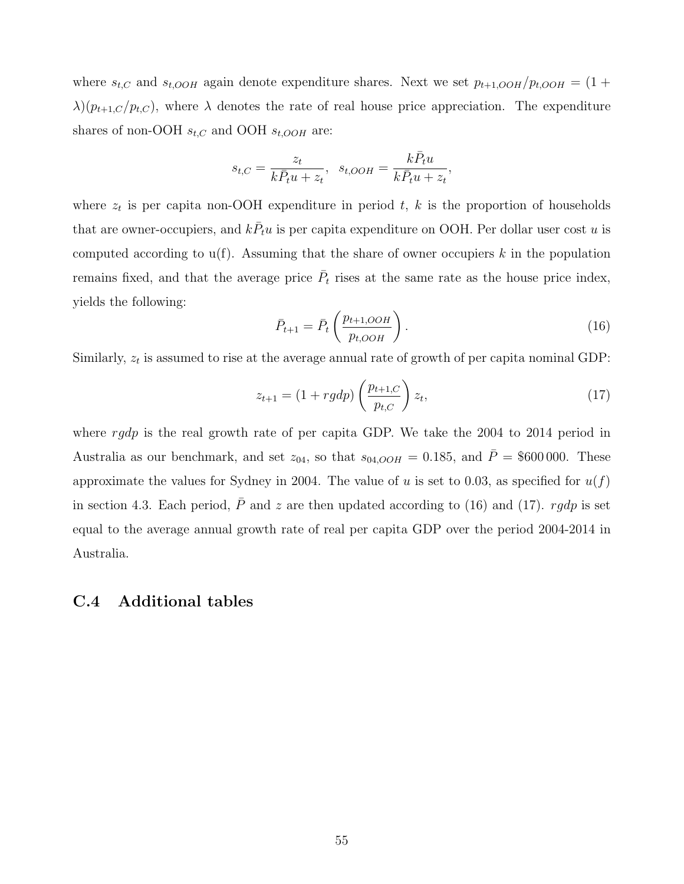where $s_{t,C}$ and $s_{t,OOH}$ again denote expenditure shares. Next we set $p_{t+1,OOH}/p_{t,OOH} = (1+\lambda)(p_{t+1,C}/p_{t,C})$, where $\lambda$ denotes the rate of real house price appreciation. The expenditure shares of non-OOH $s_{t,C}$ and OOH $s_{t,OOH}$ are:

$$s_{t,C} = \frac{z_t}{k\bar{P}_t u + z_t}, \quad s_{t,OOH} = \frac{k\bar{P}_t u}{k\bar{P}_t u + z_t},$$

where $z_t$ is per capita non-OOH expenditure in period $t$, $k$ is the proportion of households that are owner-occupiers, and $k\bar{P}_t u$ is per capita expenditure on OOH. Per dollar user cost $u$ is computed according to u(f). Assuming that the share of owner occupiers $k$ in the population remains fixed, and that the average price $\bar{P}_t$ rises at the same rate as the house price index, yields the following:

$$\bar{P}_{t+1} = \bar{P}_t \left( \frac{p_{t+1,OOH}}{p_{t,OOH}} \right). \tag{16}$$

Similarly, $z_t$ is assumed to rise at the average annual rate of growth of per capita nominal GDP:

$$z_{t+1} = (1 + rgdp) \left( \frac{p_{t+1,C}}{p_{t,C}} \right) z_t, \tag{17}$$

where $rgdp$ is the real growth rate of per capita GDP. We take the 2004 to 2014 period in Australia as our benchmark, and set $z_{04}$, so that $s_{04,OOH} = 0.185$, and $\bar{P} = \$600\,000$. These approximate the values for Sydney in 2004. The value of $u$ is set to 0.03, as specified for $u(f)$ in section 4.3. Each period, $\bar{P}$ and $z$ are then updated according to (16) and (17). $rgdp$ is set equal to the average annual growth rate of real per capita GDP over the period 2004-2014 in Australia.

## C.4 Additional tables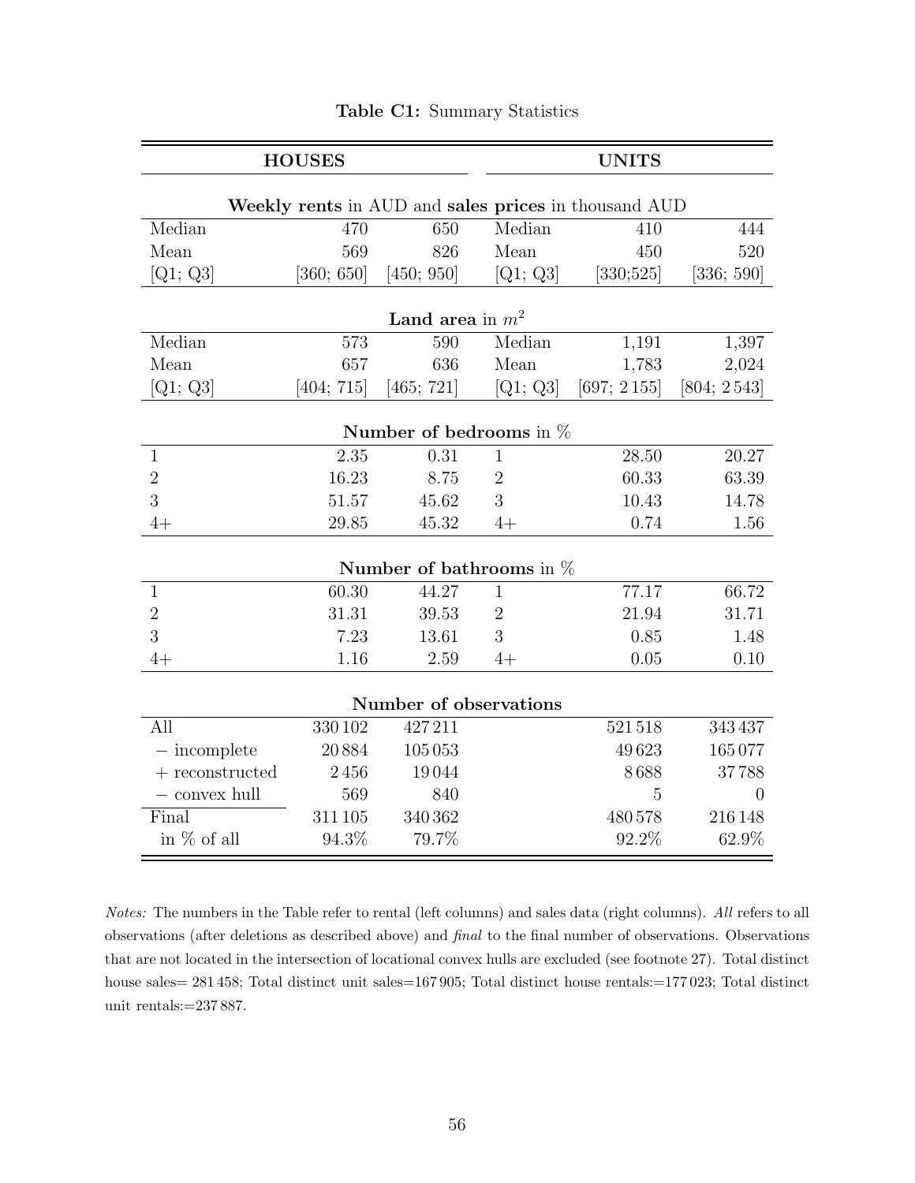**Table C1:** Summary Statistics

| **HOUSES** | | | **UNITS** | | |
|---|---|---|---|---|---|
| **Weekly rents** in AUD and **sales prices** in thousand AUD | | | | | |
| Median | 470 | 650 | Median | 410 | 444 |
| Mean | 569 | 826 | Mean | 450 | 520 |
| [Q1; Q3] | [360; 650] | [450; 950] | [Q1; Q3] | [330;525] | [336; 590] |
| **Land area** in $m^2$ | | | | | |
| Median | 573 | 590 | Median | 1,191 | 1,397 |
| Mean | 657 | 636 | Mean | 1,783 | 2,024 |
| [Q1; Q3] | [404; 715] | [465; 721] | [Q1; Q3] | [697; 2 155] | [804; 2 543] |
| **Number of bedrooms** in % | | | | | |
| 1 | 2.35 | 0.31 | 1 | 28.50 | 20.27 |
| 2 | 16.23 | 8.75 | 2 | 60.33 | 63.39 |
| 3 | 51.57 | 45.62 | 3 | 10.43 | 14.78 |
| 4+ | 29.85 | 45.32 | 4+ | 0.74 | 1.56 |
| **Number of bathrooms** in % | | | | | |
| 1 | 60.30 | 44.27 | 1 | 77.17 | 66.72 |
| 2 | 31.31 | 39.53 | 2 | 21.94 | 31.71 |
| 3 | 7.23 | 13.61 | 3 | 0.85 | 1.48 |
| 4+ | 1.16 | 2.59 | 4+ | 0.05 | 0.10 |
| **Number of observations** | | | | | |
| All | 330 102 | 427 211 | | 521 518 | 343 437 |
| − incomplete | 20 884 | 105 053 | | 49 623 | 165 077 |
| + reconstructed | 2 456 | 19 044 | | 8 688 | 37 788 |
| − convex hull | 569 | 840 | | 5 | 0 |
| Final | 311 105 | 340 362 | | 480 578 | 216 148 |
| in % of all | 94.3% | 79.7% | | 92.2% | 62.9% |

*Notes:* The numbers in the Table refer to rental (left columns) and sales data (right columns). *All* refers to all observations (after deletions as described above) and *final* to the final number of observations. Observations that are not located in the intersection of locational convex hulls are excluded (see footnote 27). Total distinct house sales= 281 458; Total distinct unit sales=167 905; Total distinct house rentals:=177 023; Total distinct unit rentals:=237 887.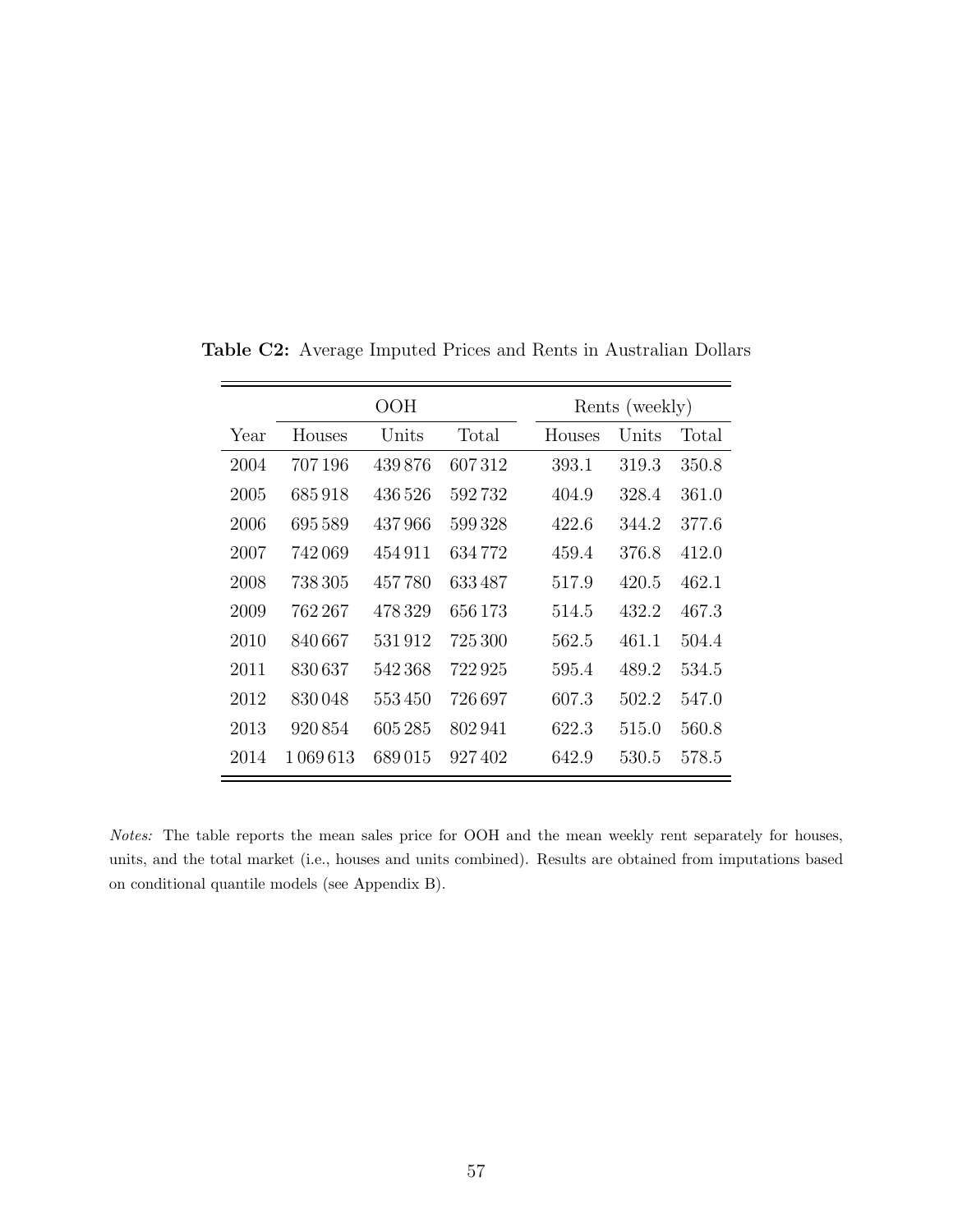**Table C2:** Average Imputed Prices and Rents in Australian Dollars

| | OOH | | | Rents (weekly) | | |
|---|---|---|---|---|---|---|
| Year | Houses | Units | Total | Houses | Units | Total |
| 2004 | 707 196 | 439 876 | 607 312 | 393.1 | 319.3 | 350.8 |
| 2005 | 685 918 | 436 526 | 592 732 | 404.9 | 328.4 | 361.0 |
| 2006 | 695 589 | 437 966 | 599 328 | 422.6 | 344.2 | 377.6 |
| 2007 | 742 069 | 454 911 | 634 772 | 459.4 | 376.8 | 412.0 |
| 2008 | 738 305 | 457 780 | 633 487 | 517.9 | 420.5 | 462.1 |
| 2009 | 762 267 | 478 329 | 656 173 | 514.5 | 432.2 | 467.3 |
| 2010 | 840 667 | 531 912 | 725 300 | 562.5 | 461.1 | 504.4 |
| 2011 | 830 637 | 542 368 | 722 925 | 595.4 | 489.2 | 534.5 |
| 2012 | 830 048 | 553 450 | 726 697 | 607.3 | 502.2 | 547.0 |
| 2013 | 920 854 | 605 285 | 802 941 | 622.3 | 515.0 | 560.8 |
| 2014 | 1 069 613 | 689 015 | 927 402 | 642.9 | 530.5 | 578.5 |

*Notes:* The table reports the mean sales price for OOH and the mean weekly rent separately for houses, units, and the total market (i.e., houses and units combined). Results are obtained from imputations based on conditional quantile models (see Appendix B).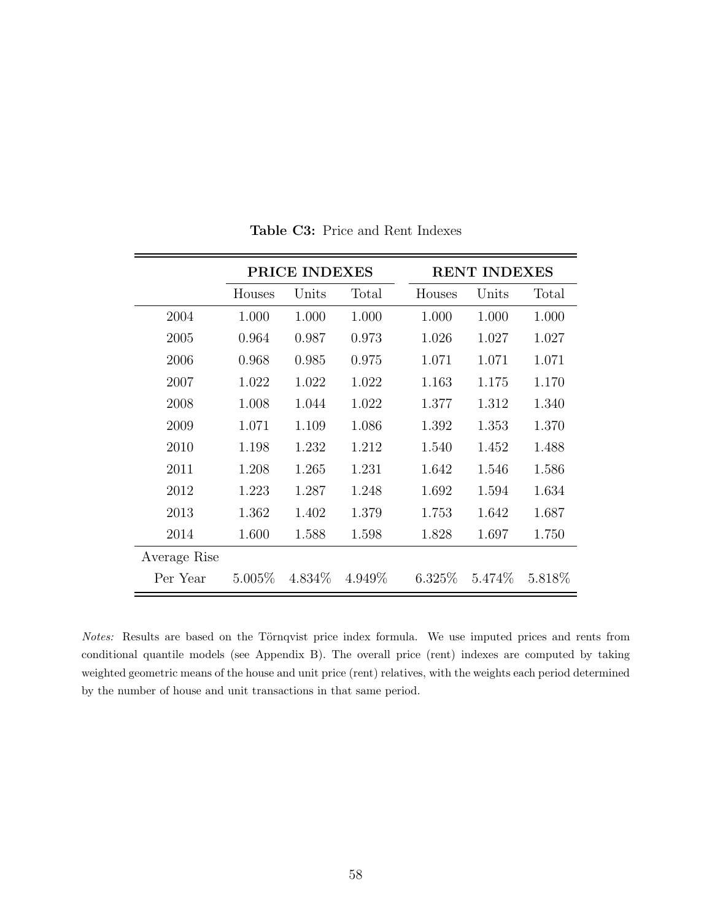**Table C3:** Price and Rent Indexes

| | PRICE INDEXES | | | RENT INDEXES | | |
|---|---|---|---|---|---|---|
| | Houses | Units | Total | Houses | Units | Total |
| 2004 | 1.000 | 1.000 | 1.000 | 1.000 | 1.000 | 1.000 |
| 2005 | 0.964 | 0.987 | 0.973 | 1.026 | 1.027 | 1.027 |
| 2006 | 0.968 | 0.985 | 0.975 | 1.071 | 1.071 | 1.071 |
| 2007 | 1.022 | 1.022 | 1.022 | 1.163 | 1.175 | 1.170 |
| 2008 | 1.008 | 1.044 | 1.022 | 1.377 | 1.312 | 1.340 |
| 2009 | 1.071 | 1.109 | 1.086 | 1.392 | 1.353 | 1.370 |
| 2010 | 1.198 | 1.232 | 1.212 | 1.540 | 1.452 | 1.488 |
| 2011 | 1.208 | 1.265 | 1.231 | 1.642 | 1.546 | 1.586 |
| 2012 | 1.223 | 1.287 | 1.248 | 1.692 | 1.594 | 1.634 |
| 2013 | 1.362 | 1.402 | 1.379 | 1.753 | 1.642 | 1.687 |
| 2014 | 1.600 | 1.588 | 1.598 | 1.828 | 1.697 | 1.750 |
| Average Rise Per Year | 5.005% | 4.834% | 4.949% | 6.325% | 5.474% | 5.818% |

*Notes:* Results are based on the Törnqvist price index formula. We use imputed prices and rents from conditional quantile models (see Appendix B). The overall price (rent) indexes are computed by taking weighted geometric means of the house and unit price (rent) relatives, with the weights each period determined by the number of house and unit transactions in that same period.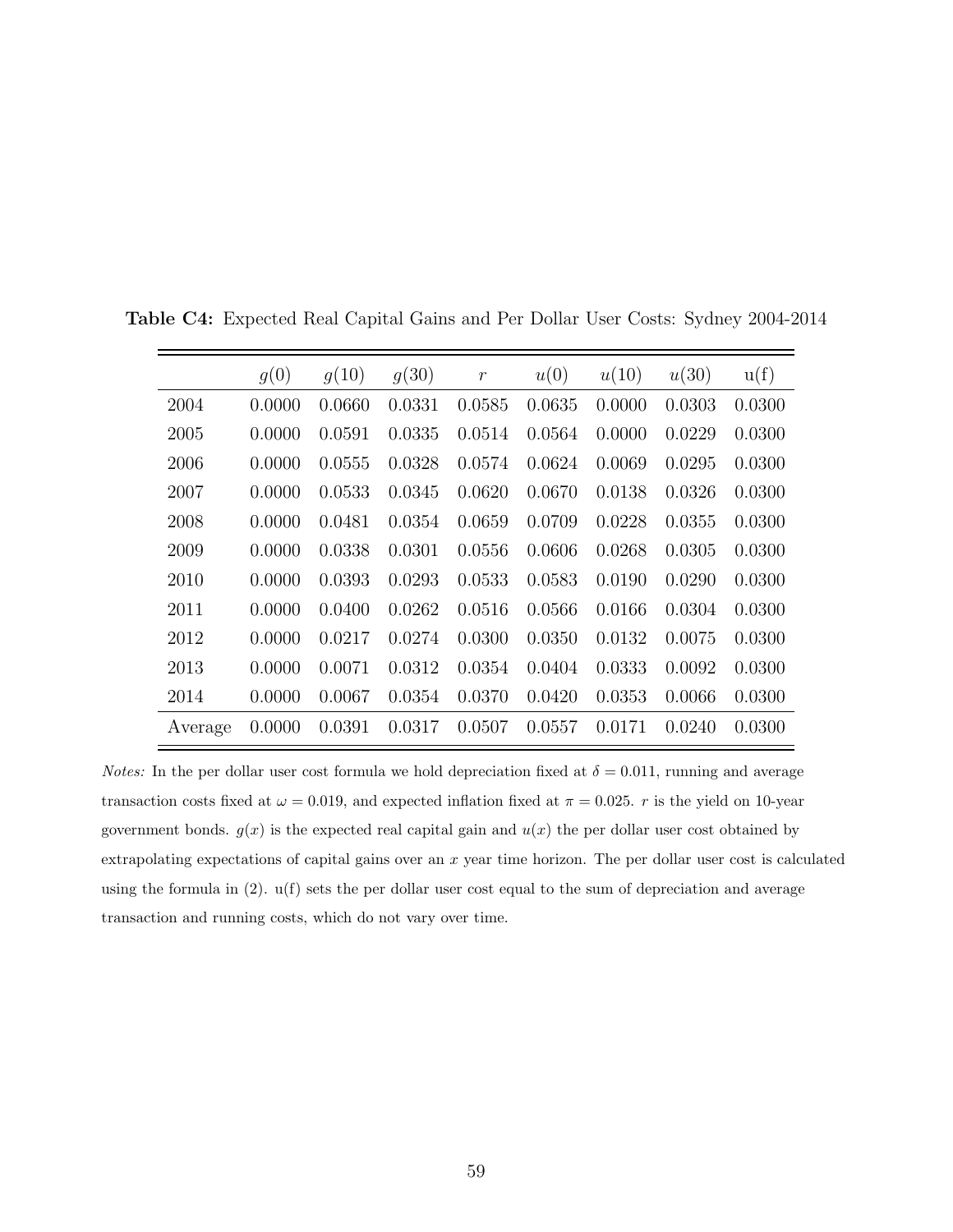**Table C4:** Expected Real Capital Gains and Per Dollar User Costs: Sydney 2004-2014

| | $g(0)$ | $g(10)$ | $g(30)$ | $r$ | $u(0)$ | $u(10)$ | $u(30)$ | u(f) |
|---|---|---|---|---|---|---|---|---|
| 2004 | 0.0000 | 0.0660 | 0.0331 | 0.0585 | 0.0635 | 0.0000 | 0.0303 | 0.0300 |
| 2005 | 0.0000 | 0.0591 | 0.0335 | 0.0514 | 0.0564 | 0.0000 | 0.0229 | 0.0300 |
| 2006 | 0.0000 | 0.0555 | 0.0328 | 0.0574 | 0.0624 | 0.0069 | 0.0295 | 0.0300 |
| 2007 | 0.0000 | 0.0533 | 0.0345 | 0.0620 | 0.0670 | 0.0138 | 0.0326 | 0.0300 |
| 2008 | 0.0000 | 0.0481 | 0.0354 | 0.0659 | 0.0709 | 0.0228 | 0.0355 | 0.0300 |
| 2009 | 0.0000 | 0.0338 | 0.0301 | 0.0556 | 0.0606 | 0.0268 | 0.0305 | 0.0300 |
| 2010 | 0.0000 | 0.0393 | 0.0293 | 0.0533 | 0.0583 | 0.0190 | 0.0290 | 0.0300 |
| 2011 | 0.0000 | 0.0400 | 0.0262 | 0.0516 | 0.0566 | 0.0166 | 0.0304 | 0.0300 |
| 2012 | 0.0000 | 0.0217 | 0.0274 | 0.0300 | 0.0350 | 0.0132 | 0.0075 | 0.0300 |
| 2013 | 0.0000 | 0.0071 | 0.0312 | 0.0354 | 0.0404 | 0.0333 | 0.0092 | 0.0300 |
| 2014 | 0.0000 | 0.0067 | 0.0354 | 0.0370 | 0.0420 | 0.0353 | 0.0066 | 0.0300 |
| Average | 0.0000 | 0.0391 | 0.0317 | 0.0507 | 0.0557 | 0.0171 | 0.0240 | 0.0300 |

*Notes:* In the per dollar user cost formula we hold depreciation fixed at $\delta = 0.011$, running and average transaction costs fixed at $\omega = 0.019$, and expected inflation fixed at $\pi = 0.025$. $r$ is the yield on 10-year government bonds. $g(x)$ is the expected real capital gain and $u(x)$ the per dollar user cost obtained by extrapolating expectations of capital gains over an $x$ year time horizon. The per dollar user cost is calculated using the formula in (2). u(f) sets the per dollar user cost equal to the sum of depreciation and average transaction and running costs, which do not vary over time.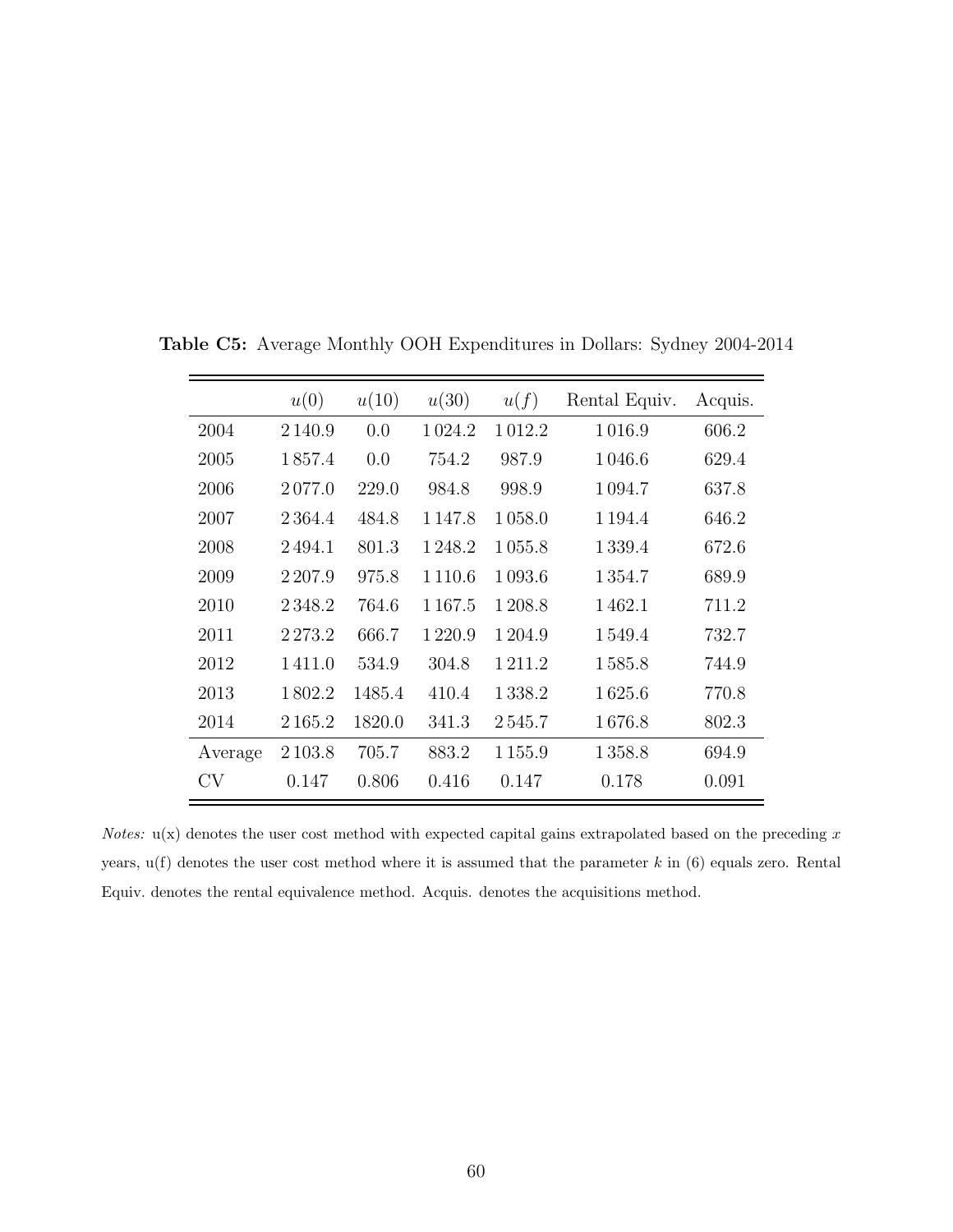**Table C5:** Average Monthly OOH Expenditures in Dollars: Sydney 2004-2014

| | $u(0)$ | $u(10)$ | $u(30)$ | $u(f)$ | Rental Equiv. | Acquis. |
|---|---|---|---|---|---|---|
| 2004 | 2 140.9 | 0.0 | 1 024.2 | 1 012.2 | 1 016.9 | 606.2 |
| 2005 | 1 857.4 | 0.0 | 754.2 | 987.9 | 1 046.6 | 629.4 |
| 2006 | 2 077.0 | 229.0 | 984.8 | 998.9 | 1 094.7 | 637.8 |
| 2007 | 2 364.4 | 484.8 | 1 147.8 | 1 058.0 | 1 194.4 | 646.2 |
| 2008 | 2 494.1 | 801.3 | 1 248.2 | 1 055.8 | 1 339.4 | 672.6 |
| 2009 | 2 207.9 | 975.8 | 1 110.6 | 1 093.6 | 1 354.7 | 689.9 |
| 2010 | 2 348.2 | 764.6 | 1 167.5 | 1 208.8 | 1 462.1 | 711.2 |
| 2011 | 2 273.2 | 666.7 | 1 220.9 | 1 204.9 | 1 549.4 | 732.7 |
| 2012 | 1 411.0 | 534.9 | 304.8 | 1 211.2 | 1 585.8 | 744.9 |
| 2013 | 1 802.2 | 1485.4 | 410.4 | 1 338.2 | 1 625.6 | 770.8 |
| 2014 | 2 165.2 | 1820.0 | 341.3 | 2 545.7 | 1 676.8 | 802.3 |
| Average | 2 103.8 | 705.7 | 883.2 | 1 155.9 | 1 358.8 | 694.9 |
| CV | 0.147 | 0.806 | 0.416 | 0.147 | 0.178 | 0.091 |

*Notes:* u(x) denotes the user cost method with expected capital gains extrapolated based on the preceding $x$ years, u(f) denotes the user cost method where it is assumed that the parameter $k$ in (6) equals zero. Rental Equiv. denotes the rental equivalence method. Acquis. denotes the acquisitions method.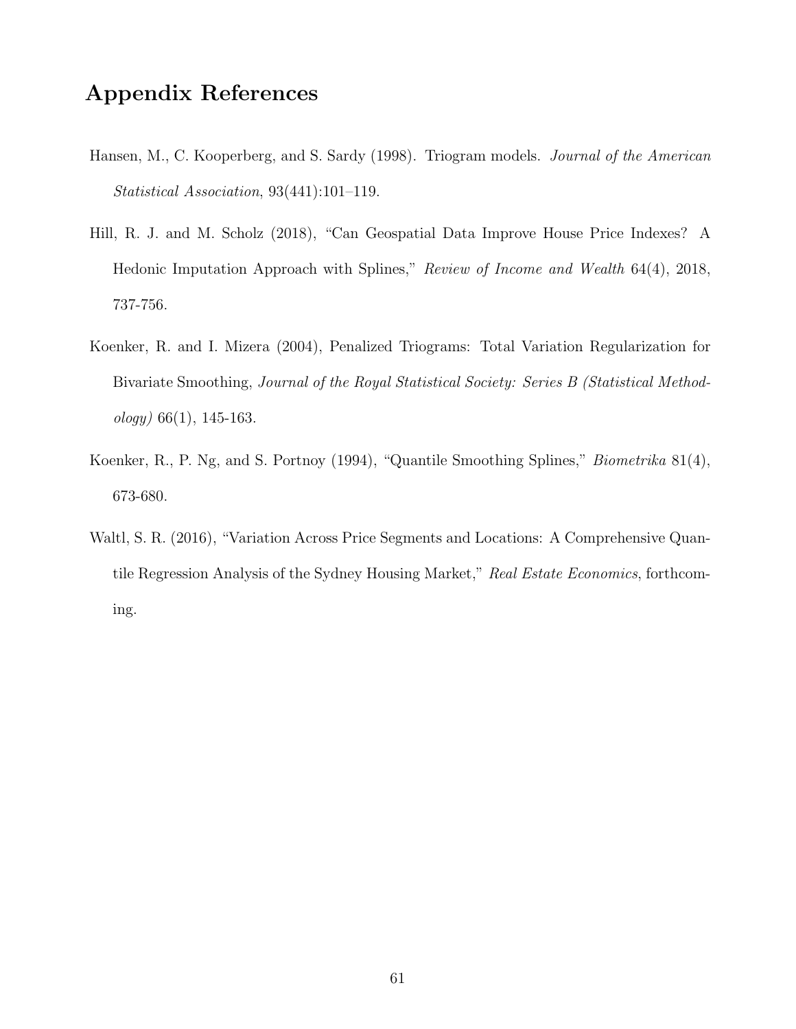# Appendix References

Hansen, M., C. Kooperberg, and S. Sardy (1998). Triogram models. *Journal of the American Statistical Association*, 93(441):101–119.

Hill, R. J. and M. Scholz (2018), "Can Geospatial Data Improve House Price Indexes? A Hedonic Imputation Approach with Splines," *Review of Income and Wealth* 64(4), 2018, 737-756.

Koenker, R. and I. Mizera (2004), Penalized Triograms: Total Variation Regularization for Bivariate Smoothing, *Journal of the Royal Statistical Society: Series B (Statistical Methodology)* 66(1), 145-163.

Koenker, R., P. Ng, and S. Portnoy (1994), "Quantile Smoothing Splines," *Biometrika* 81(4), 673-680.

Waltl, S. R. (2016), "Variation Across Price Segments and Locations: A Comprehensive Quantile Regression Analysis of the Sydney Housing Market," *Real Estate Economics*, forthcoming.